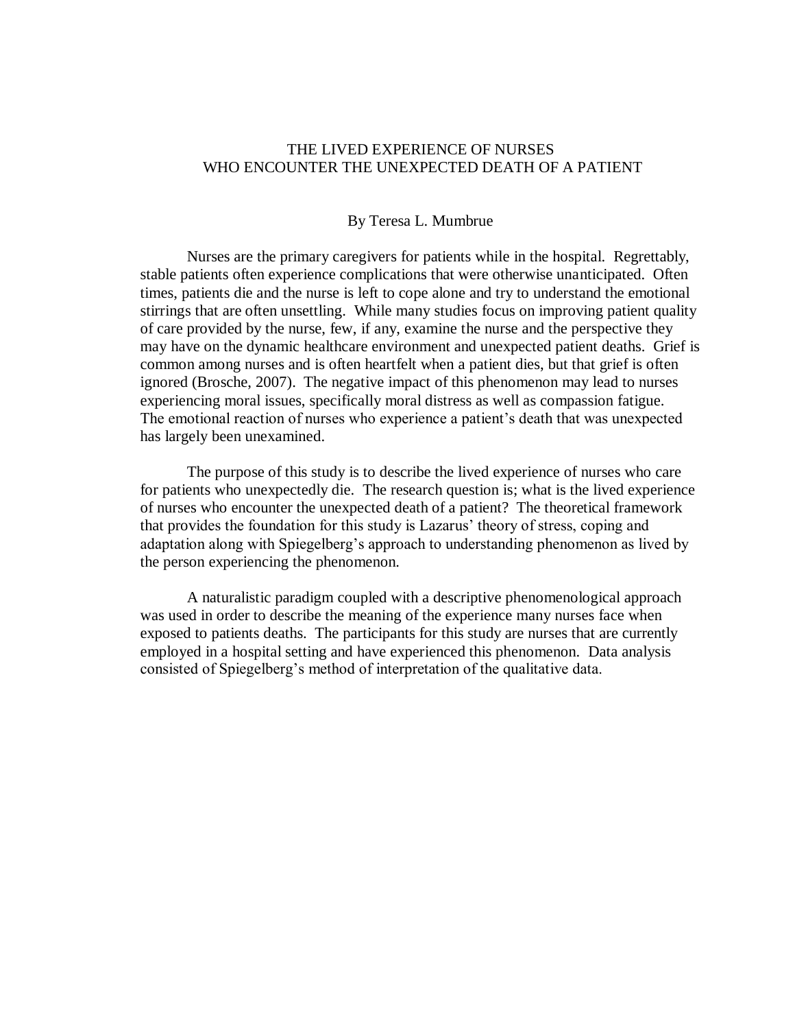# THE LIVED EXPERIENCE OF NURSES WHO ENCOUNTER THE UNEXPECTED DEATH OF A PATIENT

By Teresa L. Mumbrue

Nurses are the primary caregivers for patients while in the hospital. Regrettably, stable patients often experience complications that were otherwise unanticipated. Often times, patients die and the nurse is left to cope alone and try to understand the emotional stirrings that are often unsettling. While many studies focus on improving patient quality of care provided by the nurse, few, if any, examine the nurse and the perspective they may have on the dynamic healthcare environment and unexpected patient deaths. Grief is common among nurses and is often heartfelt when a patient dies, but that grief is often ignored (Brosche, 2007). The negative impact of this phenomenon may lead to nurses experiencing moral issues, specifically moral distress as well as compassion fatigue. The emotional reaction of nurses who experience a patient's death that was unexpected has largely been unexamined.

The purpose of this study is to describe the lived experience of nurses who care for patients who unexpectedly die. The research question is; what is the lived experience of nurses who encounter the unexpected death of a patient? The theoretical framework that provides the foundation for this study is Lazarus' theory of stress, coping and adaptation along with Spiegelberg's approach to understanding phenomenon as lived by the person experiencing the phenomenon.

A naturalistic paradigm coupled with a descriptive phenomenological approach was used in order to describe the meaning of the experience many nurses face when exposed to patients deaths. The participants for this study are nurses that are currently employed in a hospital setting and have experienced this phenomenon. Data analysis consisted of Spiegelberg's method of interpretation of the qualitative data.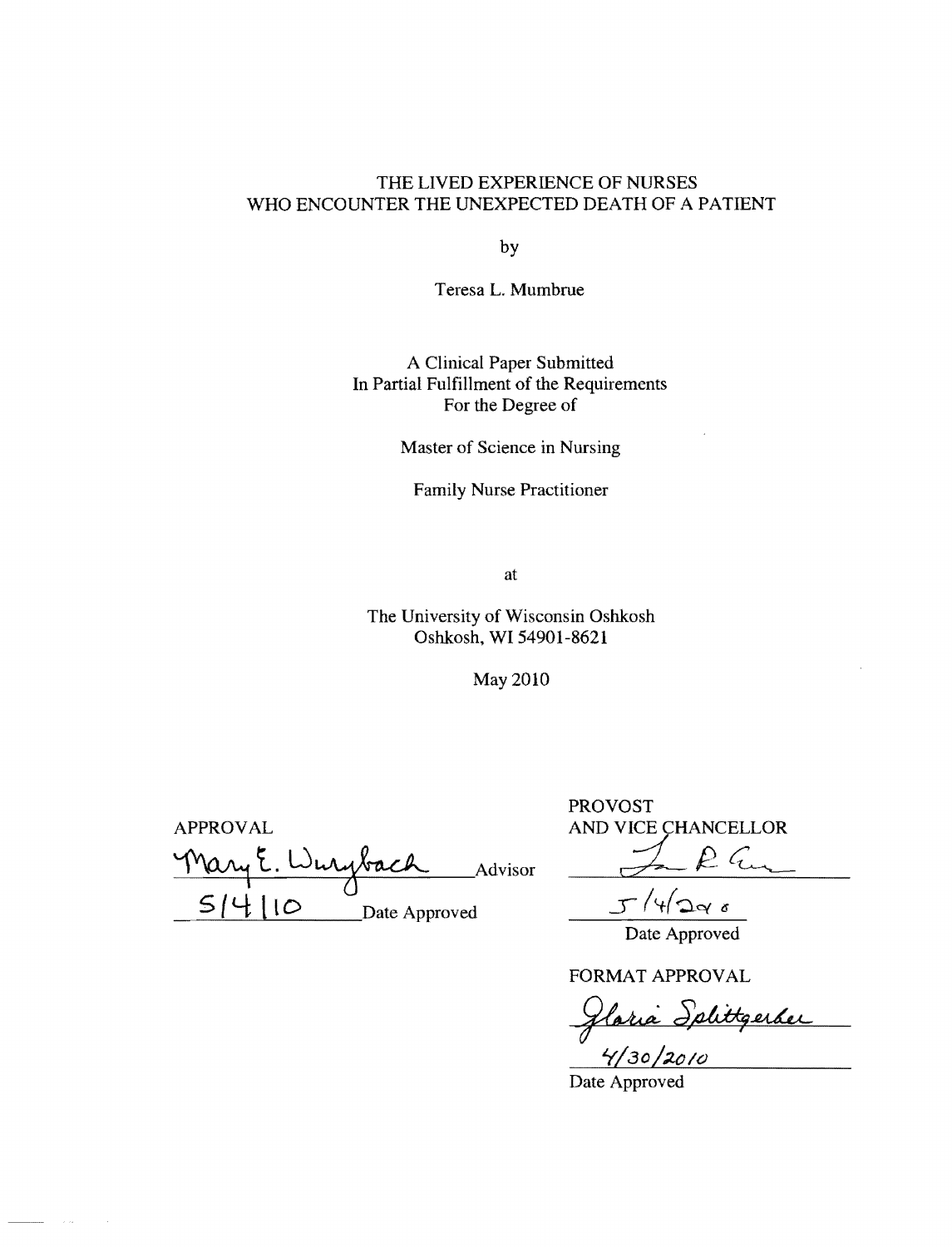THE LIVED EXPERIENCE OF NURSES
WHO ENCOUNTER THE UNEXPECTED DEATH OF A PATIENT

by

Teresa L. Mumbrue

A Clinical Paper Submitted
In Partial Fulfillment of the Requirements
For the Degree of

Master of Science in Nursing

Family Nurse Practitioner

at

The University of Wisconsin Oshkosh
Oshkosh, WI 54901-8621

May 2010

APPROVAL

Mary E. Wurzbach Advisor

5/4/10 Date Approved

PROVOST
AND VICE CHANCELLOR

5/4/2010

Date Approved

FORMAT APPROVAL

Gloria Splittgerber

4/30/2010

Date Approved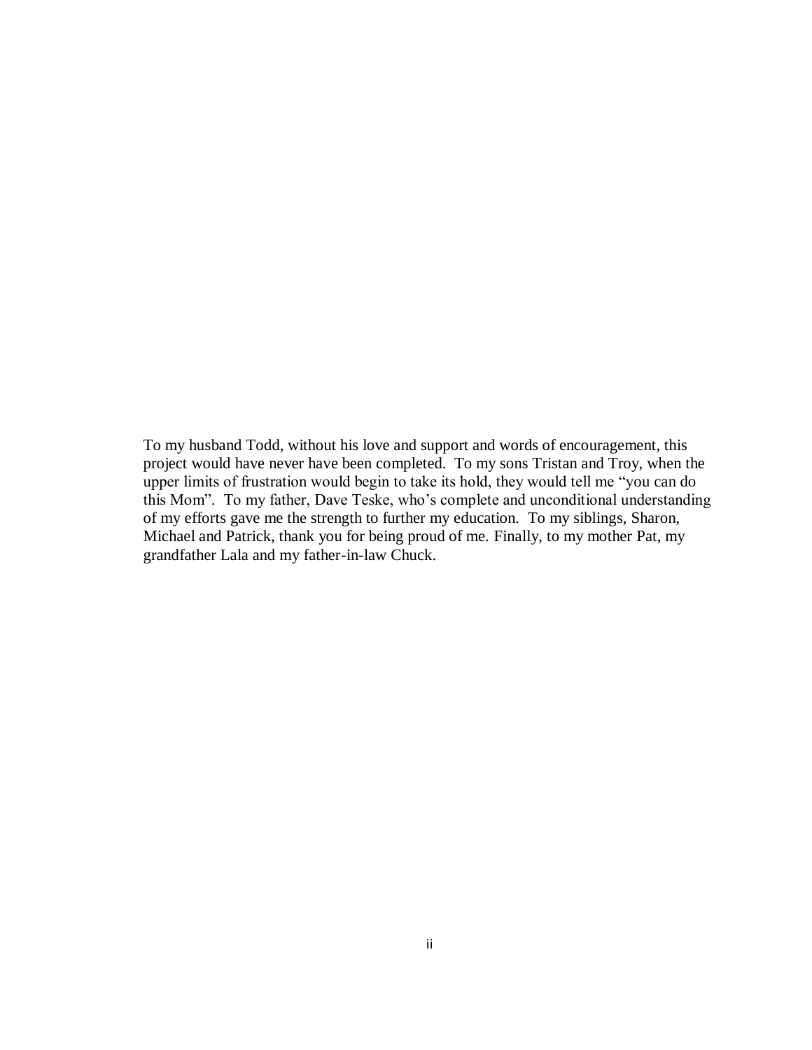To my husband Todd, without his love and support and words of encouragement, this project would have never have been completed. To my sons Tristan and Troy, when the upper limits of frustration would begin to take its hold, they would tell me "you can do this Mom". To my father, Dave Teske, who's complete and unconditional understanding of my efforts gave me the strength to further my education. To my siblings, Sharon, Michael and Patrick, thank you for being proud of me. Finally, to my mother Pat, my grandfather Lala and my father-in-law Chuck.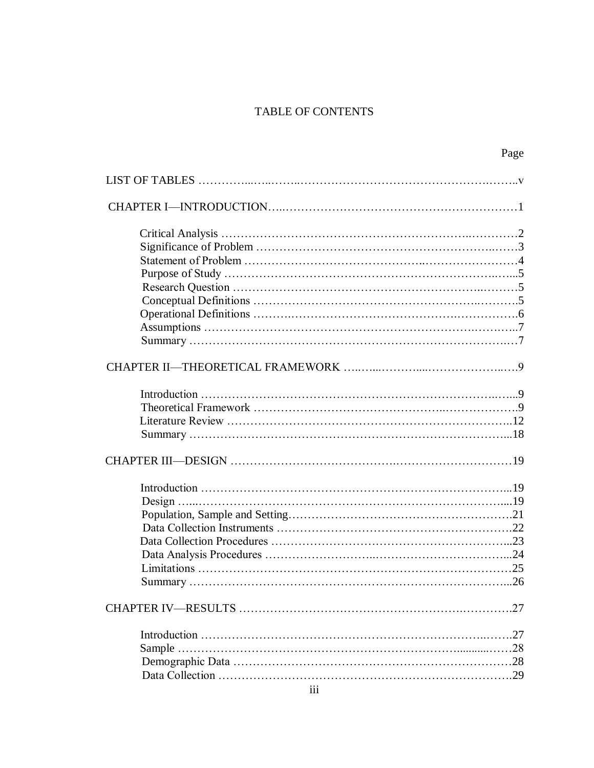# TABLE OF CONTENTS

| | Page |
|---|---|
| LIST OF TABLES | v |
| CHAPTER I—INTRODUCTION | 1 |
| Critical Analysis | 2 |
| Significance of Problem | 3 |
| Statement of Problem | 4 |
| Purpose of Study | 5 |
| Research Question | 5 |
| Conceptual Definitions | 5 |
| Operational Definitions | 6 |
| Assumptions | 7 |
| Summary | 7 |
| CHAPTER II—THEORETICAL FRAMEWORK | 9 |
| Introduction | 9 |
| Theoretical Framework | 9 |
| Literature Review | 12 |
| Summary | 18 |
| CHAPTER III—DESIGN | 19 |
| Introduction | 19 |
| Design | 19 |
| Population, Sample and Setting | 21 |
| Data Collection Instruments | 22 |
| Data Collection Procedures | 23 |
| Data Analysis Procedures | 24 |
| Limitations | 25 |
| Summary | 26 |
| CHAPTER IV—RESULTS | 27 |
| Introduction | 27 |
| Sample | 28 |
| Demographic Data | 28 |
| Data Collection | 29 |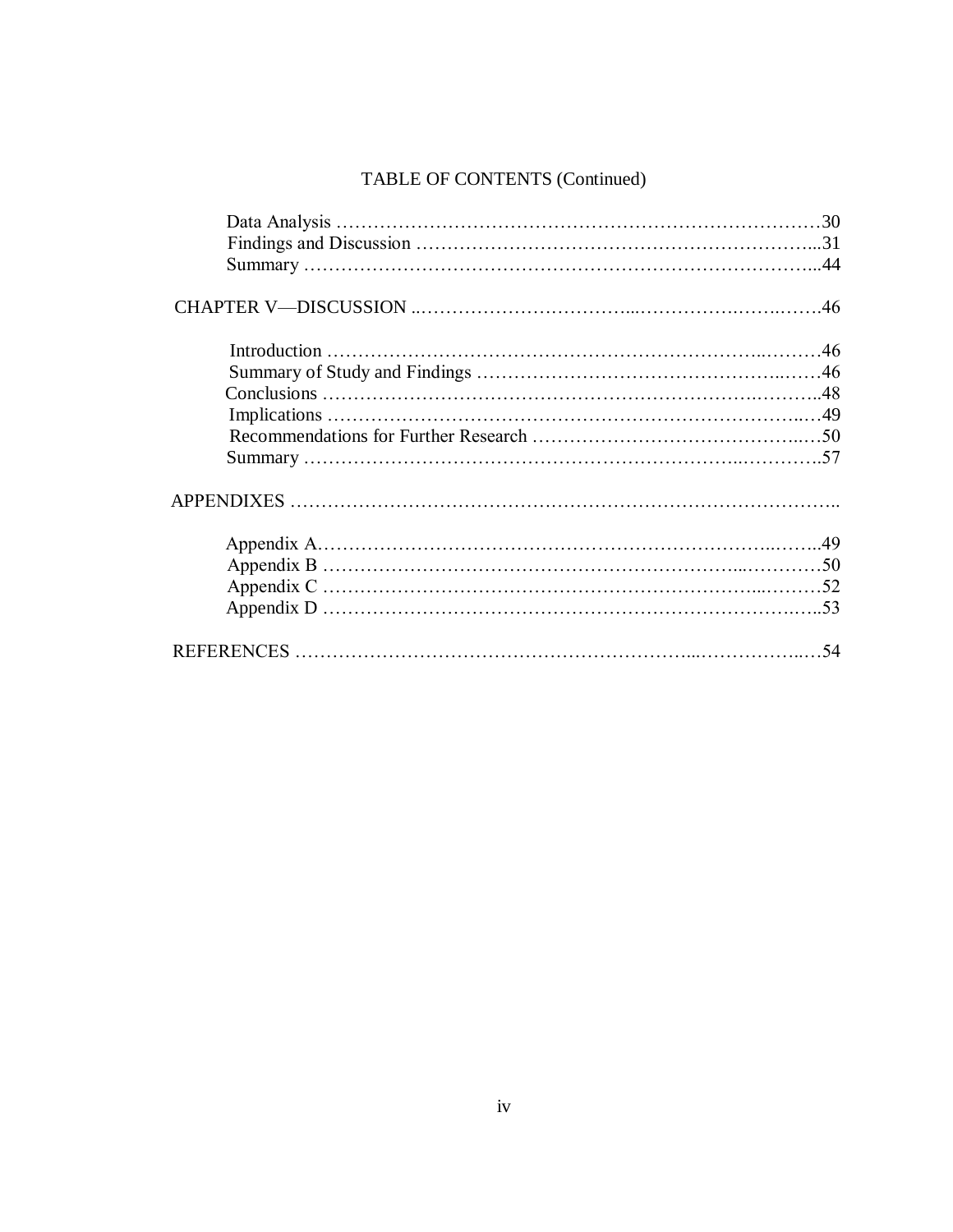# TABLE OF CONTENTS (Continued)

Data Analysis ……………………………………………………………………30
Findings and Discussion ………………………………………………………...31
Summary …………………………………………………………………………...44

CHAPTER V—DISCUSSION ..……………………………...…………….…….…….46

Introduction ……………………………………………………………..………46
Summary of Study and Findings ………………………………………..……46
Conclusions ……………….………………………………………….………..48
Implications ………………………………………………………………..…49
Recommendations for Further Research …………………………………..….50
Summary ……………………………………………………………...………….57

APPENDIXES ……………………………………………………………………………..

Appendix A…………………………………………………………………..……..49
Appendix B …………………………………………………………...…………50
Appendix C …………………………………………………………...………52
Appendix D ……………………………………………………………….…..53

REFERENCES …………………………………………………………...……………..…54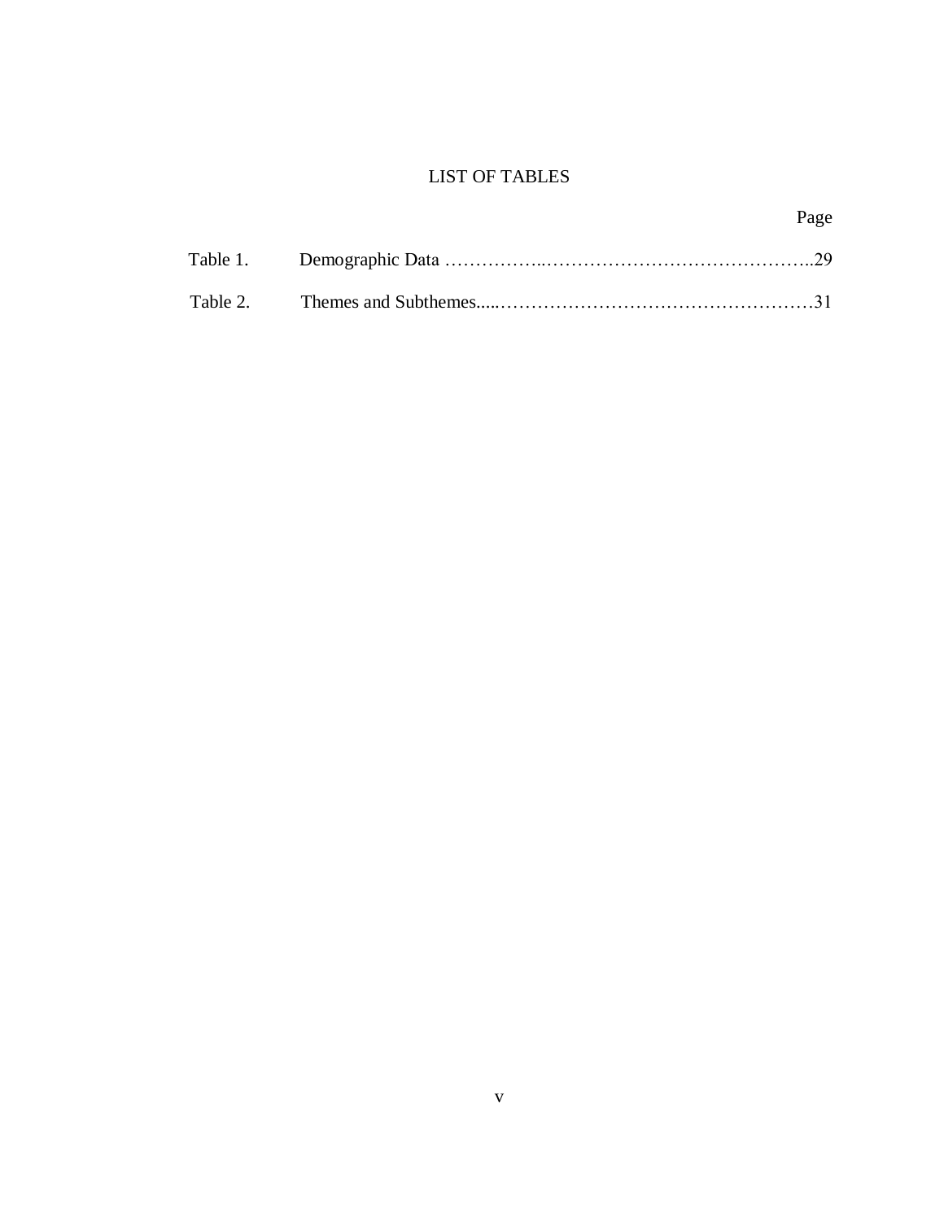# LIST OF TABLES

Page

Table 1. Demographic Data ……………..……………………………………..29

Table 2. Themes and Subthemes.....……………………………………………31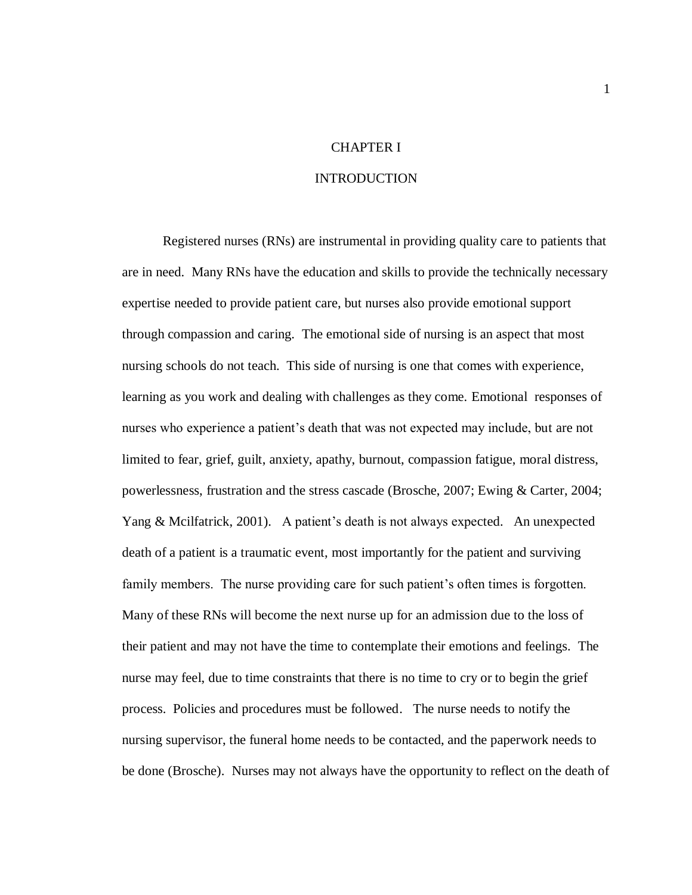# CHAPTER I

# INTRODUCTION

Registered nurses (RNs) are instrumental in providing quality care to patients that are in need. Many RNs have the education and skills to provide the technically necessary expertise needed to provide patient care, but nurses also provide emotional support through compassion and caring. The emotional side of nursing is an aspect that most nursing schools do not teach. This side of nursing is one that comes with experience, learning as you work and dealing with challenges as they come. Emotional responses of nurses who experience a patient's death that was not expected may include, but are not limited to fear, grief, guilt, anxiety, apathy, burnout, compassion fatigue, moral distress, powerlessness, frustration and the stress cascade (Brosche, 2007; Ewing & Carter, 2004; Yang & Mcilfatrick, 2001). A patient's death is not always expected. An unexpected death of a patient is a traumatic event, most importantly for the patient and surviving family members. The nurse providing care for such patient's often times is forgotten. Many of these RNs will become the next nurse up for an admission due to the loss of their patient and may not have the time to contemplate their emotions and feelings. The nurse may feel, due to time constraints that there is no time to cry or to begin the grief process. Policies and procedures must be followed. The nurse needs to notify the nursing supervisor, the funeral home needs to be contacted, and the paperwork needs to be done (Brosche). Nurses may not always have the opportunity to reflect on the death of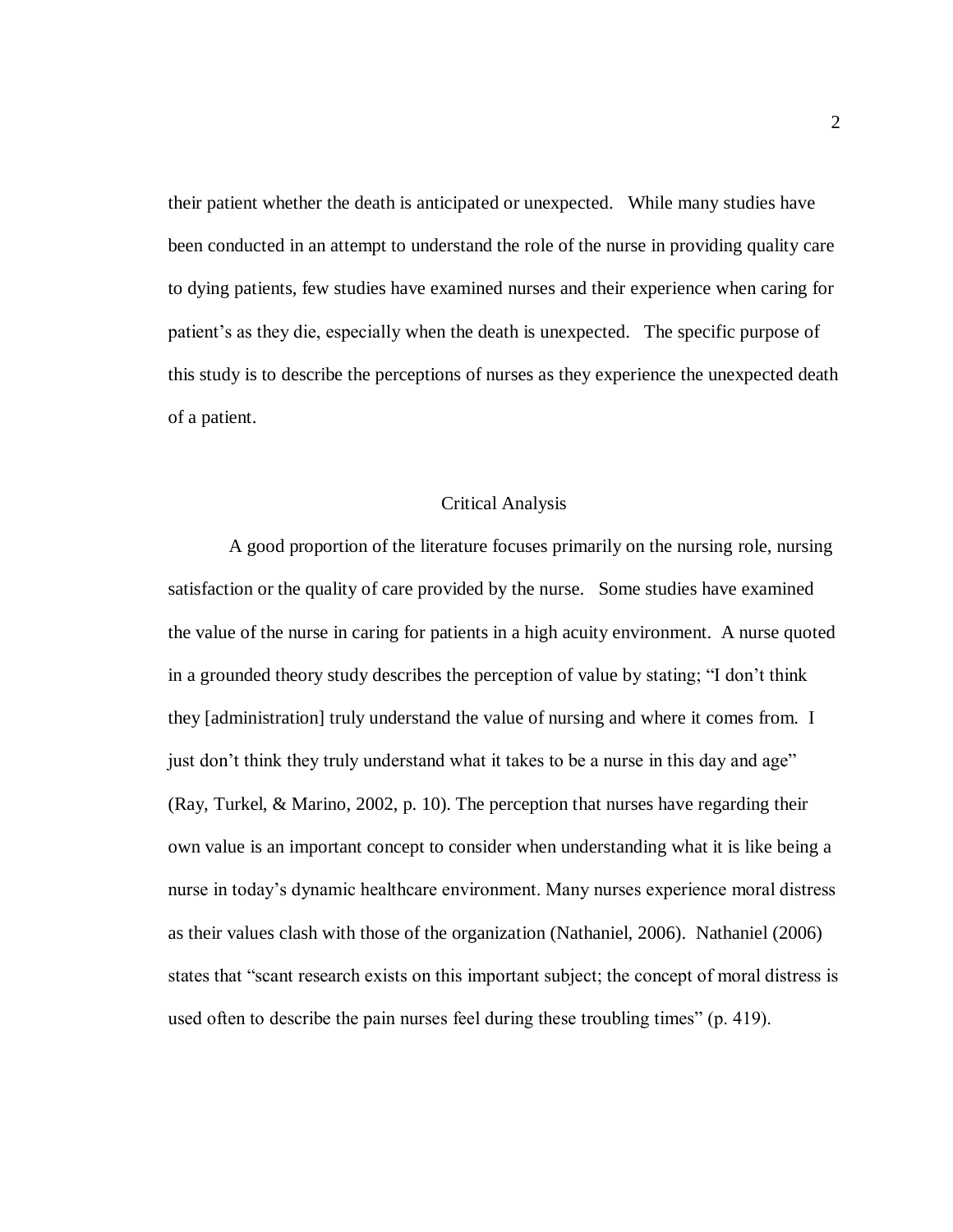their patient whether the death is anticipated or unexpected. While many studies have been conducted in an attempt to understand the role of the nurse in providing quality care to dying patients, few studies have examined nurses and their experience when caring for patient's as they die, especially when the death is unexpected. The specific purpose of this study is to describe the perceptions of nurses as they experience the unexpected death of a patient.

## Critical Analysis

A good proportion of the literature focuses primarily on the nursing role, nursing satisfaction or the quality of care provided by the nurse. Some studies have examined the value of the nurse in caring for patients in a high acuity environment. A nurse quoted in a grounded theory study describes the perception of value by stating; "I don't think they [administration] truly understand the value of nursing and where it comes from. I just don't think they truly understand what it takes to be a nurse in this day and age" (Ray, Turkel, & Marino, 2002, p. 10). The perception that nurses have regarding their own value is an important concept to consider when understanding what it is like being a nurse in today's dynamic healthcare environment. Many nurses experience moral distress as their values clash with those of the organization (Nathaniel, 2006). Nathaniel (2006) states that "scant research exists on this important subject; the concept of moral distress is used often to describe the pain nurses feel during these troubling times" (p. 419).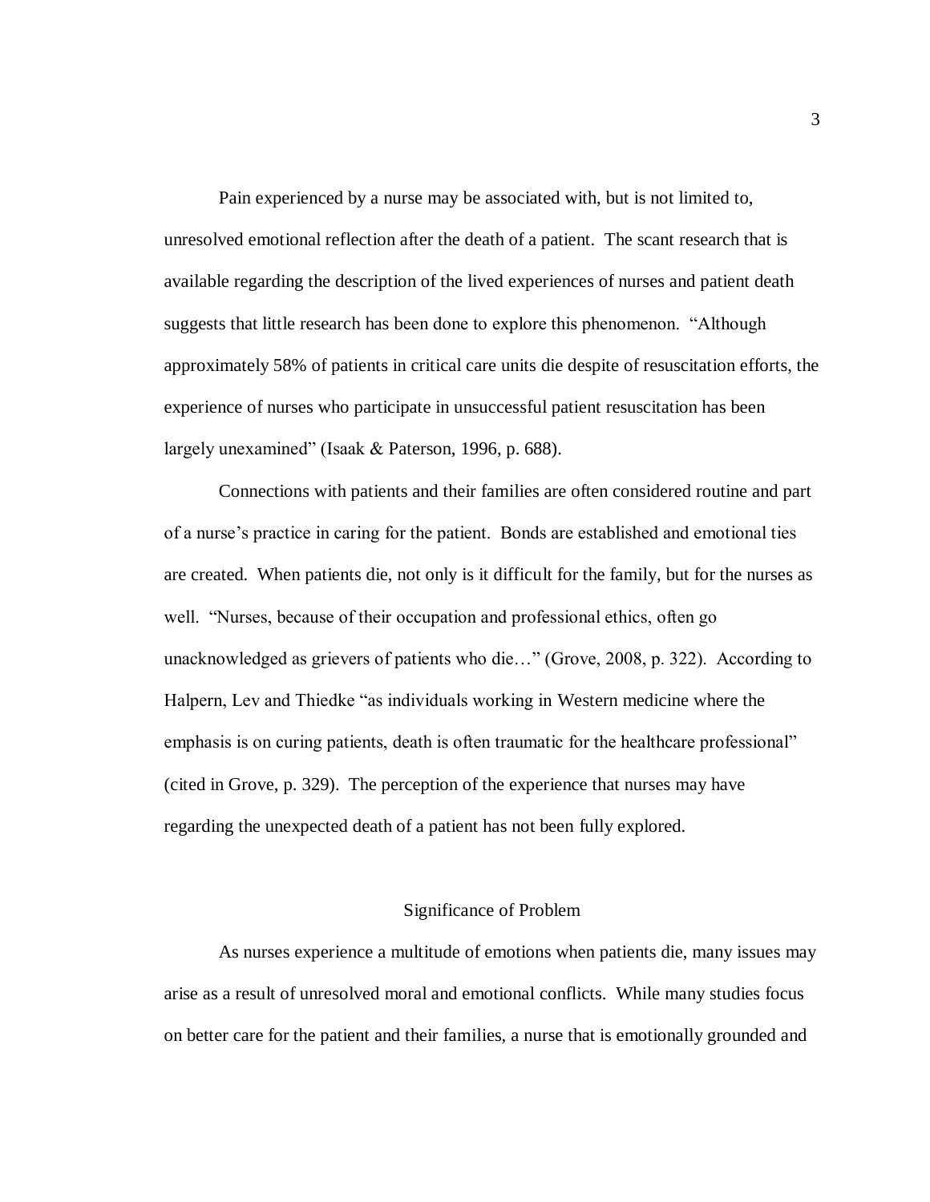Pain experienced by a nurse may be associated with, but is not limited to, unresolved emotional reflection after the death of a patient. The scant research that is available regarding the description of the lived experiences of nurses and patient death suggests that little research has been done to explore this phenomenon. "Although approximately 58% of patients in critical care units die despite of resuscitation efforts, the experience of nurses who participate in unsuccessful patient resuscitation has been largely unexamined" (Isaak & Paterson, 1996, p. 688).

Connections with patients and their families are often considered routine and part of a nurse's practice in caring for the patient. Bonds are established and emotional ties are created. When patients die, not only is it difficult for the family, but for the nurses as well. "Nurses, because of their occupation and professional ethics, often go unacknowledged as grievers of patients who die…" (Grove, 2008, p. 322). According to Halpern, Lev and Thiedke "as individuals working in Western medicine where the emphasis is on curing patients, death is often traumatic for the healthcare professional" (cited in Grove, p. 329). The perception of the experience that nurses may have regarding the unexpected death of a patient has not been fully explored.

## Significance of Problem

As nurses experience a multitude of emotions when patients die, many issues may arise as a result of unresolved moral and emotional conflicts. While many studies focus on better care for the patient and their families, a nurse that is emotionally grounded and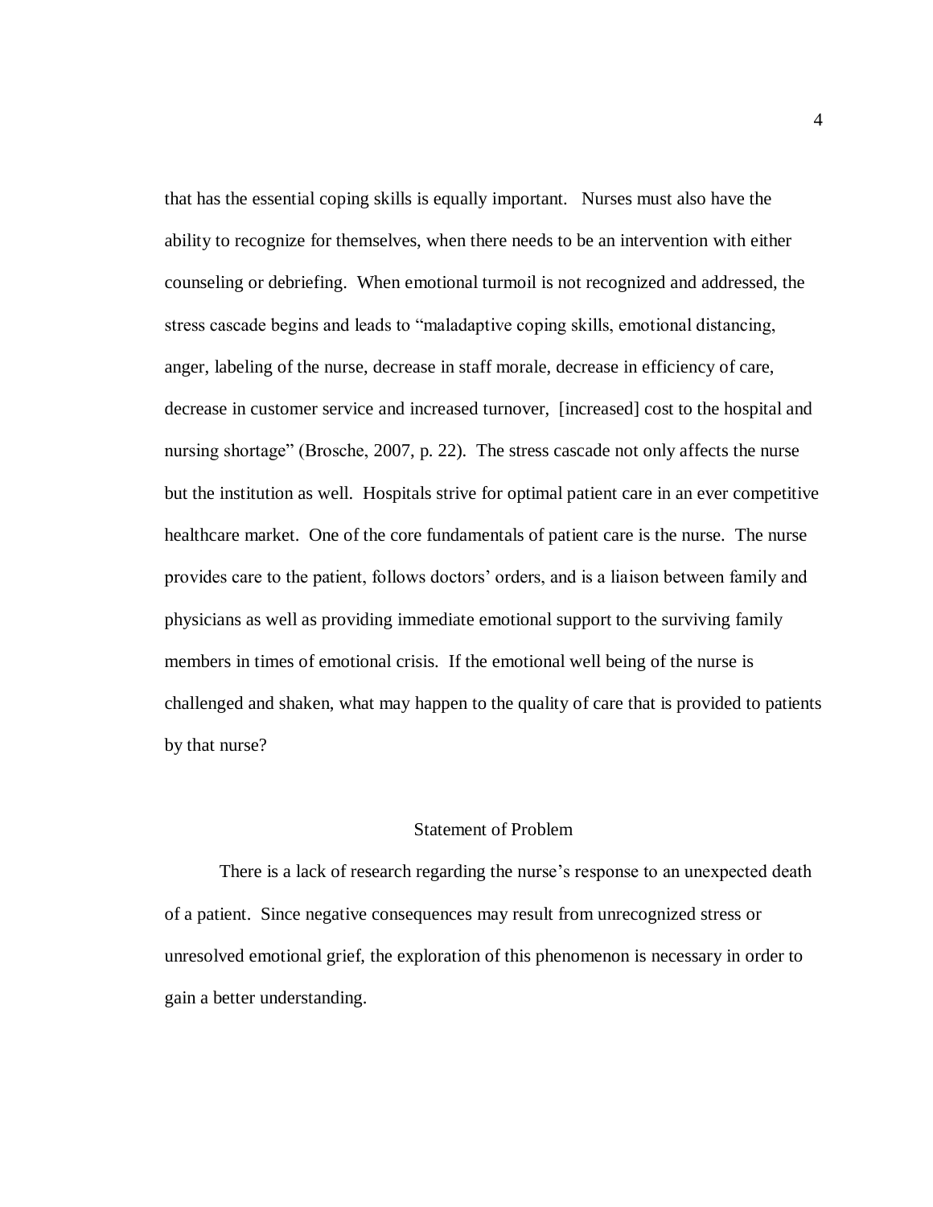that has the essential coping skills is equally important. Nurses must also have the ability to recognize for themselves, when there needs to be an intervention with either counseling or debriefing. When emotional turmoil is not recognized and addressed, the stress cascade begins and leads to "maladaptive coping skills, emotional distancing, anger, labeling of the nurse, decrease in staff morale, decrease in efficiency of care, decrease in customer service and increased turnover, [increased] cost to the hospital and nursing shortage" (Brosche, 2007, p. 22). The stress cascade not only affects the nurse but the institution as well. Hospitals strive for optimal patient care in an ever competitive healthcare market. One of the core fundamentals of patient care is the nurse. The nurse provides care to the patient, follows doctors' orders, and is a liaison between family and physicians as well as providing immediate emotional support to the surviving family members in times of emotional crisis. If the emotional well being of the nurse is challenged and shaken, what may happen to the quality of care that is provided to patients by that nurse?

## Statement of Problem

There is a lack of research regarding the nurse's response to an unexpected death of a patient. Since negative consequences may result from unrecognized stress or unresolved emotional grief, the exploration of this phenomenon is necessary in order to gain a better understanding.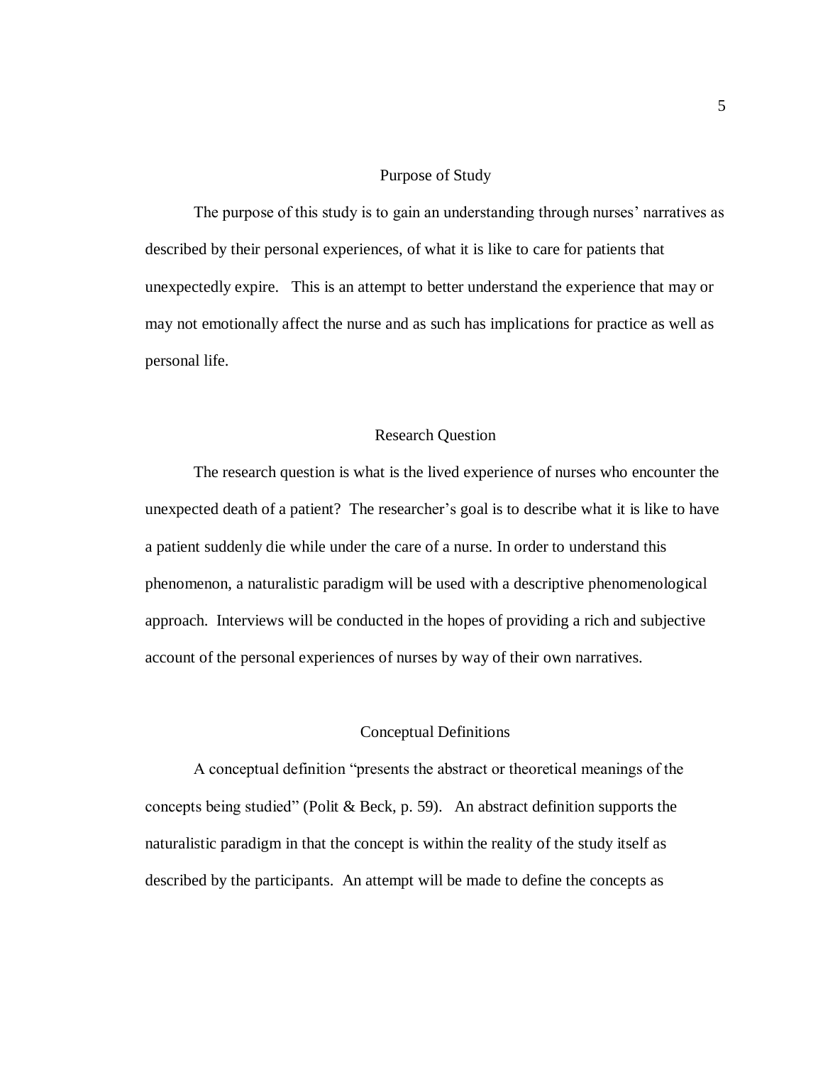## Purpose of Study

The purpose of this study is to gain an understanding through nurses' narratives as described by their personal experiences, of what it is like to care for patients that unexpectedly expire. This is an attempt to better understand the experience that may or may not emotionally affect the nurse and as such has implications for practice as well as personal life.

## Research Question

The research question is what is the lived experience of nurses who encounter the unexpected death of a patient? The researcher's goal is to describe what it is like to have a patient suddenly die while under the care of a nurse. In order to understand this phenomenon, a naturalistic paradigm will be used with a descriptive phenomenological approach. Interviews will be conducted in the hopes of providing a rich and subjective account of the personal experiences of nurses by way of their own narratives.

## Conceptual Definitions

A conceptual definition "presents the abstract or theoretical meanings of the concepts being studied" (Polit & Beck, p. 59). An abstract definition supports the naturalistic paradigm in that the concept is within the reality of the study itself as described by the participants. An attempt will be made to define the concepts as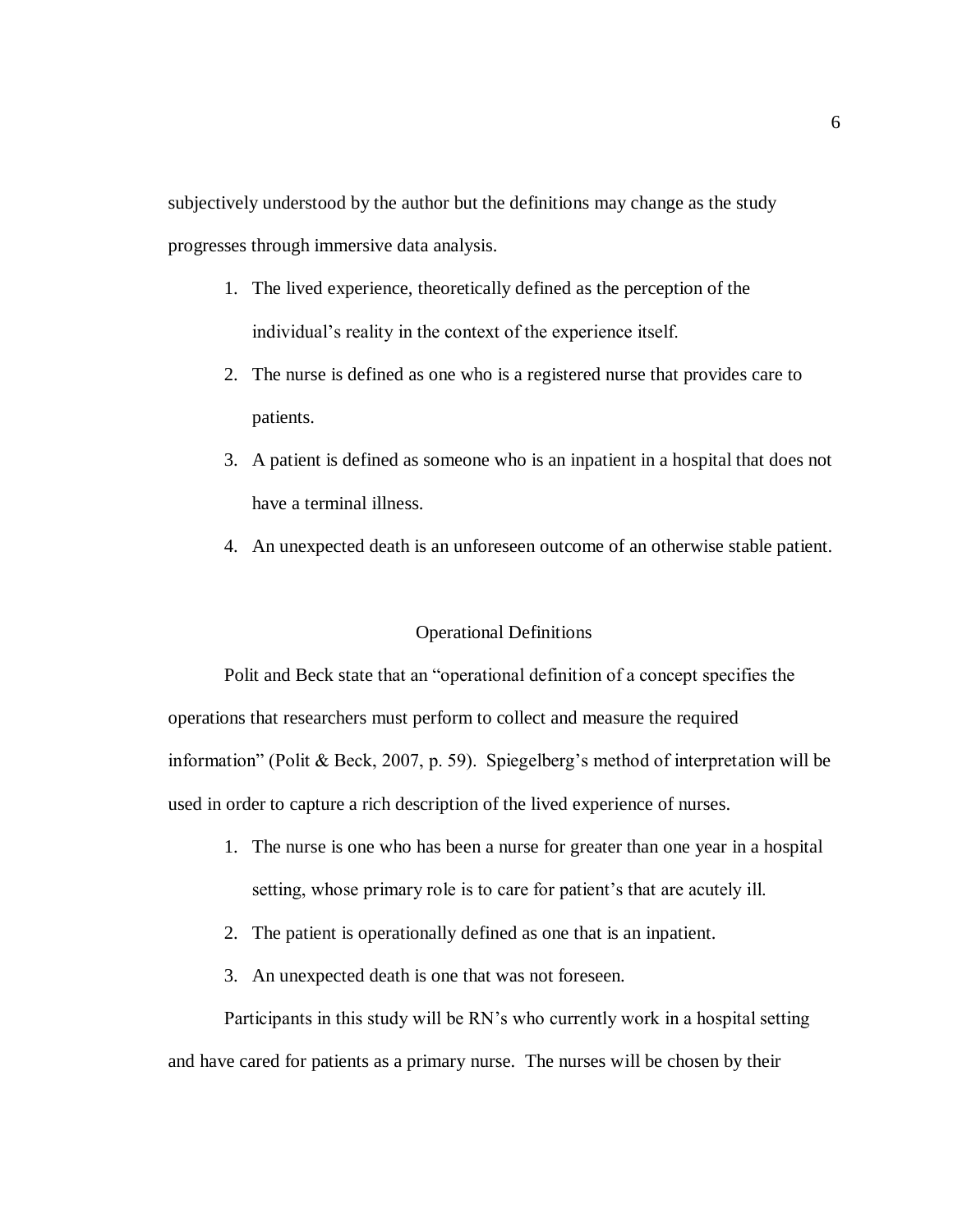subjectively understood by the author but the definitions may change as the study progresses through immersive data analysis.

1. The lived experience, theoretically defined as the perception of the individual's reality in the context of the experience itself.
2. The nurse is defined as one who is a registered nurse that provides care to patients.
3. A patient is defined as someone who is an inpatient in a hospital that does not have a terminal illness.
4. An unexpected death is an unforeseen outcome of an otherwise stable patient.

## Operational Definitions

Polit and Beck state that an "operational definition of a concept specifies the operations that researchers must perform to collect and measure the required information" (Polit & Beck, 2007, p. 59). Spiegelberg's method of interpretation will be used in order to capture a rich description of the lived experience of nurses.

1. The nurse is one who has been a nurse for greater than one year in a hospital setting, whose primary role is to care for patient's that are acutely ill.
2. The patient is operationally defined as one that is an inpatient.
3. An unexpected death is one that was not foreseen.

Participants in this study will be RN's who currently work in a hospital setting and have cared for patients as a primary nurse. The nurses will be chosen by their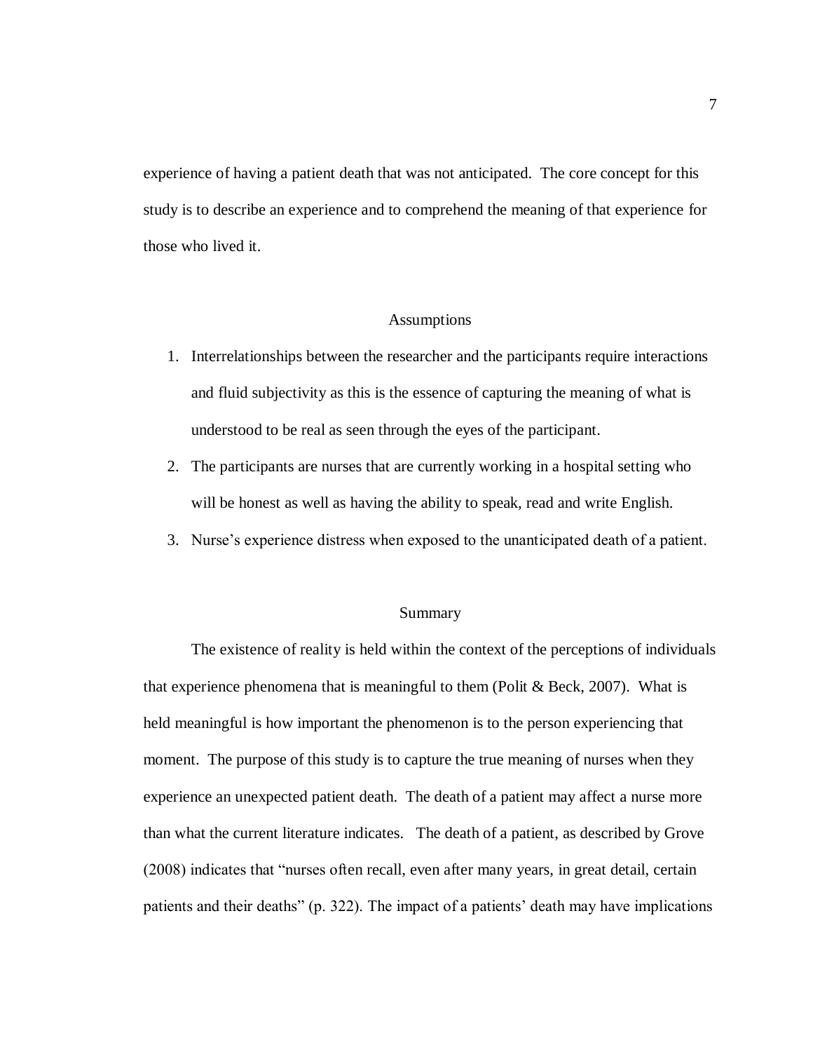experience of having a patient death that was not anticipated. The core concept for this study is to describe an experience and to comprehend the meaning of that experience for those who lived it.

## Assumptions

1. Interrelationships between the researcher and the participants require interactions and fluid subjectivity as this is the essence of capturing the meaning of what is understood to be real as seen through the eyes of the participant.
2. The participants are nurses that are currently working in a hospital setting who will be honest as well as having the ability to speak, read and write English.
3. Nurse's experience distress when exposed to the unanticipated death of a patient.

## Summary

The existence of reality is held within the context of the perceptions of individuals that experience phenomena that is meaningful to them (Polit & Beck, 2007). What is held meaningful is how important the phenomenon is to the person experiencing that moment. The purpose of this study is to capture the true meaning of nurses when they experience an unexpected patient death. The death of a patient may affect a nurse more than what the current literature indicates. The death of a patient, as described by Grove (2008) indicates that "nurses often recall, even after many years, in great detail, certain patients and their deaths" (p. 322). The impact of a patients' death may have implications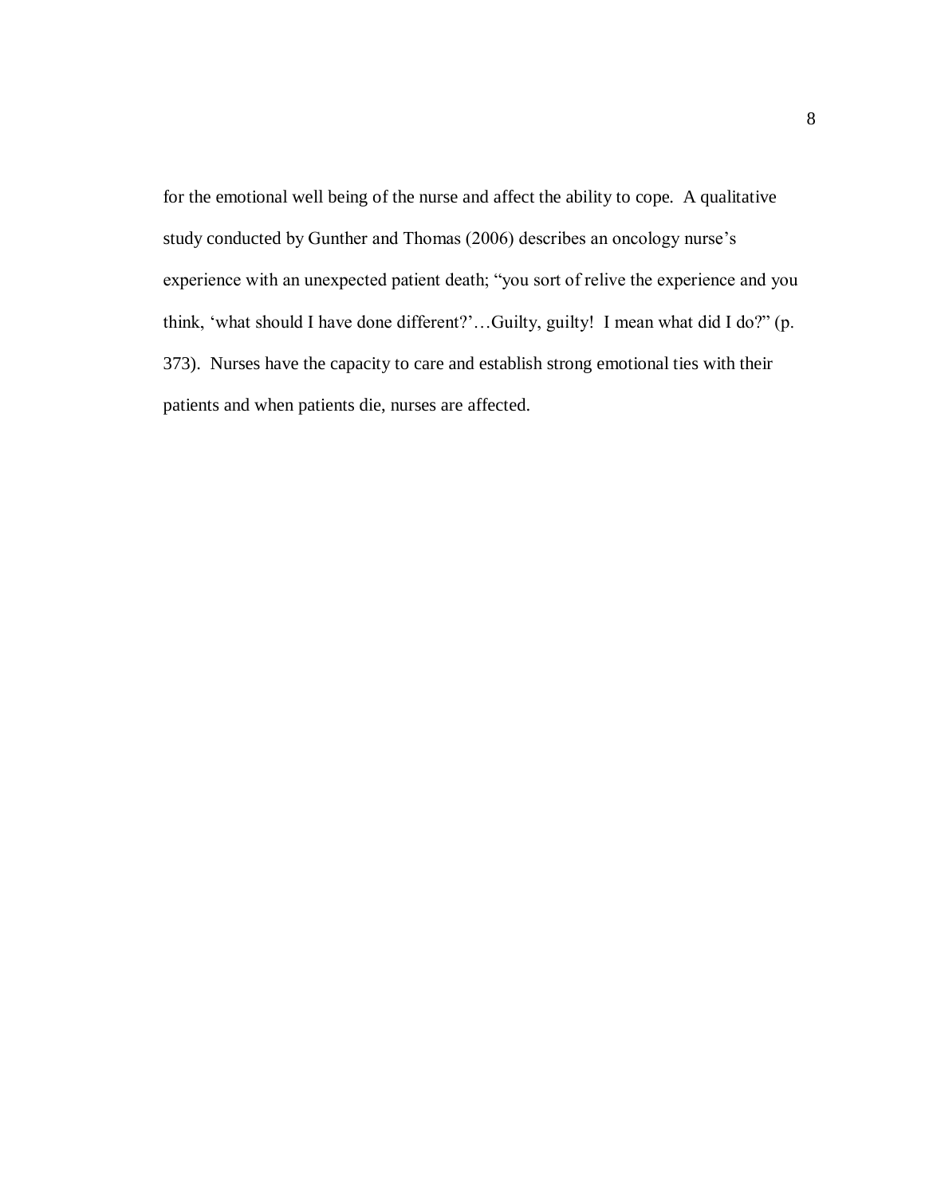for the emotional well being of the nurse and affect the ability to cope. A qualitative study conducted by Gunther and Thomas (2006) describes an oncology nurse's experience with an unexpected patient death; "you sort of relive the experience and you think, 'what should I have done different?'…Guilty, guilty! I mean what did I do?" (p. 373). Nurses have the capacity to care and establish strong emotional ties with their patients and when patients die, nurses are affected.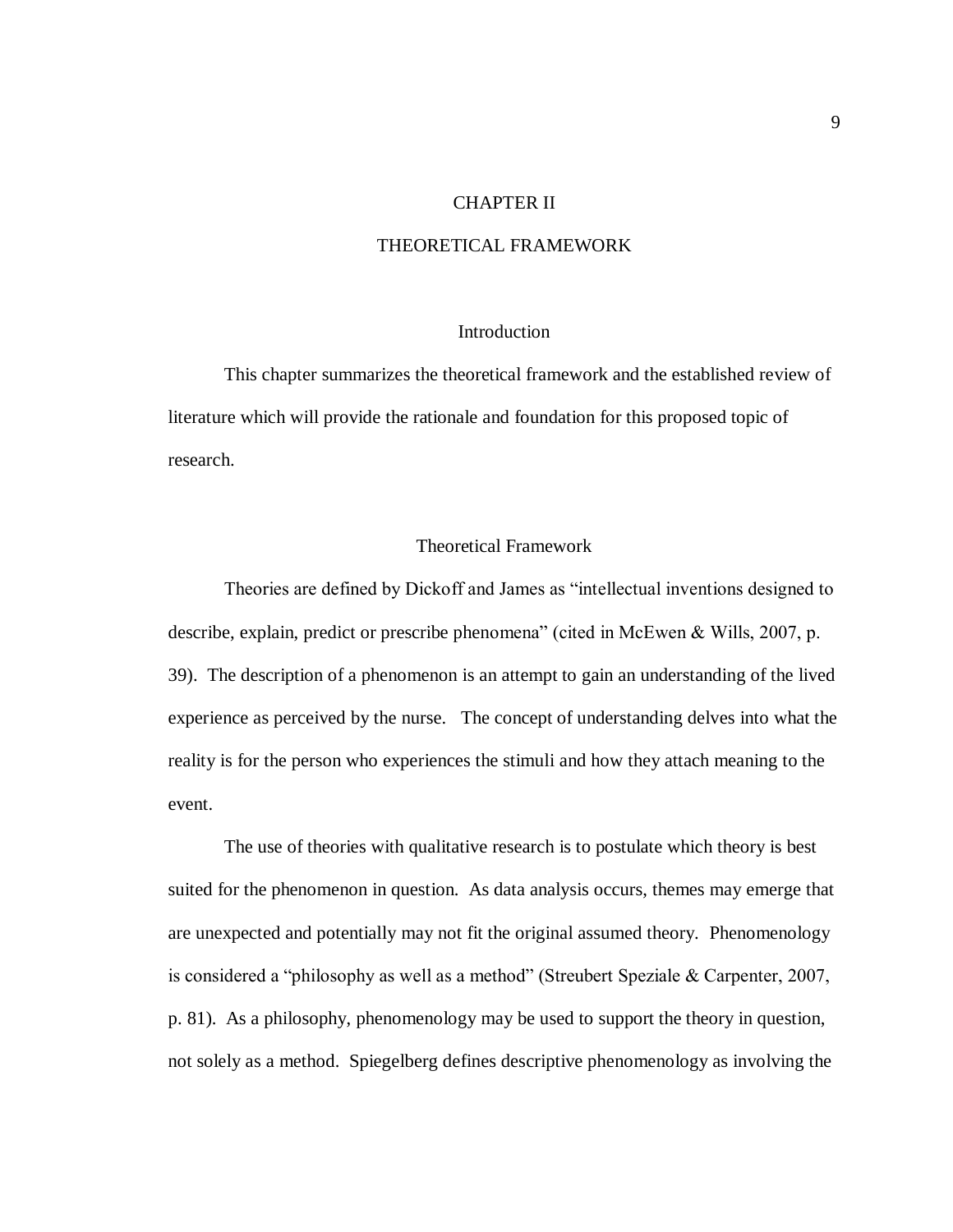# CHAPTER II

# THEORETICAL FRAMEWORK

## Introduction

This chapter summarizes the theoretical framework and the established review of literature which will provide the rationale and foundation for this proposed topic of research.

## Theoretical Framework

Theories are defined by Dickoff and James as "intellectual inventions designed to describe, explain, predict or prescribe phenomena" (cited in McEwen & Wills, 2007, p. 39). The description of a phenomenon is an attempt to gain an understanding of the lived experience as perceived by the nurse. The concept of understanding delves into what the reality is for the person who experiences the stimuli and how they attach meaning to the event.

The use of theories with qualitative research is to postulate which theory is best suited for the phenomenon in question. As data analysis occurs, themes may emerge that are unexpected and potentially may not fit the original assumed theory. Phenomenology is considered a "philosophy as well as a method" (Streubert Speziale & Carpenter, 2007, p. 81). As a philosophy, phenomenology may be used to support the theory in question, not solely as a method. Spiegelberg defines descriptive phenomenology as involving the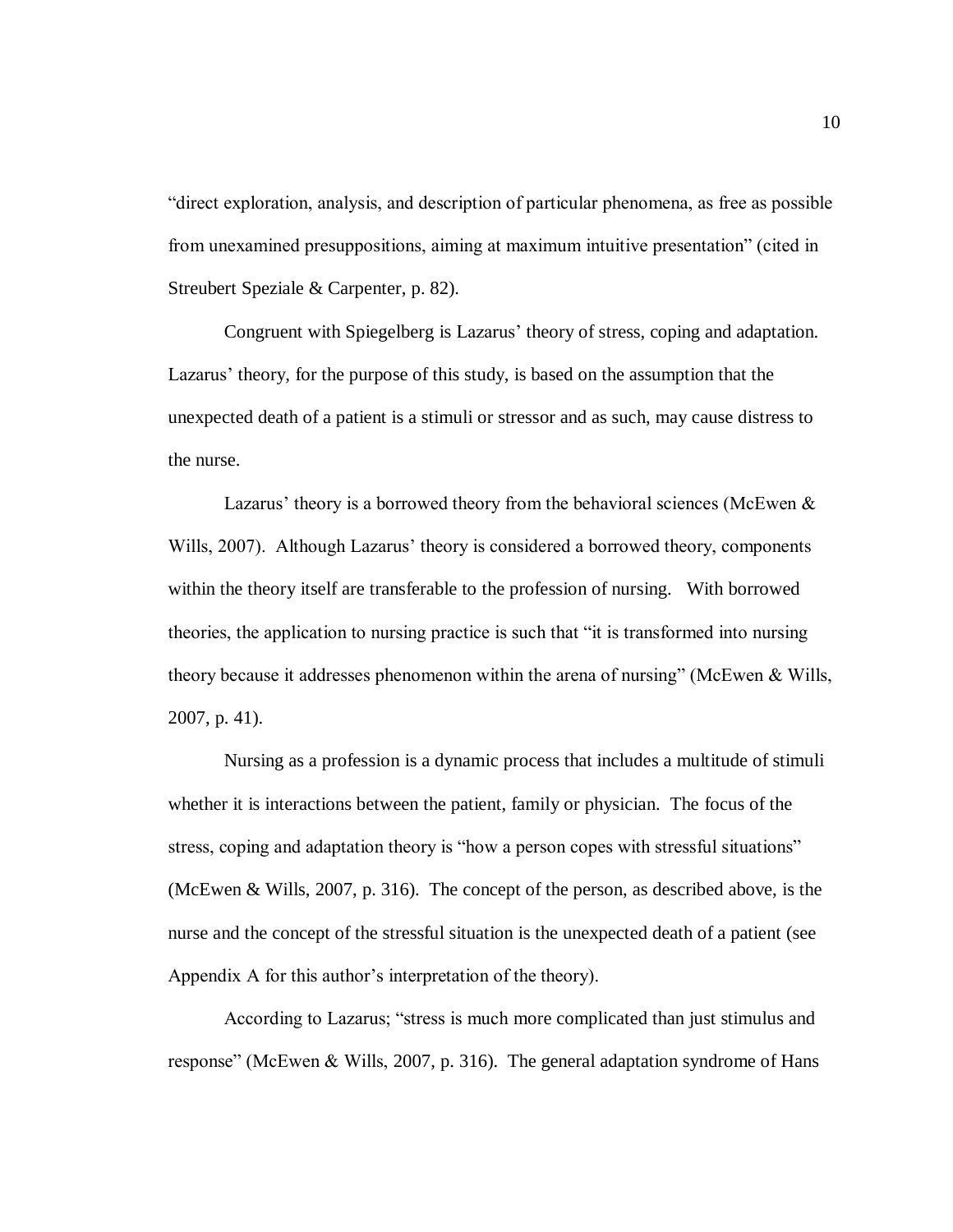"direct exploration, analysis, and description of particular phenomena, as free as possible from unexamined presuppositions, aiming at maximum intuitive presentation" (cited in Streubert Speziale & Carpenter, p. 82).

Congruent with Spiegelberg is Lazarus' theory of stress, coping and adaptation. Lazarus' theory, for the purpose of this study, is based on the assumption that the unexpected death of a patient is a stimuli or stressor and as such, may cause distress to the nurse.

Lazarus' theory is a borrowed theory from the behavioral sciences (McEwen & Wills, 2007). Although Lazarus' theory is considered a borrowed theory, components within the theory itself are transferable to the profession of nursing. With borrowed theories, the application to nursing practice is such that "it is transformed into nursing theory because it addresses phenomenon within the arena of nursing" (McEwen & Wills, 2007, p. 41).

Nursing as a profession is a dynamic process that includes a multitude of stimuli whether it is interactions between the patient, family or physician. The focus of the stress, coping and adaptation theory is "how a person copes with stressful situations" (McEwen & Wills, 2007, p. 316). The concept of the person, as described above, is the nurse and the concept of the stressful situation is the unexpected death of a patient (see Appendix A for this author's interpretation of the theory).

According to Lazarus; "stress is much more complicated than just stimulus and response" (McEwen & Wills, 2007, p. 316). The general adaptation syndrome of Hans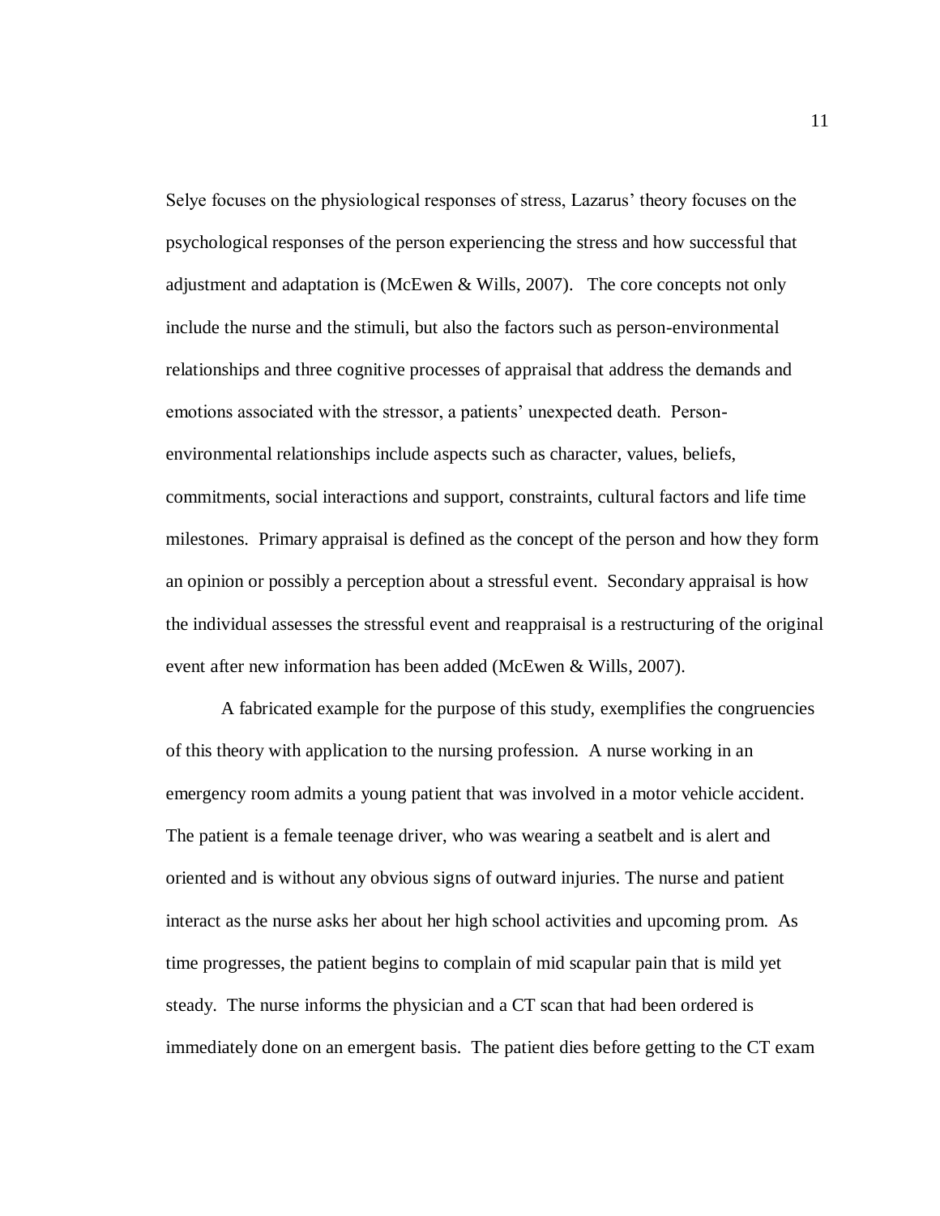Selye focuses on the physiological responses of stress, Lazarus' theory focuses on the psychological responses of the person experiencing the stress and how successful that adjustment and adaptation is (McEwen & Wills, 2007). The core concepts not only include the nurse and the stimuli, but also the factors such as person-environmental relationships and three cognitive processes of appraisal that address the demands and emotions associated with the stressor, a patients' unexpected death. Person-environmental relationships include aspects such as character, values, beliefs, commitments, social interactions and support, constraints, cultural factors and life time milestones. Primary appraisal is defined as the concept of the person and how they form an opinion or possibly a perception about a stressful event. Secondary appraisal is how the individual assesses the stressful event and reappraisal is a restructuring of the original event after new information has been added (McEwen & Wills, 2007).

A fabricated example for the purpose of this study, exemplifies the congruencies of this theory with application to the nursing profession. A nurse working in an emergency room admits a young patient that was involved in a motor vehicle accident. The patient is a female teenage driver, who was wearing a seatbelt and is alert and oriented and is without any obvious signs of outward injuries. The nurse and patient interact as the nurse asks her about her high school activities and upcoming prom. As time progresses, the patient begins to complain of mid scapular pain that is mild yet steady. The nurse informs the physician and a CT scan that had been ordered is immediately done on an emergent basis. The patient dies before getting to the CT exam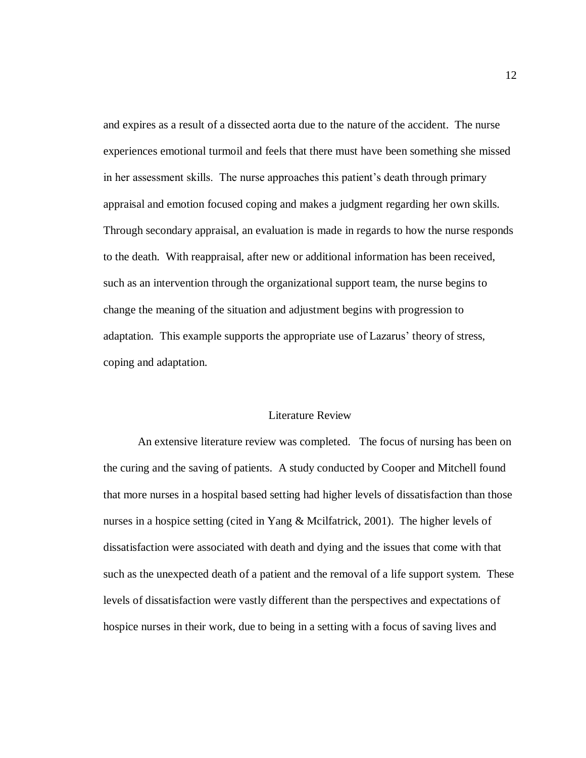and expires as a result of a dissected aorta due to the nature of the accident. The nurse experiences emotional turmoil and feels that there must have been something she missed in her assessment skills. The nurse approaches this patient's death through primary appraisal and emotion focused coping and makes a judgment regarding her own skills. Through secondary appraisal, an evaluation is made in regards to how the nurse responds to the death. With reappraisal, after new or additional information has been received, such as an intervention through the organizational support team, the nurse begins to change the meaning of the situation and adjustment begins with progression to adaptation. This example supports the appropriate use of Lazarus' theory of stress, coping and adaptation.

## Literature Review

An extensive literature review was completed. The focus of nursing has been on the curing and the saving of patients. A study conducted by Cooper and Mitchell found that more nurses in a hospital based setting had higher levels of dissatisfaction than those nurses in a hospice setting (cited in Yang & Mcilfatrick, 2001). The higher levels of dissatisfaction were associated with death and dying and the issues that come with that such as the unexpected death of a patient and the removal of a life support system. These levels of dissatisfaction were vastly different than the perspectives and expectations of hospice nurses in their work, due to being in a setting with a focus of saving lives and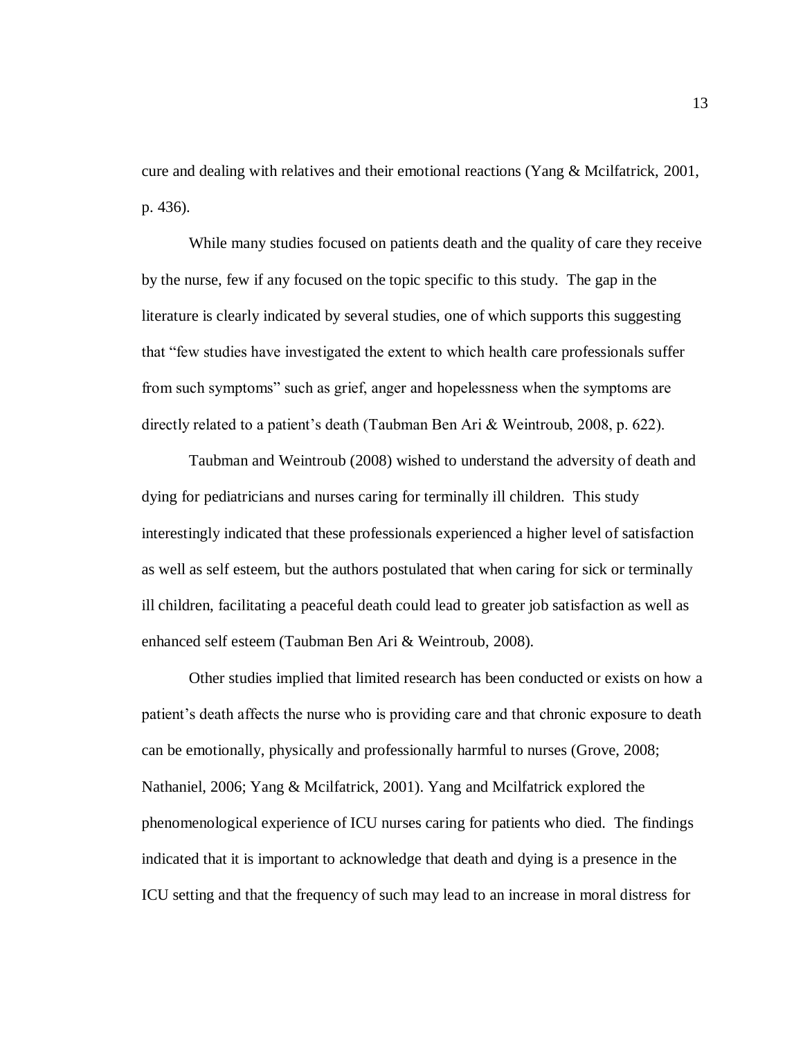cure and dealing with relatives and their emotional reactions (Yang & Mcilfatrick, 2001, p. 436).

While many studies focused on patients death and the quality of care they receive by the nurse, few if any focused on the topic specific to this study. The gap in the literature is clearly indicated by several studies, one of which supports this suggesting that “few studies have investigated the extent to which health care professionals suffer from such symptoms” such as grief, anger and hopelessness when the symptoms are directly related to a patient’s death (Taubman Ben Ari & Weintroub, 2008, p. 622).

Taubman and Weintroub (2008) wished to understand the adversity of death and dying for pediatricians and nurses caring for terminally ill children. This study interestingly indicated that these professionals experienced a higher level of satisfaction as well as self esteem, but the authors postulated that when caring for sick or terminally ill children, facilitating a peaceful death could lead to greater job satisfaction as well as enhanced self esteem (Taubman Ben Ari & Weintroub, 2008).

Other studies implied that limited research has been conducted or exists on how a patient’s death affects the nurse who is providing care and that chronic exposure to death can be emotionally, physically and professionally harmful to nurses (Grove, 2008; Nathaniel, 2006; Yang & Mcilfatrick, 2001). Yang and Mcilfatrick explored the phenomenological experience of ICU nurses caring for patients who died. The findings indicated that it is important to acknowledge that death and dying is a presence in the ICU setting and that the frequency of such may lead to an increase in moral distress for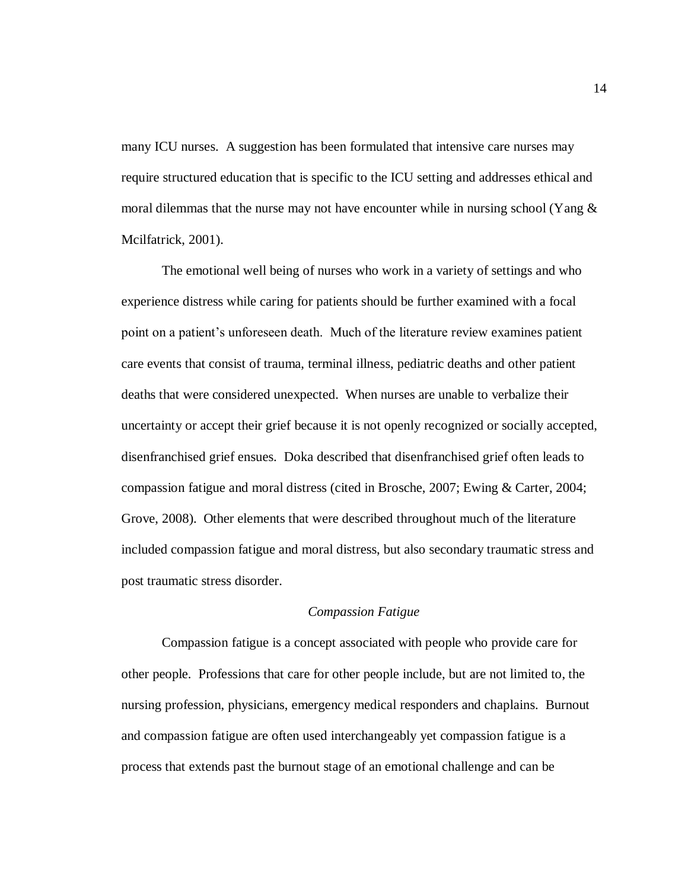many ICU nurses. A suggestion has been formulated that intensive care nurses may require structured education that is specific to the ICU setting and addresses ethical and moral dilemmas that the nurse may not have encounter while in nursing school (Yang & Mcilfatrick, 2001).

The emotional well being of nurses who work in a variety of settings and who experience distress while caring for patients should be further examined with a focal point on a patient's unforeseen death. Much of the literature review examines patient care events that consist of trauma, terminal illness, pediatric deaths and other patient deaths that were considered unexpected. When nurses are unable to verbalize their uncertainty or accept their grief because it is not openly recognized or socially accepted, disenfranchised grief ensues. Doka described that disenfranchised grief often leads to compassion fatigue and moral distress (cited in Brosche, 2007; Ewing & Carter, 2004; Grove, 2008). Other elements that were described throughout much of the literature included compassion fatigue and moral distress, but also secondary traumatic stress and post traumatic stress disorder.

### *Compassion Fatigue*

Compassion fatigue is a concept associated with people who provide care for other people. Professions that care for other people include, but are not limited to, the nursing profession, physicians, emergency medical responders and chaplains. Burnout and compassion fatigue are often used interchangeably yet compassion fatigue is a process that extends past the burnout stage of an emotional challenge and can be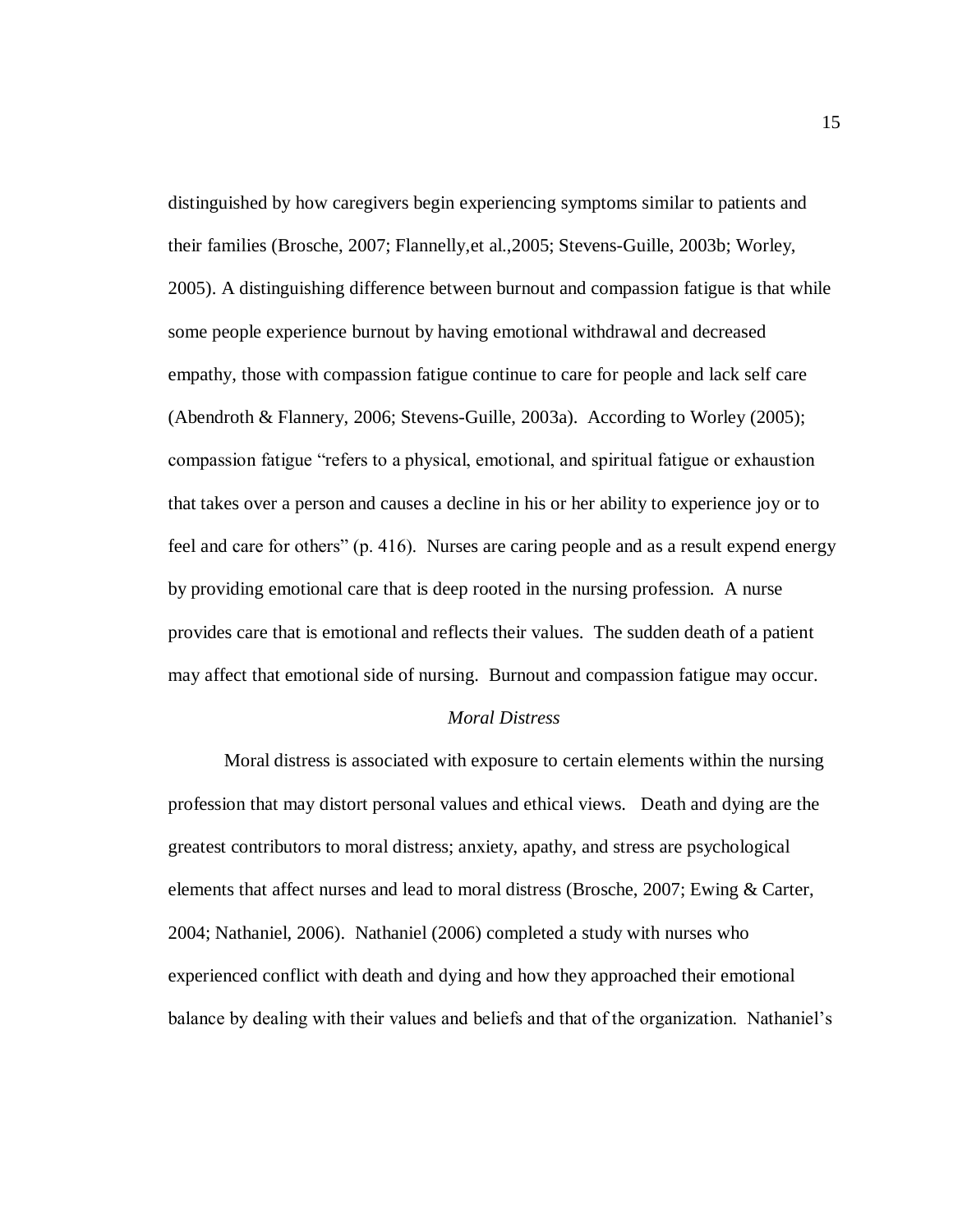distinguished by how caregivers begin experiencing symptoms similar to patients and their families (Brosche, 2007; Flannelly,et al.,2005; Stevens-Guille, 2003b; Worley, 2005). A distinguishing difference between burnout and compassion fatigue is that while some people experience burnout by having emotional withdrawal and decreased empathy, those with compassion fatigue continue to care for people and lack self care (Abendroth & Flannery, 2006; Stevens-Guille, 2003a). According to Worley (2005); compassion fatigue "refers to a physical, emotional, and spiritual fatigue or exhaustion that takes over a person and causes a decline in his or her ability to experience joy or to feel and care for others" (p. 416). Nurses are caring people and as a result expend energy by providing emotional care that is deep rooted in the nursing profession. A nurse provides care that is emotional and reflects their values. The sudden death of a patient may affect that emotional side of nursing. Burnout and compassion fatigue may occur.

### *Moral Distress*

Moral distress is associated with exposure to certain elements within the nursing profession that may distort personal values and ethical views. Death and dying are the greatest contributors to moral distress; anxiety, apathy, and stress are psychological elements that affect nurses and lead to moral distress (Brosche, 2007; Ewing & Carter, 2004; Nathaniel, 2006). Nathaniel (2006) completed a study with nurses who experienced conflict with death and dying and how they approached their emotional balance by dealing with their values and beliefs and that of the organization. Nathaniel's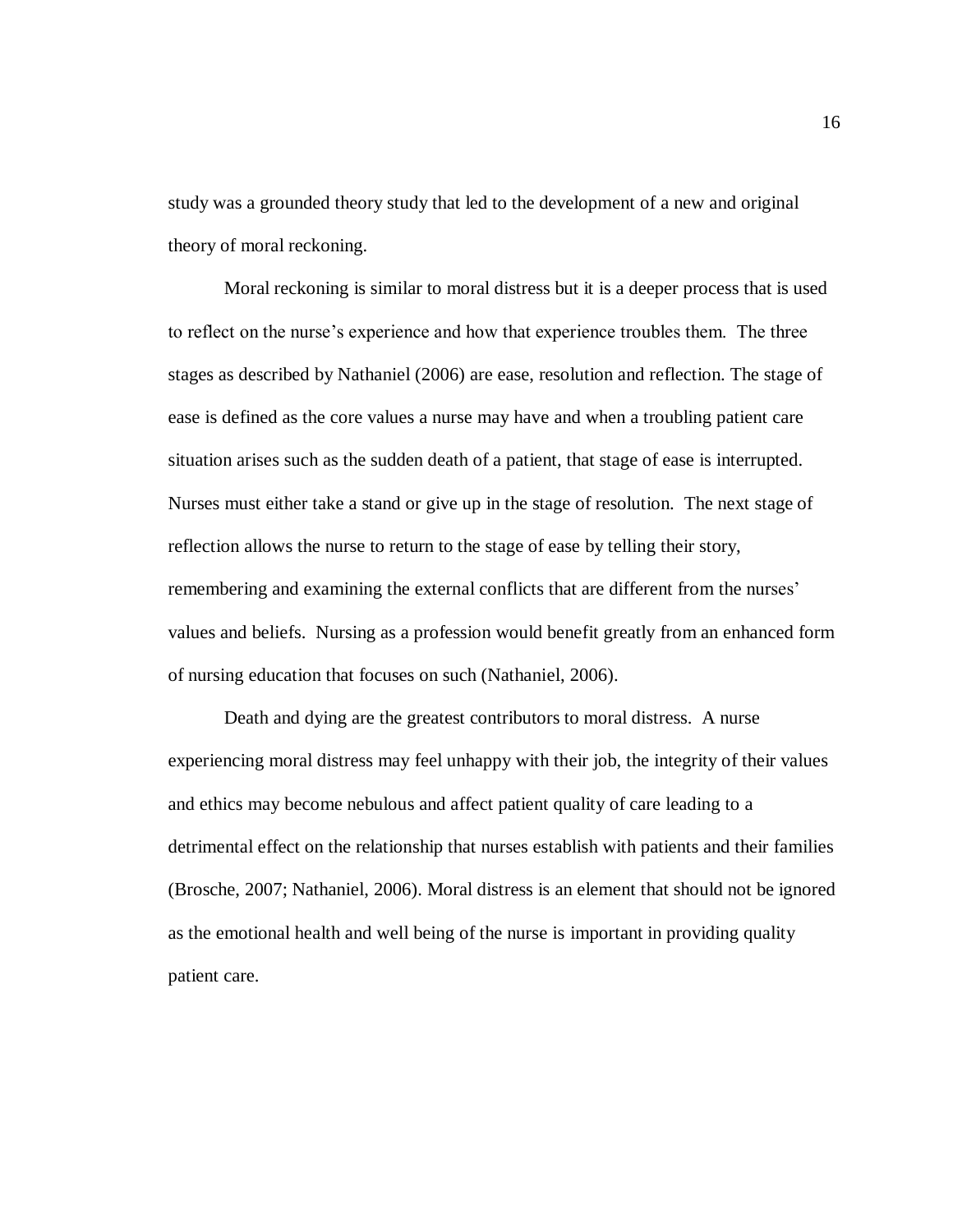study was a grounded theory study that led to the development of a new and original theory of moral reckoning.

Moral reckoning is similar to moral distress but it is a deeper process that is used to reflect on the nurse's experience and how that experience troubles them. The three stages as described by Nathaniel (2006) are ease, resolution and reflection. The stage of ease is defined as the core values a nurse may have and when a troubling patient care situation arises such as the sudden death of a patient, that stage of ease is interrupted. Nurses must either take a stand or give up in the stage of resolution. The next stage of reflection allows the nurse to return to the stage of ease by telling their story, remembering and examining the external conflicts that are different from the nurses' values and beliefs. Nursing as a profession would benefit greatly from an enhanced form of nursing education that focuses on such (Nathaniel, 2006).

Death and dying are the greatest contributors to moral distress. A nurse experiencing moral distress may feel unhappy with their job, the integrity of their values and ethics may become nebulous and affect patient quality of care leading to a detrimental effect on the relationship that nurses establish with patients and their families (Brosche, 2007; Nathaniel, 2006). Moral distress is an element that should not be ignored as the emotional health and well being of the nurse is important in providing quality patient care.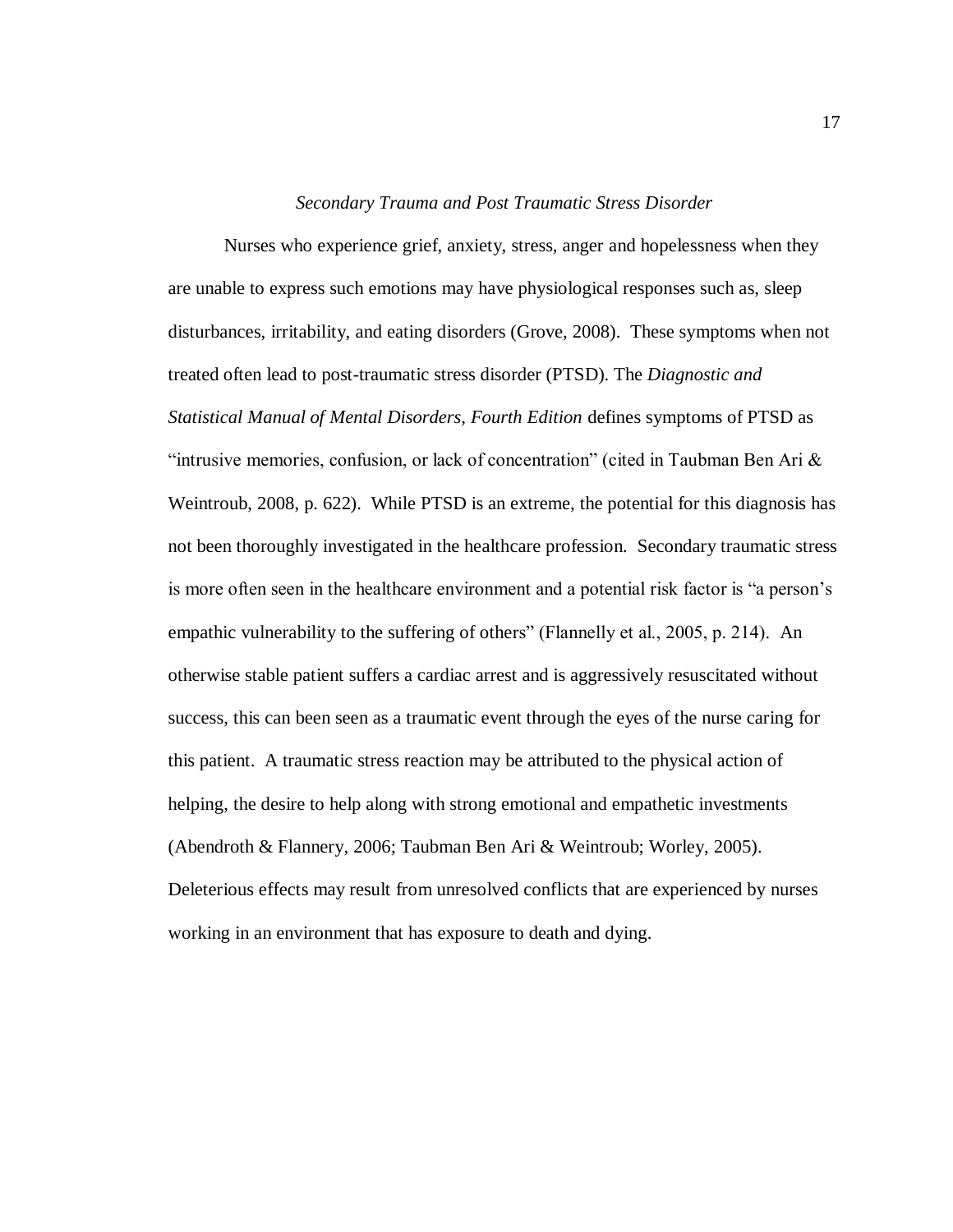### *Secondary Trauma and Post Traumatic Stress Disorder*

Nurses who experience grief, anxiety, stress, anger and hopelessness when they are unable to express such emotions may have physiological responses such as, sleep disturbances, irritability, and eating disorders (Grove, 2008). These symptoms when not treated often lead to post-traumatic stress disorder (PTSD). The *Diagnostic and Statistical Manual of Mental Disorders, Fourth Edition* defines symptoms of PTSD as "intrusive memories, confusion, or lack of concentration" (cited in Taubman Ben Ari & Weintroub, 2008, p. 622). While PTSD is an extreme, the potential for this diagnosis has not been thoroughly investigated in the healthcare profession. Secondary traumatic stress is more often seen in the healthcare environment and a potential risk factor is "a person's empathic vulnerability to the suffering of others" (Flannelly et al., 2005, p. 214). An otherwise stable patient suffers a cardiac arrest and is aggressively resuscitated without success, this can been seen as a traumatic event through the eyes of the nurse caring for this patient. A traumatic stress reaction may be attributed to the physical action of helping, the desire to help along with strong emotional and empathetic investments (Abendroth & Flannery, 2006; Taubman Ben Ari & Weintroub; Worley, 2005). Deleterious effects may result from unresolved conflicts that are experienced by nurses working in an environment that has exposure to death and dying.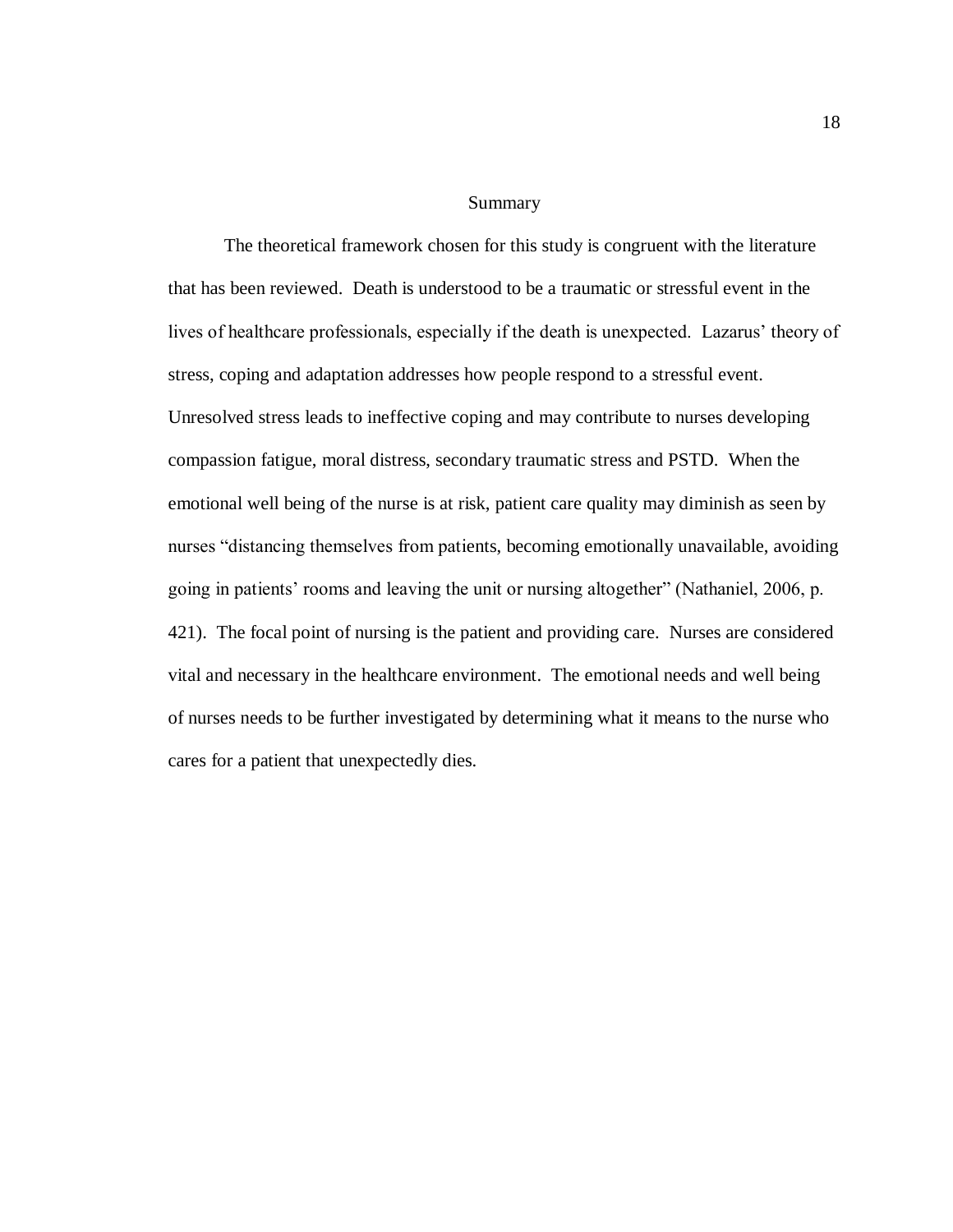## Summary

The theoretical framework chosen for this study is congruent with the literature that has been reviewed. Death is understood to be a traumatic or stressful event in the lives of healthcare professionals, especially if the death is unexpected. Lazarus' theory of stress, coping and adaptation addresses how people respond to a stressful event. Unresolved stress leads to ineffective coping and may contribute to nurses developing compassion fatigue, moral distress, secondary traumatic stress and PSTD. When the emotional well being of the nurse is at risk, patient care quality may diminish as seen by nurses "distancing themselves from patients, becoming emotionally unavailable, avoiding going in patients' rooms and leaving the unit or nursing altogether" (Nathaniel, 2006, p. 421). The focal point of nursing is the patient and providing care. Nurses are considered vital and necessary in the healthcare environment. The emotional needs and well being of nurses needs to be further investigated by determining what it means to the nurse who cares for a patient that unexpectedly dies.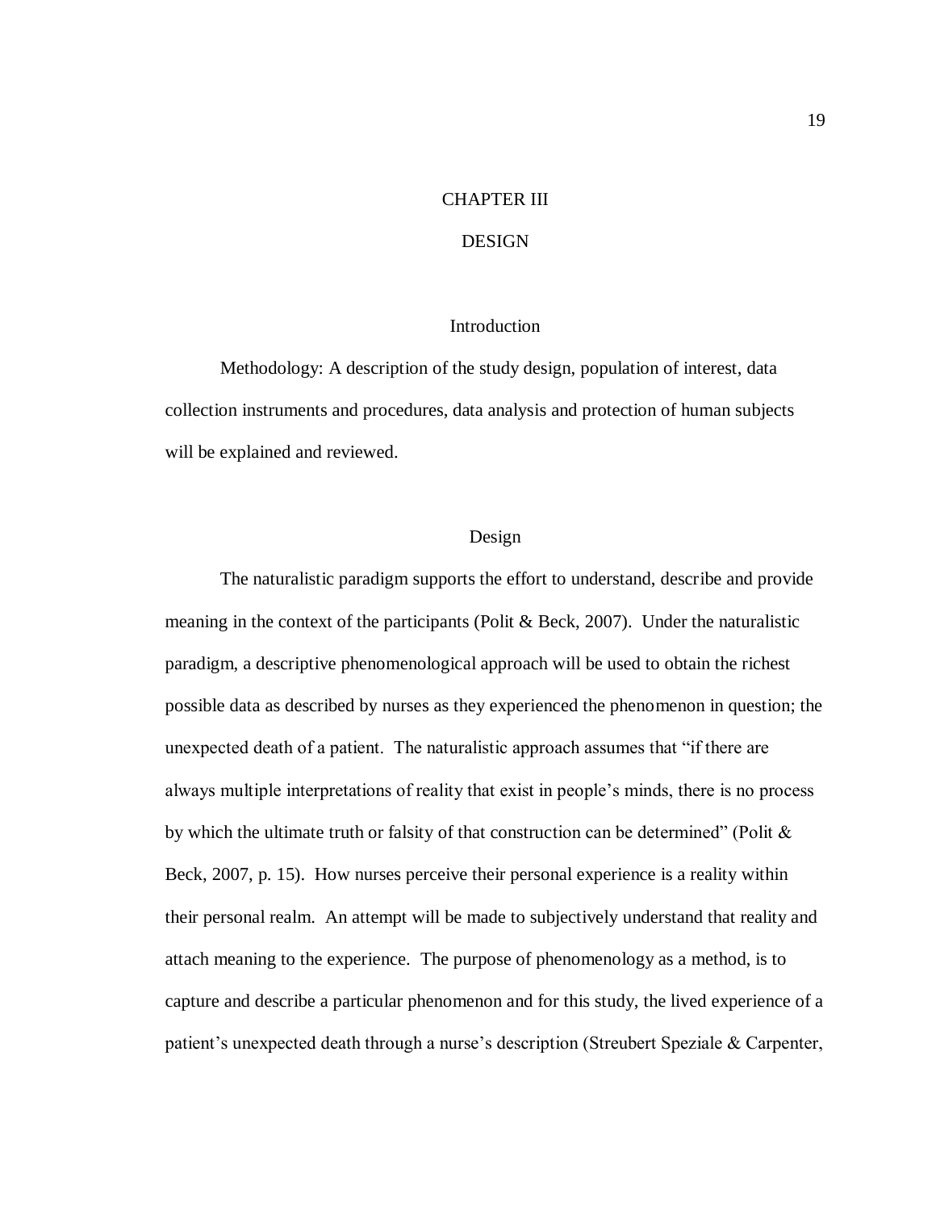# CHAPTER III

# DESIGN

## Introduction

Methodology: A description of the study design, population of interest, data collection instruments and procedures, data analysis and protection of human subjects will be explained and reviewed.

## Design

The naturalistic paradigm supports the effort to understand, describe and provide meaning in the context of the participants (Polit & Beck, 2007). Under the naturalistic paradigm, a descriptive phenomenological approach will be used to obtain the richest possible data as described by nurses as they experienced the phenomenon in question; the unexpected death of a patient. The naturalistic approach assumes that "if there are always multiple interpretations of reality that exist in people's minds, there is no process by which the ultimate truth or falsity of that construction can be determined" (Polit & Beck, 2007, p. 15). How nurses perceive their personal experience is a reality within their personal realm. An attempt will be made to subjectively understand that reality and attach meaning to the experience. The purpose of phenomenology as a method, is to capture and describe a particular phenomenon and for this study, the lived experience of a patient's unexpected death through a nurse's description (Streubert Speziale & Carpenter,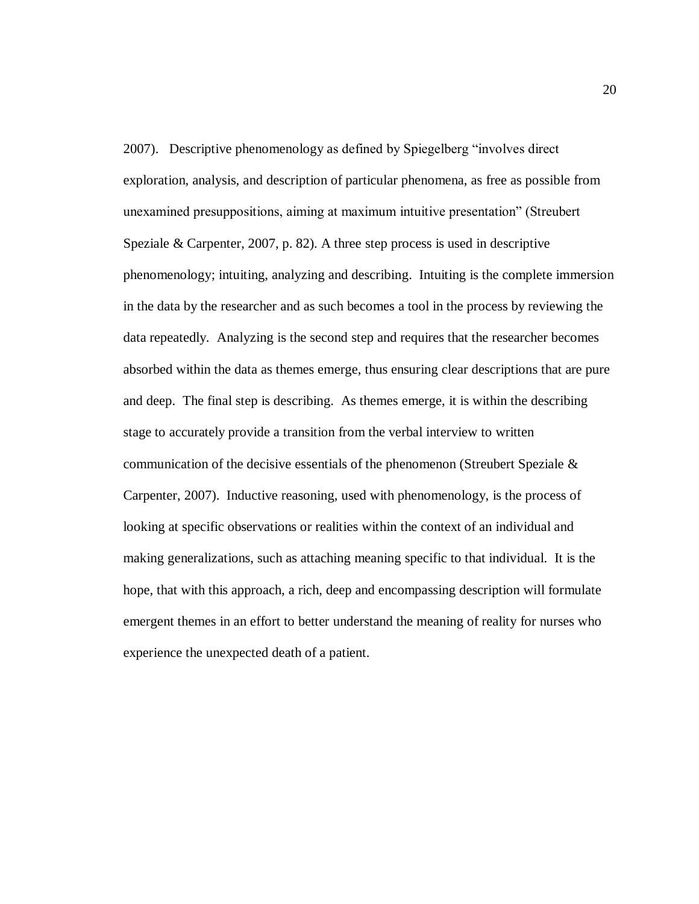2007). Descriptive phenomenology as defined by Spiegelberg "involves direct exploration, analysis, and description of particular phenomena, as free as possible from unexamined presuppositions, aiming at maximum intuitive presentation" (Streubert Speziale & Carpenter, 2007, p. 82). A three step process is used in descriptive phenomenology; intuiting, analyzing and describing. Intuiting is the complete immersion in the data by the researcher and as such becomes a tool in the process by reviewing the data repeatedly. Analyzing is the second step and requires that the researcher becomes absorbed within the data as themes emerge, thus ensuring clear descriptions that are pure and deep. The final step is describing. As themes emerge, it is within the describing stage to accurately provide a transition from the verbal interview to written communication of the decisive essentials of the phenomenon (Streubert Speziale & Carpenter, 2007). Inductive reasoning, used with phenomenology, is the process of looking at specific observations or realities within the context of an individual and making generalizations, such as attaching meaning specific to that individual. It is the hope, that with this approach, a rich, deep and encompassing description will formulate emergent themes in an effort to better understand the meaning of reality for nurses who experience the unexpected death of a patient.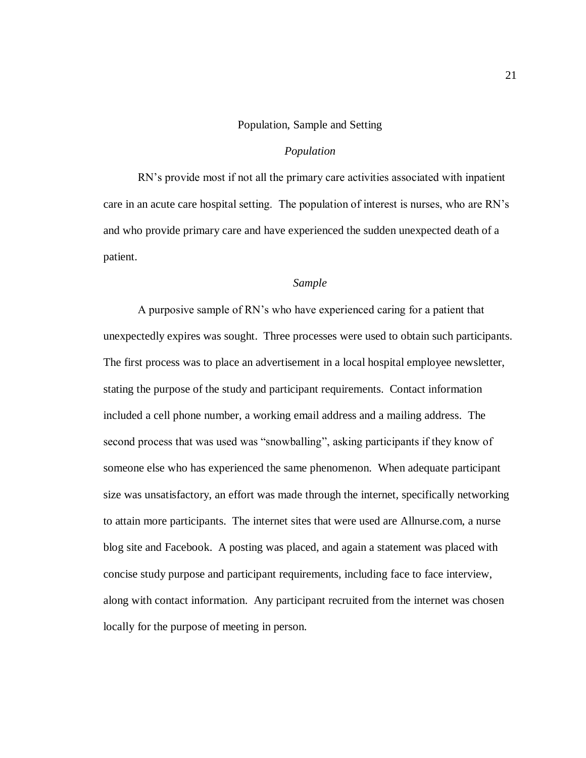## Population, Sample and Setting

### *Population*

RN's provide most if not all the primary care activities associated with inpatient care in an acute care hospital setting. The population of interest is nurses, who are RN's and who provide primary care and have experienced the sudden unexpected death of a patient.

### *Sample*

A purposive sample of RN's who have experienced caring for a patient that unexpectedly expires was sought. Three processes were used to obtain such participants. The first process was to place an advertisement in a local hospital employee newsletter, stating the purpose of the study and participant requirements. Contact information included a cell phone number, a working email address and a mailing address. The second process that was used was "snowballing", asking participants if they know of someone else who has experienced the same phenomenon. When adequate participant size was unsatisfactory, an effort was made through the internet, specifically networking to attain more participants. The internet sites that were used are Allnurse.com, a nurse blog site and Facebook. A posting was placed, and again a statement was placed with concise study purpose and participant requirements, including face to face interview, along with contact information. Any participant recruited from the internet was chosen locally for the purpose of meeting in person.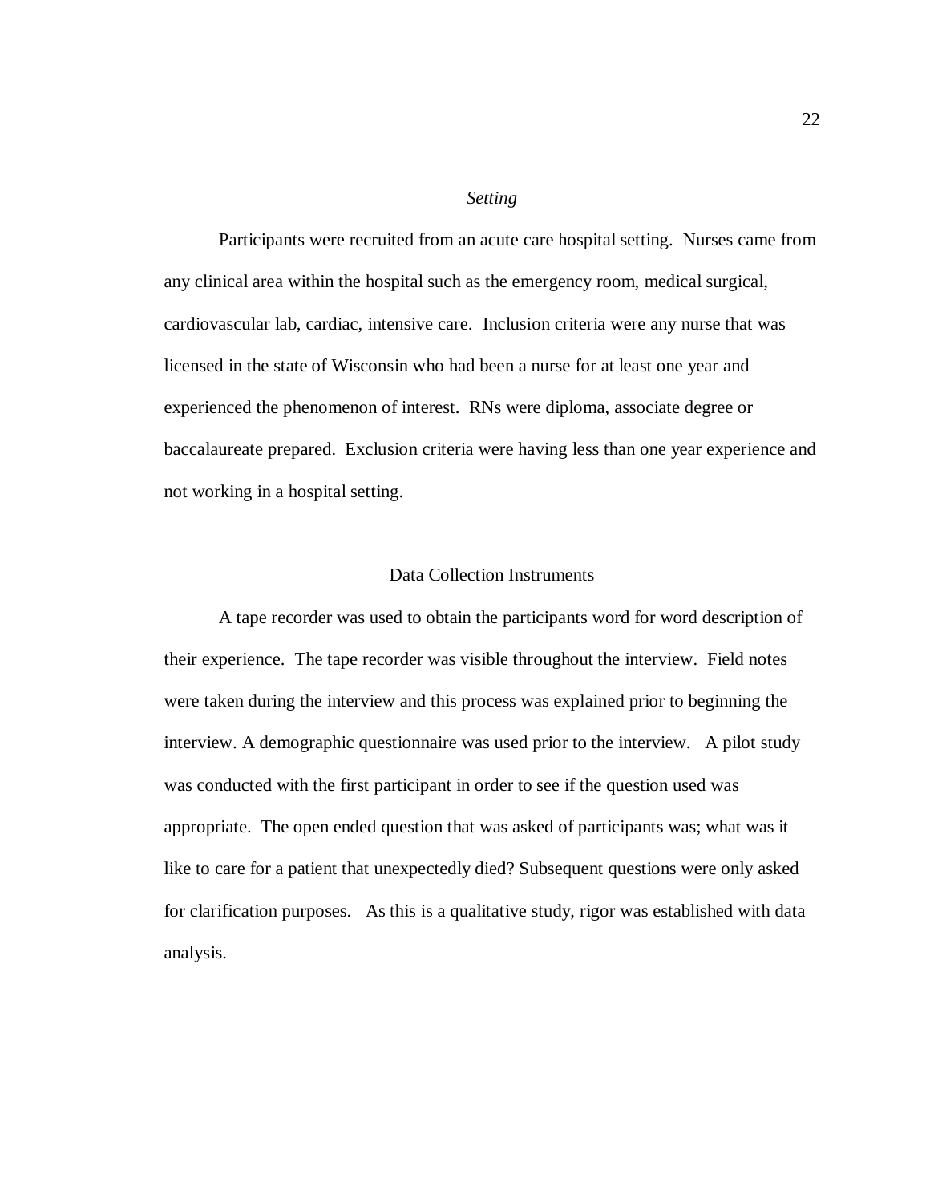### *Setting*

Participants were recruited from an acute care hospital setting. Nurses came from any clinical area within the hospital such as the emergency room, medical surgical, cardiovascular lab, cardiac, intensive care. Inclusion criteria were any nurse that was licensed in the state of Wisconsin who had been a nurse for at least one year and experienced the phenomenon of interest. RNs were diploma, associate degree or baccalaureate prepared. Exclusion criteria were having less than one year experience and not working in a hospital setting.

## Data Collection Instruments

A tape recorder was used to obtain the participants word for word description of their experience. The tape recorder was visible throughout the interview. Field notes were taken during the interview and this process was explained prior to beginning the interview. A demographic questionnaire was used prior to the interview. A pilot study was conducted with the first participant in order to see if the question used was appropriate. The open ended question that was asked of participants was; what was it like to care for a patient that unexpectedly died? Subsequent questions were only asked for clarification purposes. As this is a qualitative study, rigor was established with data analysis.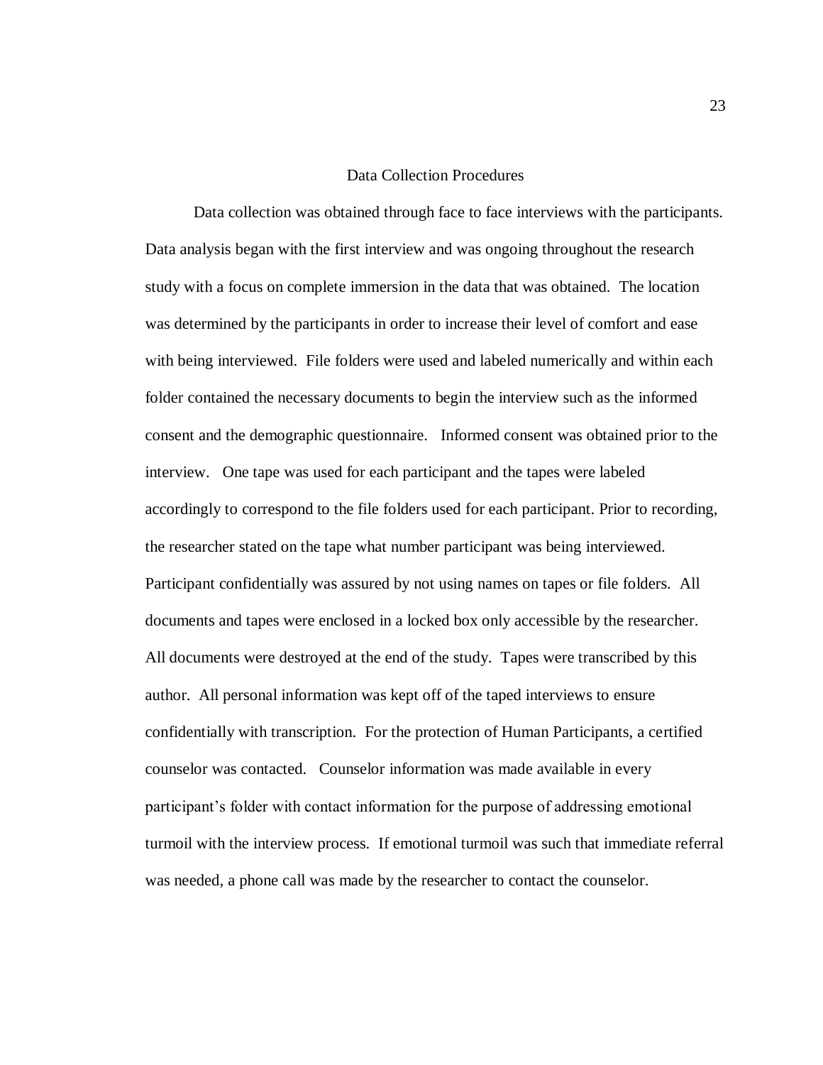## Data Collection Procedures

Data collection was obtained through face to face interviews with the participants. Data analysis began with the first interview and was ongoing throughout the research study with a focus on complete immersion in the data that was obtained. The location was determined by the participants in order to increase their level of comfort and ease with being interviewed. File folders were used and labeled numerically and within each folder contained the necessary documents to begin the interview such as the informed consent and the demographic questionnaire. Informed consent was obtained prior to the interview. One tape was used for each participant and the tapes were labeled accordingly to correspond to the file folders used for each participant. Prior to recording, the researcher stated on the tape what number participant was being interviewed. Participant confidentially was assured by not using names on tapes or file folders. All documents and tapes were enclosed in a locked box only accessible by the researcher. All documents were destroyed at the end of the study. Tapes were transcribed by this author. All personal information was kept off of the taped interviews to ensure confidentially with transcription. For the protection of Human Participants, a certified counselor was contacted. Counselor information was made available in every participant's folder with contact information for the purpose of addressing emotional turmoil with the interview process. If emotional turmoil was such that immediate referral was needed, a phone call was made by the researcher to contact the counselor.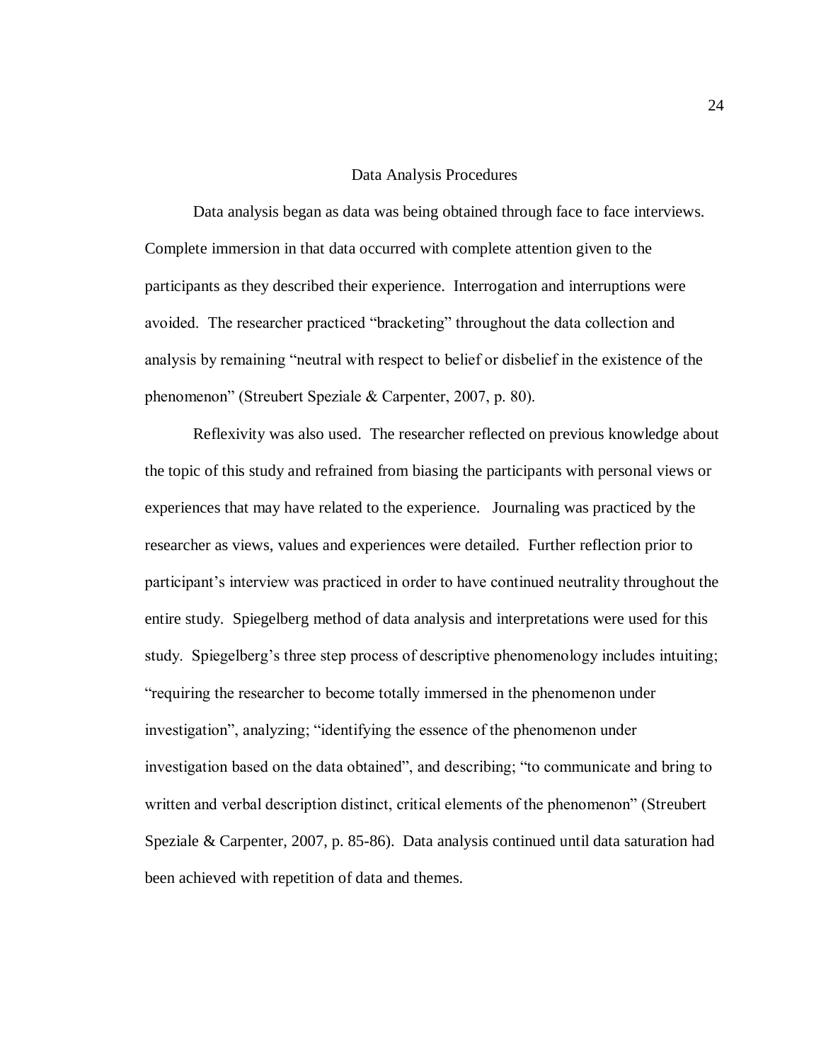## Data Analysis Procedures

Data analysis began as data was being obtained through face to face interviews. Complete immersion in that data occurred with complete attention given to the participants as they described their experience. Interrogation and interruptions were avoided. The researcher practiced "bracketing" throughout the data collection and analysis by remaining "neutral with respect to belief or disbelief in the existence of the phenomenon" (Streubert Speziale & Carpenter, 2007, p. 80).

Reflexivity was also used. The researcher reflected on previous knowledge about the topic of this study and refrained from biasing the participants with personal views or experiences that may have related to the experience. Journaling was practiced by the researcher as views, values and experiences were detailed. Further reflection prior to participant's interview was practiced in order to have continued neutrality throughout the entire study. Spiegelberg method of data analysis and interpretations were used for this study. Spiegelberg's three step process of descriptive phenomenology includes intuiting; "requiring the researcher to become totally immersed in the phenomenon under investigation", analyzing; "identifying the essence of the phenomenon under investigation based on the data obtained", and describing; "to communicate and bring to written and verbal description distinct, critical elements of the phenomenon" (Streubert Speziale & Carpenter, 2007, p. 85-86). Data analysis continued until data saturation had been achieved with repetition of data and themes.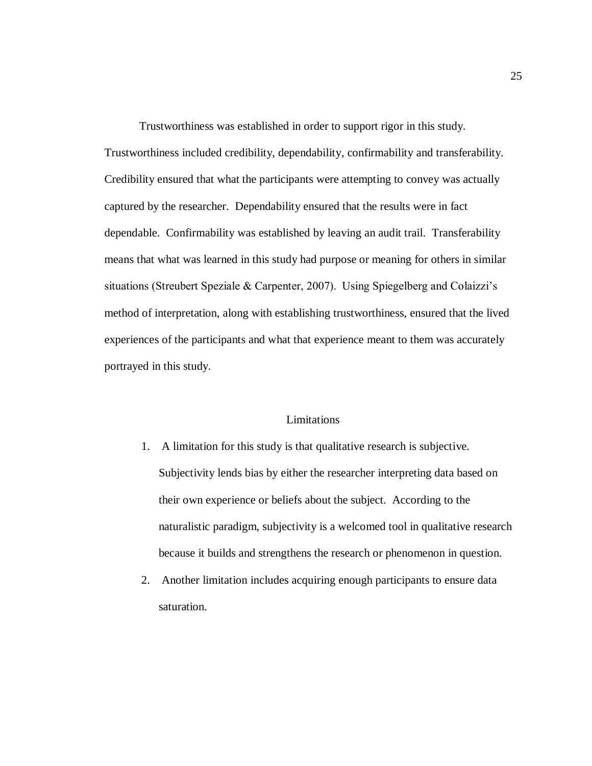Trustworthiness was established in order to support rigor in this study. Trustworthiness included credibility, dependability, confirmability and transferability. Credibility ensured that what the participants were attempting to convey was actually captured by the researcher. Dependability ensured that the results were in fact dependable. Confirmability was established by leaving an audit trail. Transferability means that what was learned in this study had purpose or meaning for others in similar situations (Streubert Speziale & Carpenter, 2007). Using Spiegelberg and Colaizzi's method of interpretation, along with establishing trustworthiness, ensured that the lived experiences of the participants and what that experience meant to them was accurately portrayed in this study.

## Limitations

1. A limitation for this study is that qualitative research is subjective. Subjectivity lends bias by either the researcher interpreting data based on their own experience or beliefs about the subject. According to the naturalistic paradigm, subjectivity is a welcomed tool in qualitative research because it builds and strengthens the research or phenomenon in question.
2. Another limitation includes acquiring enough participants to ensure data saturation.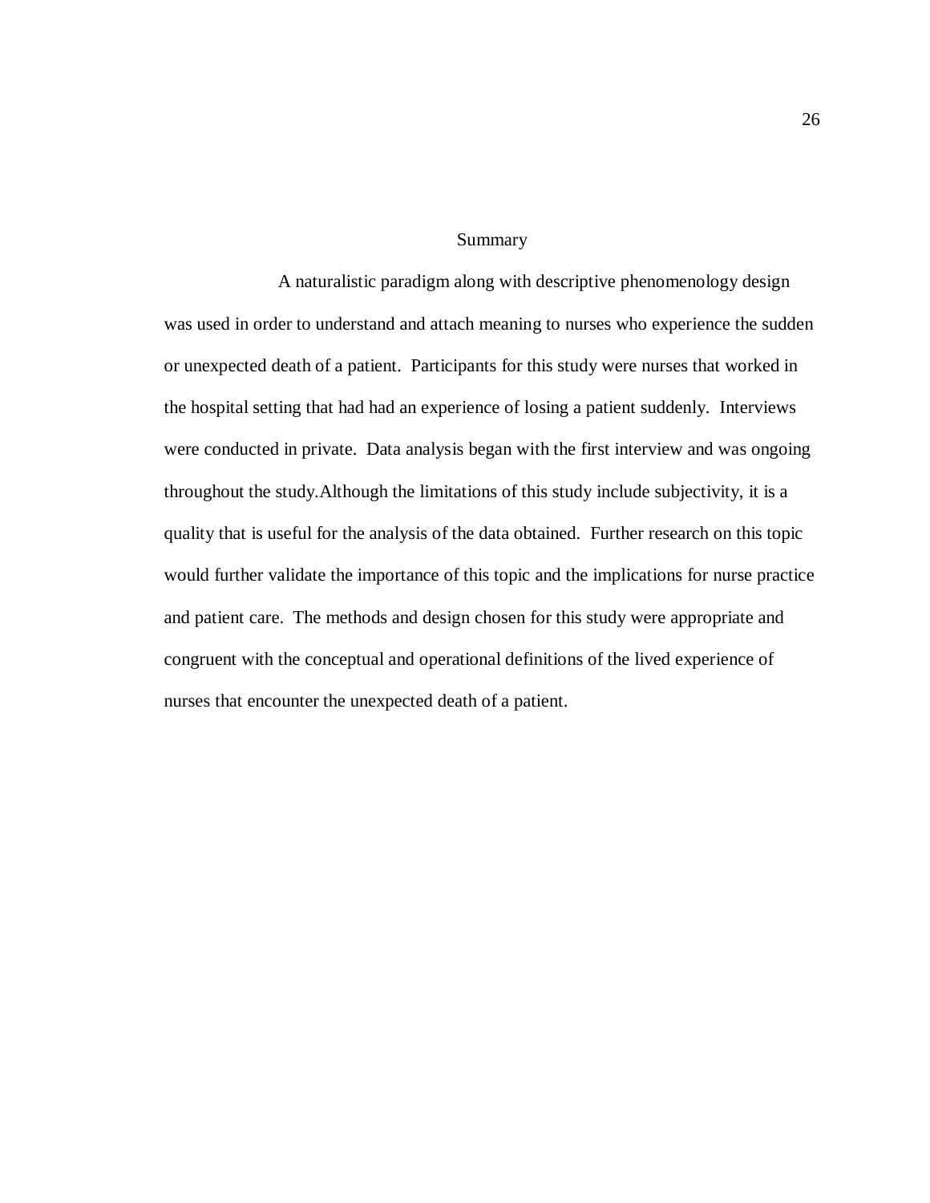## Summary

A naturalistic paradigm along with descriptive phenomenology design was used in order to understand and attach meaning to nurses who experience the sudden or unexpected death of a patient. Participants for this study were nurses that worked in the hospital setting that had had an experience of losing a patient suddenly. Interviews were conducted in private. Data analysis began with the first interview and was ongoing throughout the study.Although the limitations of this study include subjectivity, it is a quality that is useful for the analysis of the data obtained. Further research on this topic would further validate the importance of this topic and the implications for nurse practice and patient care. The methods and design chosen for this study were appropriate and congruent with the conceptual and operational definitions of the lived experience of nurses that encounter the unexpected death of a patient.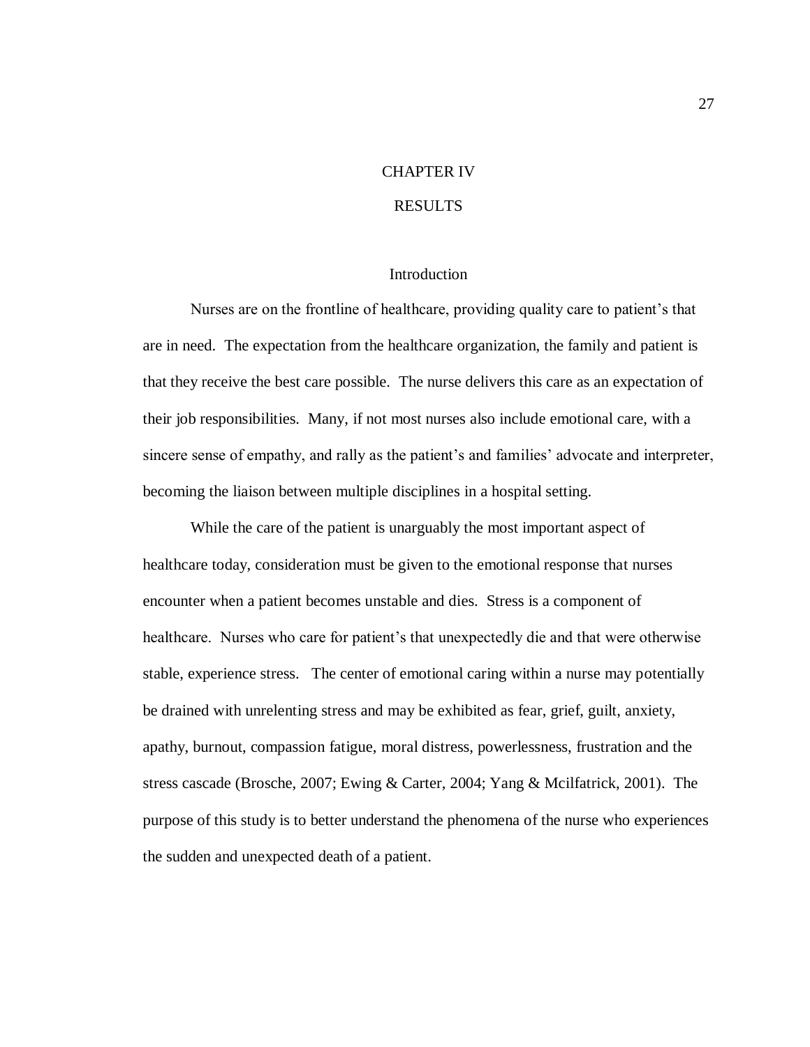# CHAPTER IV

# RESULTS

## Introduction

Nurses are on the frontline of healthcare, providing quality care to patient's that are in need. The expectation from the healthcare organization, the family and patient is that they receive the best care possible. The nurse delivers this care as an expectation of their job responsibilities. Many, if not most nurses also include emotional care, with a sincere sense of empathy, and rally as the patient's and families' advocate and interpreter, becoming the liaison between multiple disciplines in a hospital setting.

While the care of the patient is unarguably the most important aspect of healthcare today, consideration must be given to the emotional response that nurses encounter when a patient becomes unstable and dies. Stress is a component of healthcare. Nurses who care for patient's that unexpectedly die and that were otherwise stable, experience stress. The center of emotional caring within a nurse may potentially be drained with unrelenting stress and may be exhibited as fear, grief, guilt, anxiety, apathy, burnout, compassion fatigue, moral distress, powerlessness, frustration and the stress cascade (Brosche, 2007; Ewing & Carter, 2004; Yang & Mcilfatrick, 2001). The purpose of this study is to better understand the phenomena of the nurse who experiences the sudden and unexpected death of a patient.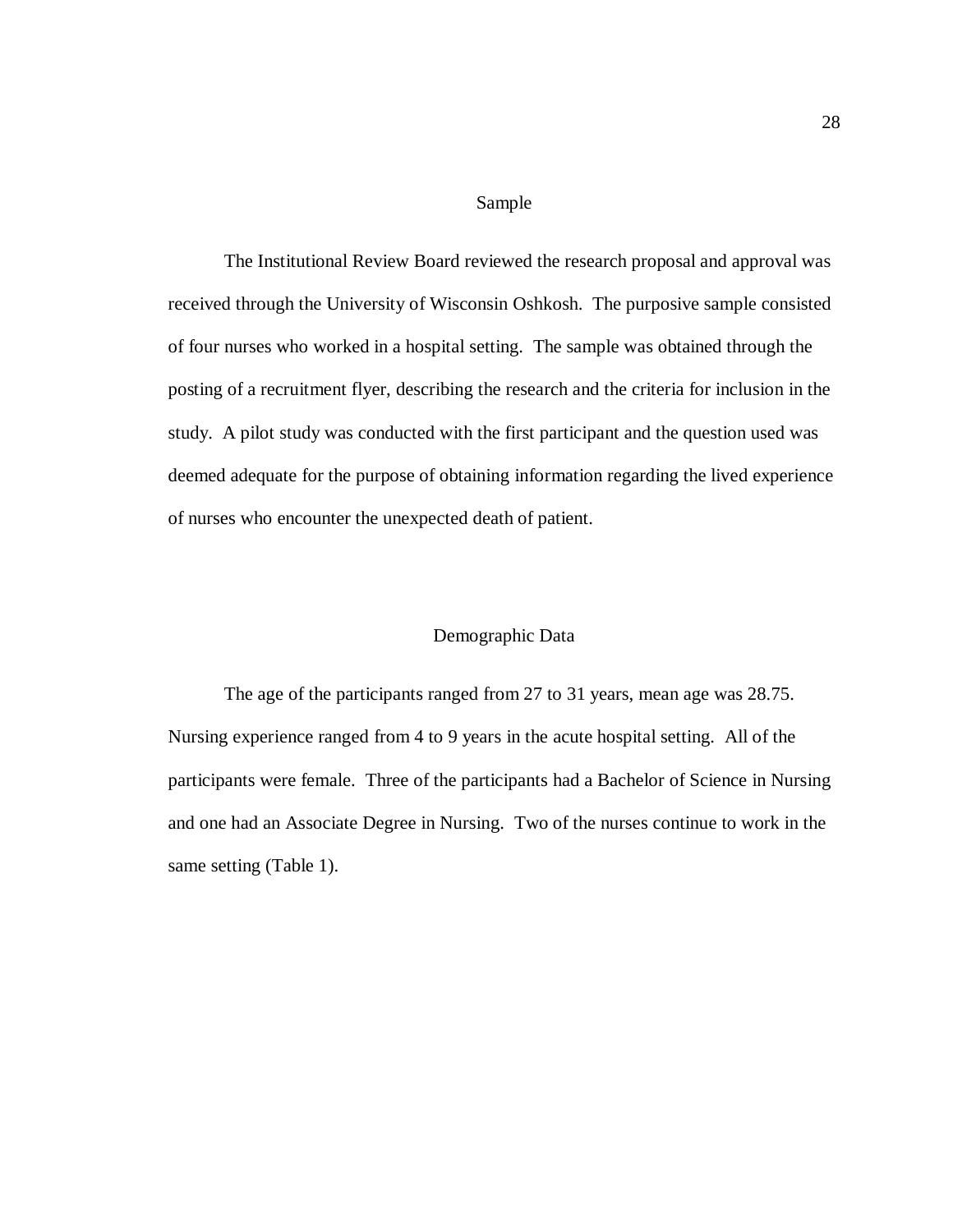## Sample

The Institutional Review Board reviewed the research proposal and approval was received through the University of Wisconsin Oshkosh. The purposive sample consisted of four nurses who worked in a hospital setting. The sample was obtained through the posting of a recruitment flyer, describing the research and the criteria for inclusion in the study. A pilot study was conducted with the first participant and the question used was deemed adequate for the purpose of obtaining information regarding the lived experience of nurses who encounter the unexpected death of patient.

## Demographic Data

The age of the participants ranged from 27 to 31 years, mean age was 28.75. Nursing experience ranged from 4 to 9 years in the acute hospital setting. All of the participants were female. Three of the participants had a Bachelor of Science in Nursing and one had an Associate Degree in Nursing. Two of the nurses continue to work in the same setting (Table 1).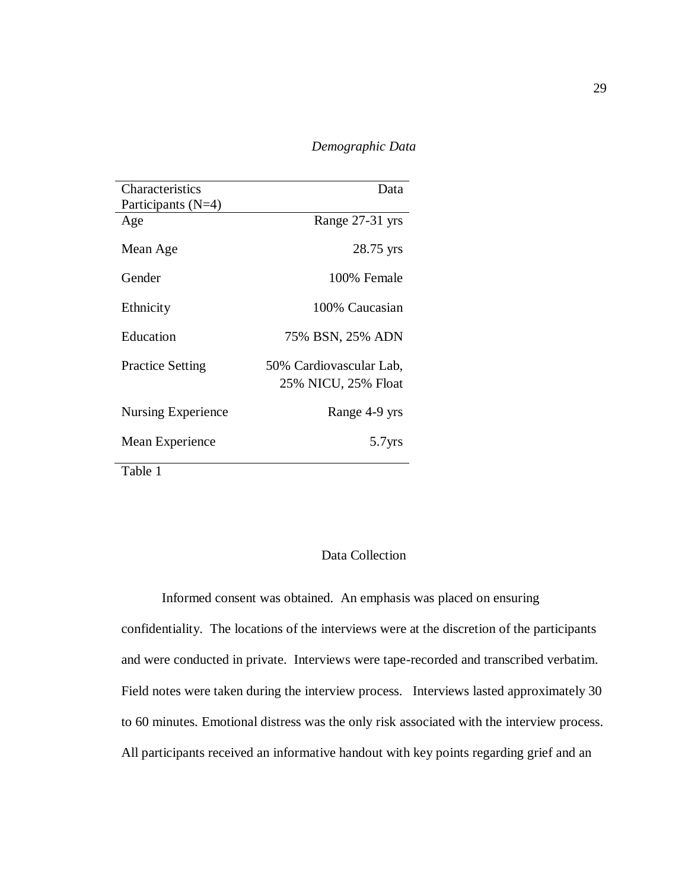*Demographic Data*

| Characteristics<br>Participants (N=4) | Data |
|---|---|
| Age | Range 27-31 yrs |
| Mean Age | 28.75 yrs |
| Gender | 100% Female |
| Ethnicity | 100% Caucasian |
| Education | 75% BSN, 25% ADN |
| Practice Setting | 50% Cardiovascular Lab, 25% NICU, 25% Float |
| Nursing Experience | Range 4-9 yrs |
| Mean Experience | 5.7yrs |

Table 1

## Data Collection

Informed consent was obtained. An emphasis was placed on ensuring confidentiality. The locations of the interviews were at the discretion of the participants and were conducted in private. Interviews were tape-recorded and transcribed verbatim. Field notes were taken during the interview process. Interviews lasted approximately 30 to 60 minutes. Emotional distress was the only risk associated with the interview process. All participants received an informative handout with key points regarding grief and an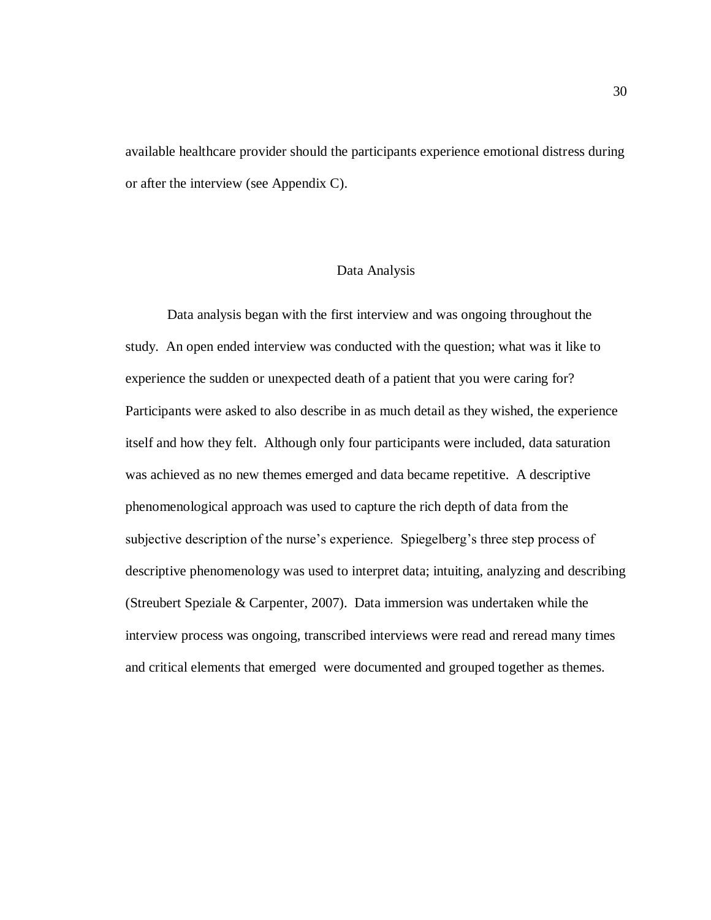available healthcare provider should the participants experience emotional distress during or after the interview (see Appendix C).

## Data Analysis

Data analysis began with the first interview and was ongoing throughout the study. An open ended interview was conducted with the question; what was it like to experience the sudden or unexpected death of a patient that you were caring for? Participants were asked to also describe in as much detail as they wished, the experience itself and how they felt. Although only four participants were included, data saturation was achieved as no new themes emerged and data became repetitive. A descriptive phenomenological approach was used to capture the rich depth of data from the subjective description of the nurse's experience. Spiegelberg's three step process of descriptive phenomenology was used to interpret data; intuiting, analyzing and describing (Streubert Speziale & Carpenter, 2007). Data immersion was undertaken while the interview process was ongoing, transcribed interviews were read and reread many times and critical elements that emerged were documented and grouped together as themes.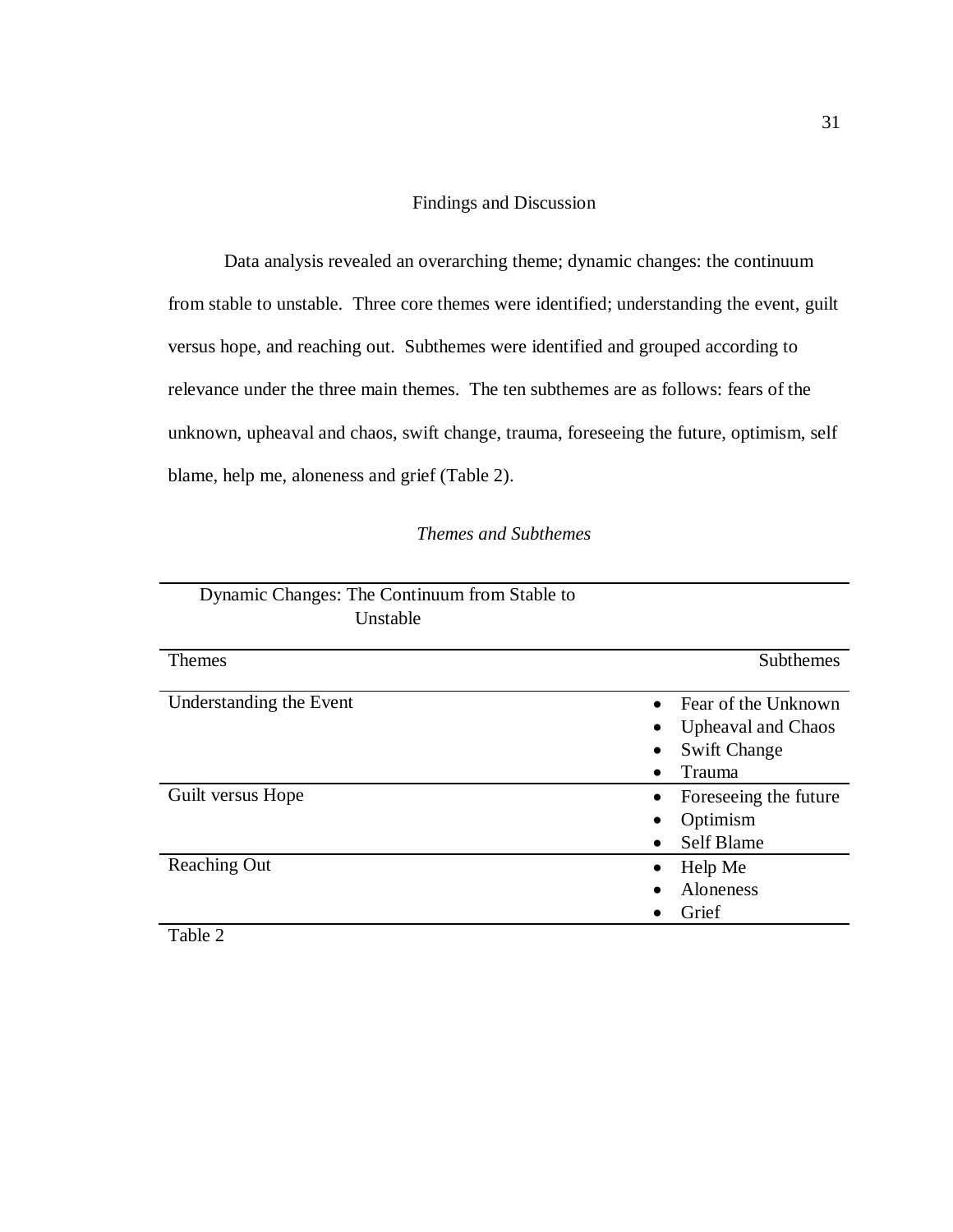## Findings and Discussion

Data analysis revealed an overarching theme; dynamic changes: the continuum from stable to unstable. Three core themes were identified; understanding the event, guilt versus hope, and reaching out. Subthemes were identified and grouped according to relevance under the three main themes. The ten subthemes are as follows: fears of the unknown, upheaval and chaos, swift change, trauma, foreseeing the future, optimism, self blame, help me, aloneness and grief (Table 2).

*Themes and Subthemes*

| Dynamic Changes: The Continuum from Stable to Unstable | |
|---|---|
| Themes | Subthemes |
| Understanding the Event | • Fear of the Unknown<br>• Upheaval and Chaos<br>• Swift Change<br>• Trauma |
| Guilt versus Hope | • Foreseeing the future<br>• Optimism<br>• Self Blame |
| Reaching Out | • Help Me<br>• Aloneness<br>• Grief |

Table 2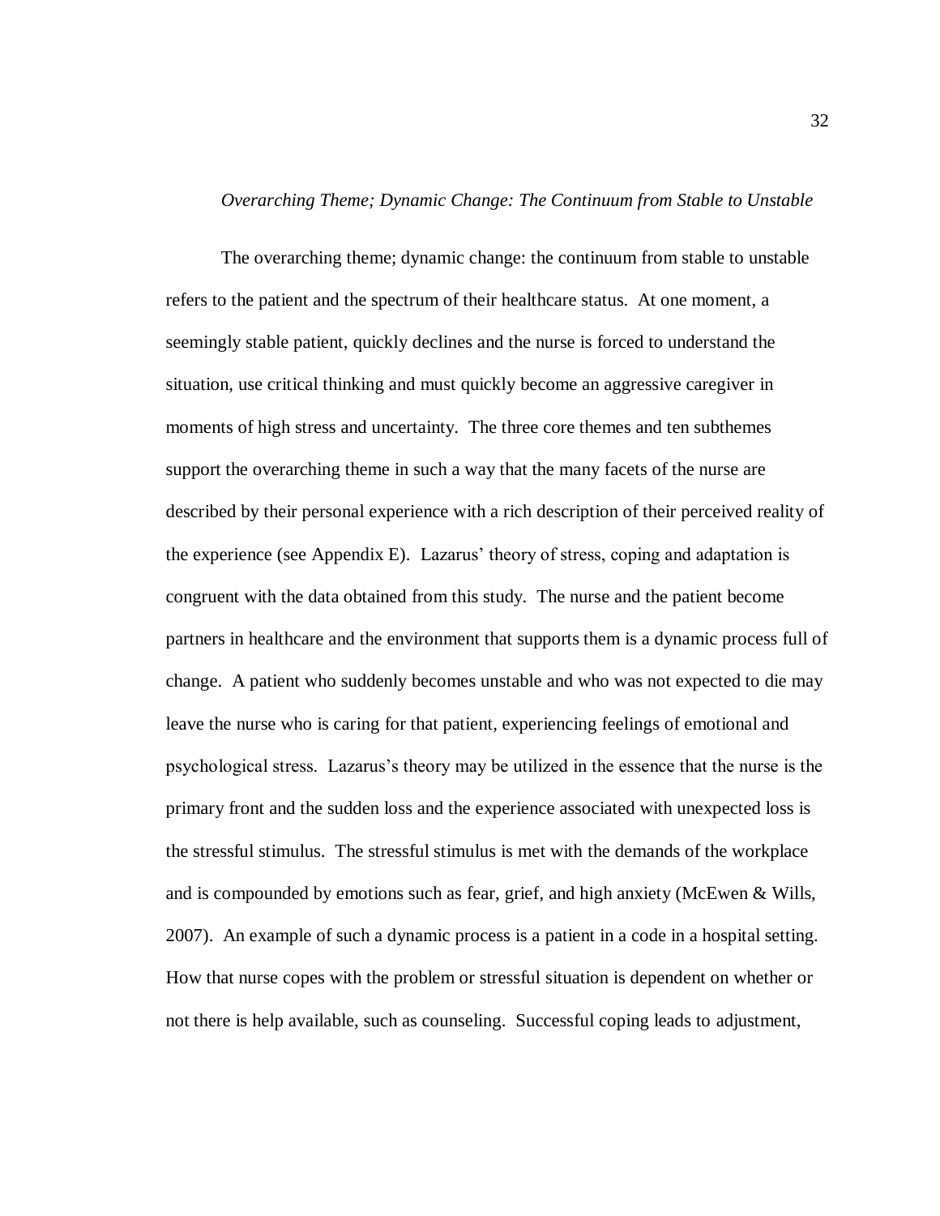### *Overarching Theme; Dynamic Change: The Continuum from Stable to Unstable*

The overarching theme; dynamic change: the continuum from stable to unstable refers to the patient and the spectrum of their healthcare status. At one moment, a seemingly stable patient, quickly declines and the nurse is forced to understand the situation, use critical thinking and must quickly become an aggressive caregiver in moments of high stress and uncertainty. The three core themes and ten subthemes support the overarching theme in such a way that the many facets of the nurse are described by their personal experience with a rich description of their perceived reality of the experience (see Appendix E). Lazarus' theory of stress, coping and adaptation is congruent with the data obtained from this study. The nurse and the patient become partners in healthcare and the environment that supports them is a dynamic process full of change. A patient who suddenly becomes unstable and who was not expected to die may leave the nurse who is caring for that patient, experiencing feelings of emotional and psychological stress. Lazarus's theory may be utilized in the essence that the nurse is the primary front and the sudden loss and the experience associated with unexpected loss is the stressful stimulus. The stressful stimulus is met with the demands of the workplace and is compounded by emotions such as fear, grief, and high anxiety (McEwen & Wills, 2007). An example of such a dynamic process is a patient in a code in a hospital setting. How that nurse copes with the problem or stressful situation is dependent on whether or not there is help available, such as counseling. Successful coping leads to adjustment,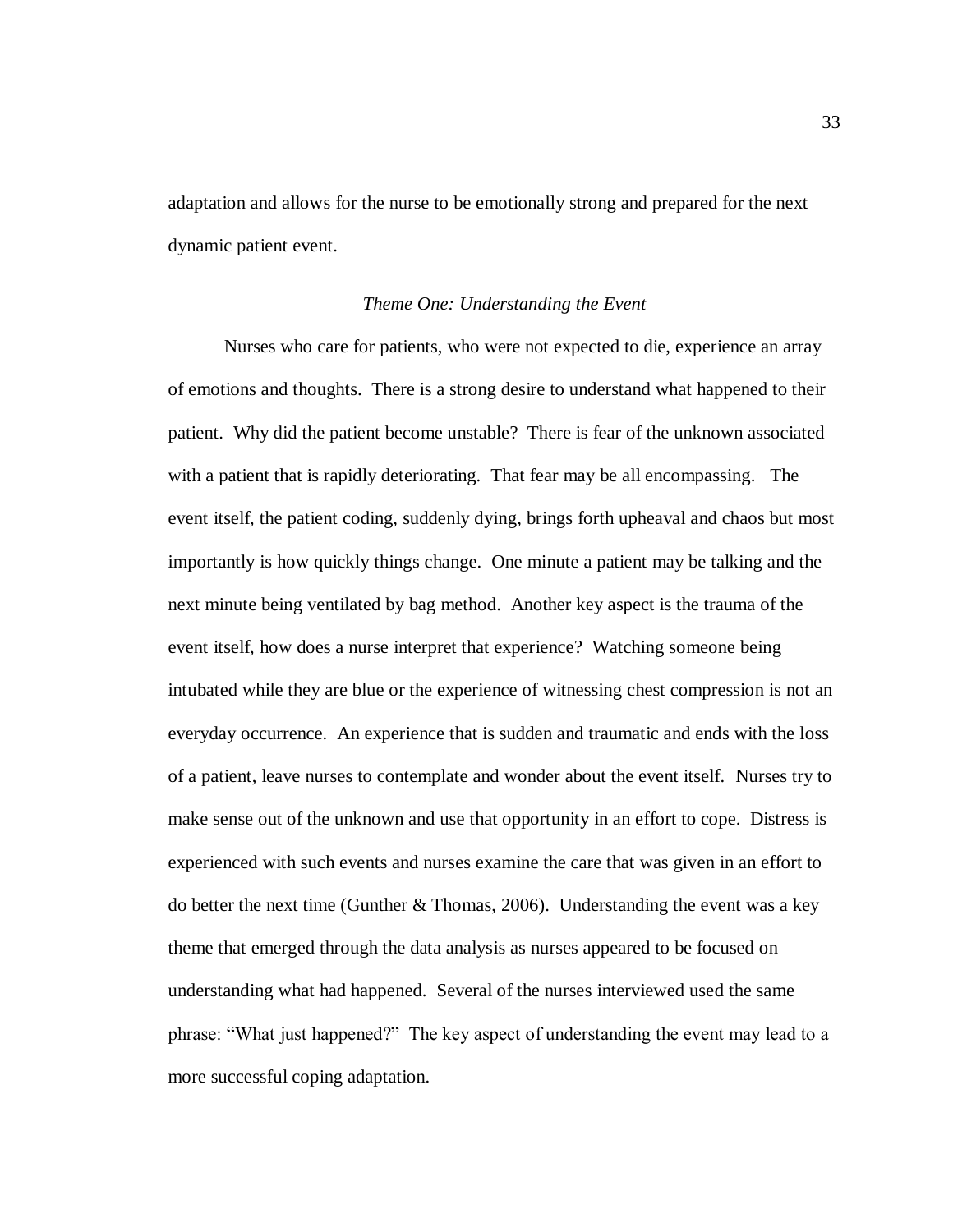adaptation and allows for the nurse to be emotionally strong and prepared for the next dynamic patient event.

### *Theme One: Understanding the Event*

Nurses who care for patients, who were not expected to die, experience an array of emotions and thoughts. There is a strong desire to understand what happened to their patient. Why did the patient become unstable? There is fear of the unknown associated with a patient that is rapidly deteriorating. That fear may be all encompassing. The event itself, the patient coding, suddenly dying, brings forth upheaval and chaos but most importantly is how quickly things change. One minute a patient may be talking and the next minute being ventilated by bag method. Another key aspect is the trauma of the event itself, how does a nurse interpret that experience? Watching someone being intubated while they are blue or the experience of witnessing chest compression is not an everyday occurrence. An experience that is sudden and traumatic and ends with the loss of a patient, leave nurses to contemplate and wonder about the event itself. Nurses try to make sense out of the unknown and use that opportunity in an effort to cope. Distress is experienced with such events and nurses examine the care that was given in an effort to do better the next time (Gunther & Thomas, 2006). Understanding the event was a key theme that emerged through the data analysis as nurses appeared to be focused on understanding what had happened. Several of the nurses interviewed used the same phrase: "What just happened?" The key aspect of understanding the event may lead to a more successful coping adaptation.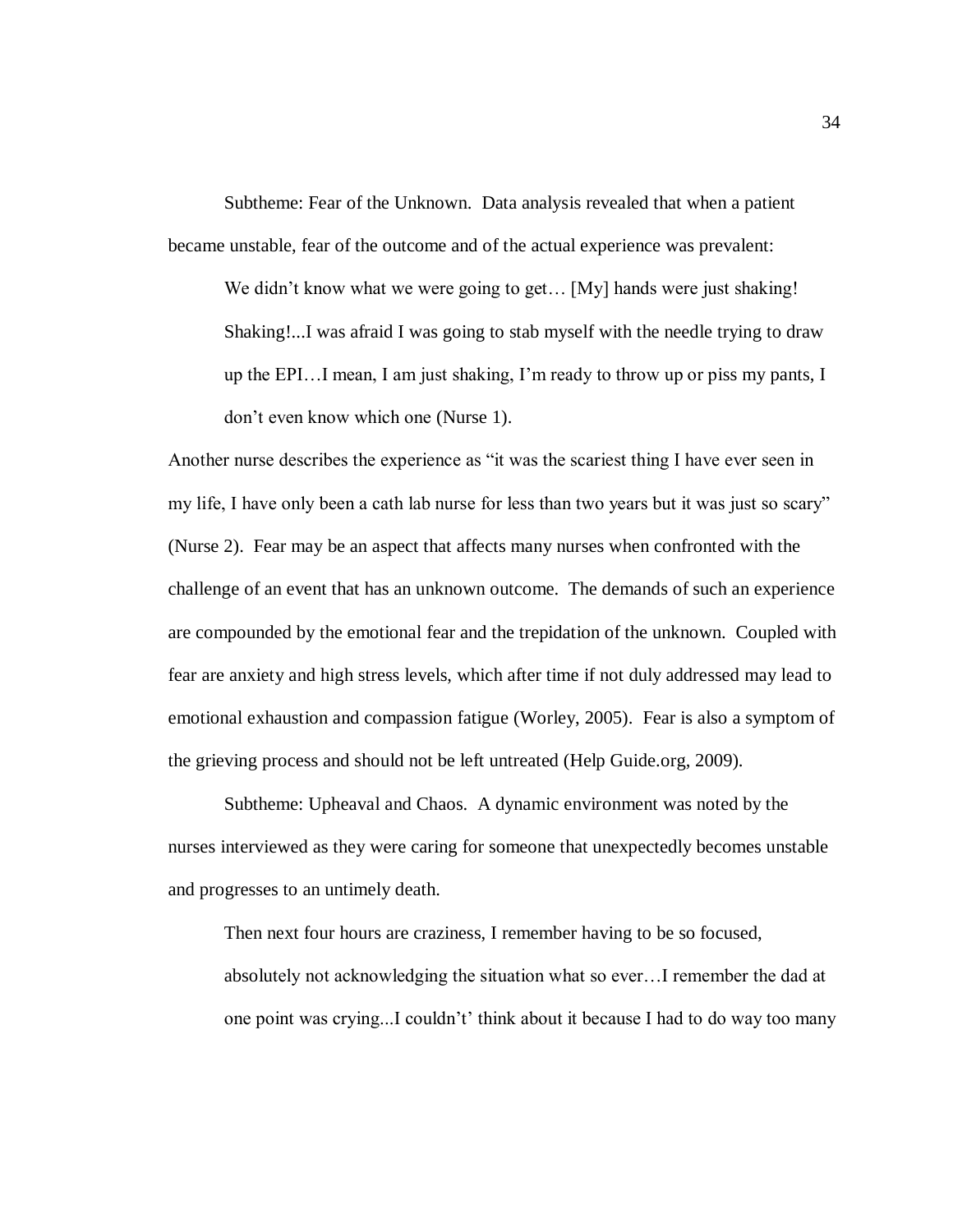Subtheme: Fear of the Unknown. Data analysis revealed that when a patient became unstable, fear of the outcome and of the actual experience was prevalent:

> We didn't know what we were going to get… [My] hands were just shaking! Shaking!...I was afraid I was going to stab myself with the needle trying to draw up the EPI…I mean, I am just shaking, I'm ready to throw up or piss my pants, I don't even know which one (Nurse 1).

Another nurse describes the experience as "it was the scariest thing I have ever seen in my life, I have only been a cath lab nurse for less than two years but it was just so scary" (Nurse 2). Fear may be an aspect that affects many nurses when confronted with the challenge of an event that has an unknown outcome. The demands of such an experience are compounded by the emotional fear and the trepidation of the unknown. Coupled with fear are anxiety and high stress levels, which after time if not duly addressed may lead to emotional exhaustion and compassion fatigue (Worley, 2005). Fear is also a symptom of the grieving process and should not be left untreated (Help Guide.org, 2009).

Subtheme: Upheaval and Chaos. A dynamic environment was noted by the nurses interviewed as they were caring for someone that unexpectedly becomes unstable and progresses to an untimely death.

> Then next four hours are craziness, I remember having to be so focused, absolutely not acknowledging the situation what so ever…I remember the dad at one point was crying...I couldn't' think about it because I had to do way too many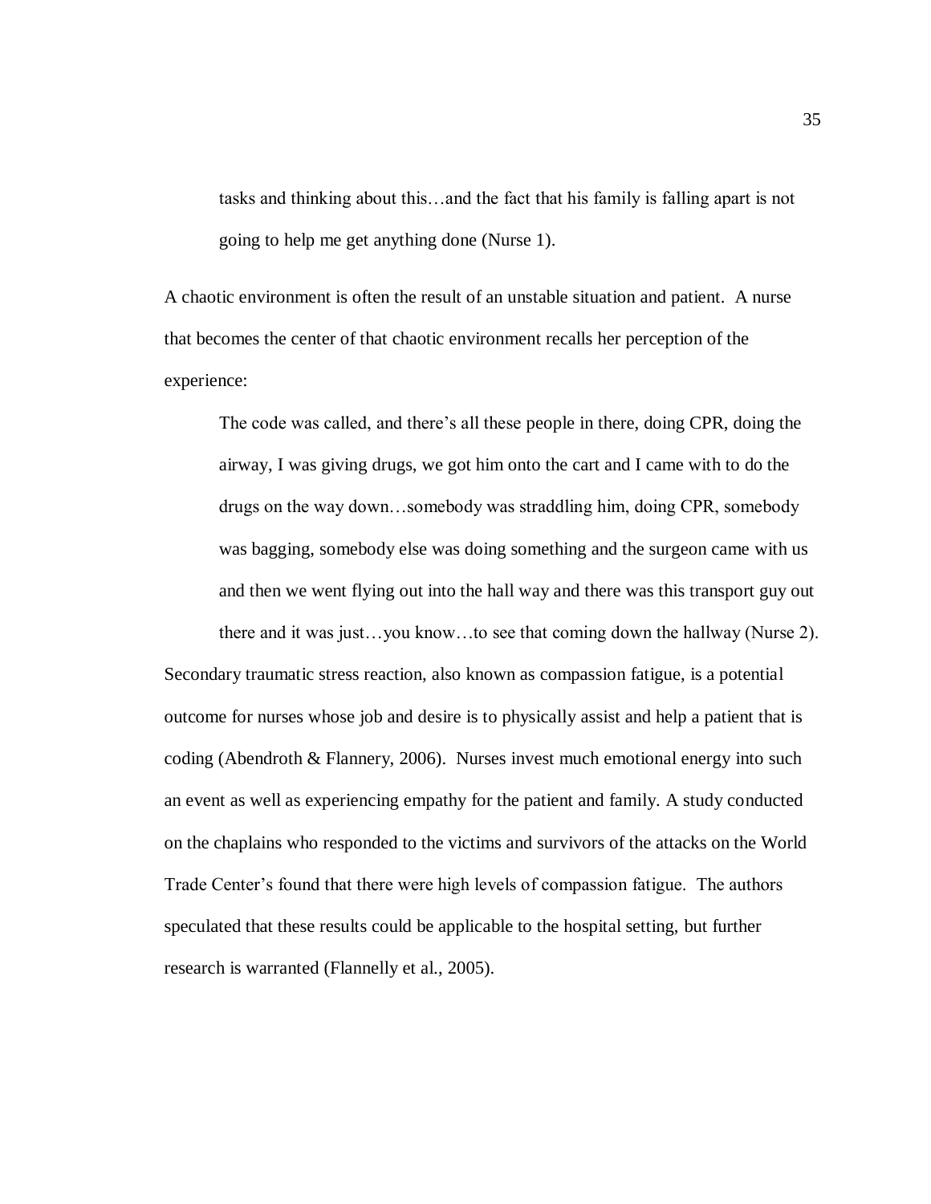> tasks and thinking about this…and the fact that his family is falling apart is not going to help me get anything done (Nurse 1).

A chaotic environment is often the result of an unstable situation and patient. A nurse that becomes the center of that chaotic environment recalls her perception of the experience:

> The code was called, and there's all these people in there, doing CPR, doing the airway, I was giving drugs, we got him onto the cart and I came with to do the drugs on the way down…somebody was straddling him, doing CPR, somebody was bagging, somebody else was doing something and the surgeon came with us and then we went flying out into the hall way and there was this transport guy out there and it was just…you know…to see that coming down the hallway (Nurse 2).

Secondary traumatic stress reaction, also known as compassion fatigue, is a potential outcome for nurses whose job and desire is to physically assist and help a patient that is coding (Abendroth & Flannery, 2006). Nurses invest much emotional energy into such an event as well as experiencing empathy for the patient and family. A study conducted on the chaplains who responded to the victims and survivors of the attacks on the World Trade Center's found that there were high levels of compassion fatigue. The authors speculated that these results could be applicable to the hospital setting, but further research is warranted (Flannelly et al., 2005).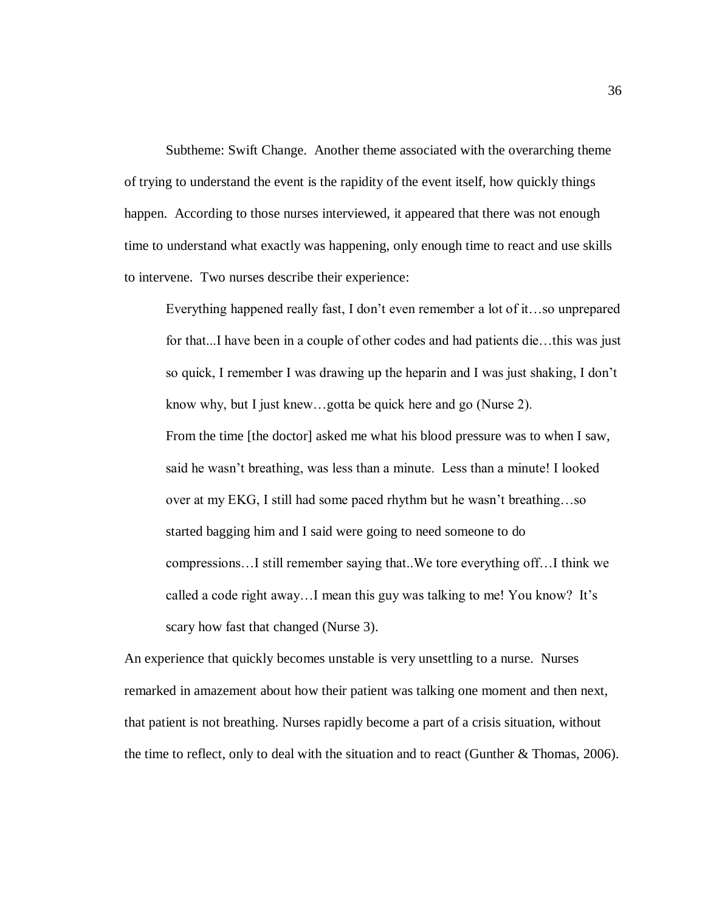Subtheme: Swift Change. Another theme associated with the overarching theme of trying to understand the event is the rapidity of the event itself, how quickly things happen. According to those nurses interviewed, it appeared that there was not enough time to understand what exactly was happening, only enough time to react and use skills to intervene. Two nurses describe their experience:

> Everything happened really fast, I don't even remember a lot of it…so unprepared for that...I have been in a couple of other codes and had patients die…this was just so quick, I remember I was drawing up the heparin and I was just shaking, I don't know why, but I just knew…gotta be quick here and go (Nurse 2).
>
> From the time [the doctor] asked me what his blood pressure was to when I saw, said he wasn't breathing, was less than a minute. Less than a minute! I looked over at my EKG, I still had some paced rhythm but he wasn't breathing…so started bagging him and I said were going to need someone to do compressions…I still remember saying that..We tore everything off…I think we called a code right away…I mean this guy was talking to me! You know? It's scary how fast that changed (Nurse 3).

An experience that quickly becomes unstable is very unsettling to a nurse. Nurses remarked in amazement about how their patient was talking one moment and then next, that patient is not breathing. Nurses rapidly become a part of a crisis situation, without the time to reflect, only to deal with the situation and to react (Gunther & Thomas, 2006).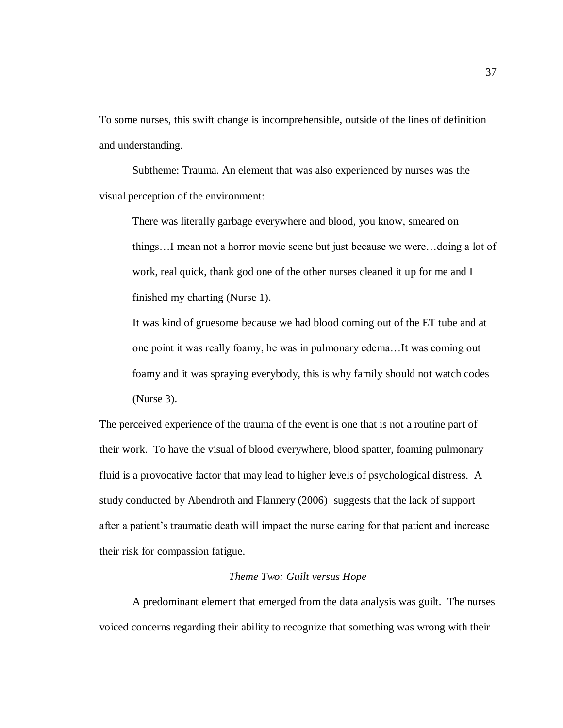To some nurses, this swift change is incomprehensible, outside of the lines of definition and understanding.

Subtheme: Trauma. An element that was also experienced by nurses was the visual perception of the environment:

> There was literally garbage everywhere and blood, you know, smeared on things…I mean not a horror movie scene but just because we were…doing a lot of work, real quick, thank god one of the other nurses cleaned it up for me and I finished my charting (Nurse 1).
>
> It was kind of gruesome because we had blood coming out of the ET tube and at one point it was really foamy, he was in pulmonary edema…It was coming out foamy and it was spraying everybody, this is why family should not watch codes (Nurse 3).

The perceived experience of the trauma of the event is one that is not a routine part of their work. To have the visual of blood everywhere, blood spatter, foaming pulmonary fluid is a provocative factor that may lead to higher levels of psychological distress. A study conducted by Abendroth and Flannery (2006) suggests that the lack of support after a patient's traumatic death will impact the nurse caring for that patient and increase their risk for compassion fatigue.

### *Theme Two: Guilt versus Hope*

A predominant element that emerged from the data analysis was guilt. The nurses voiced concerns regarding their ability to recognize that something was wrong with their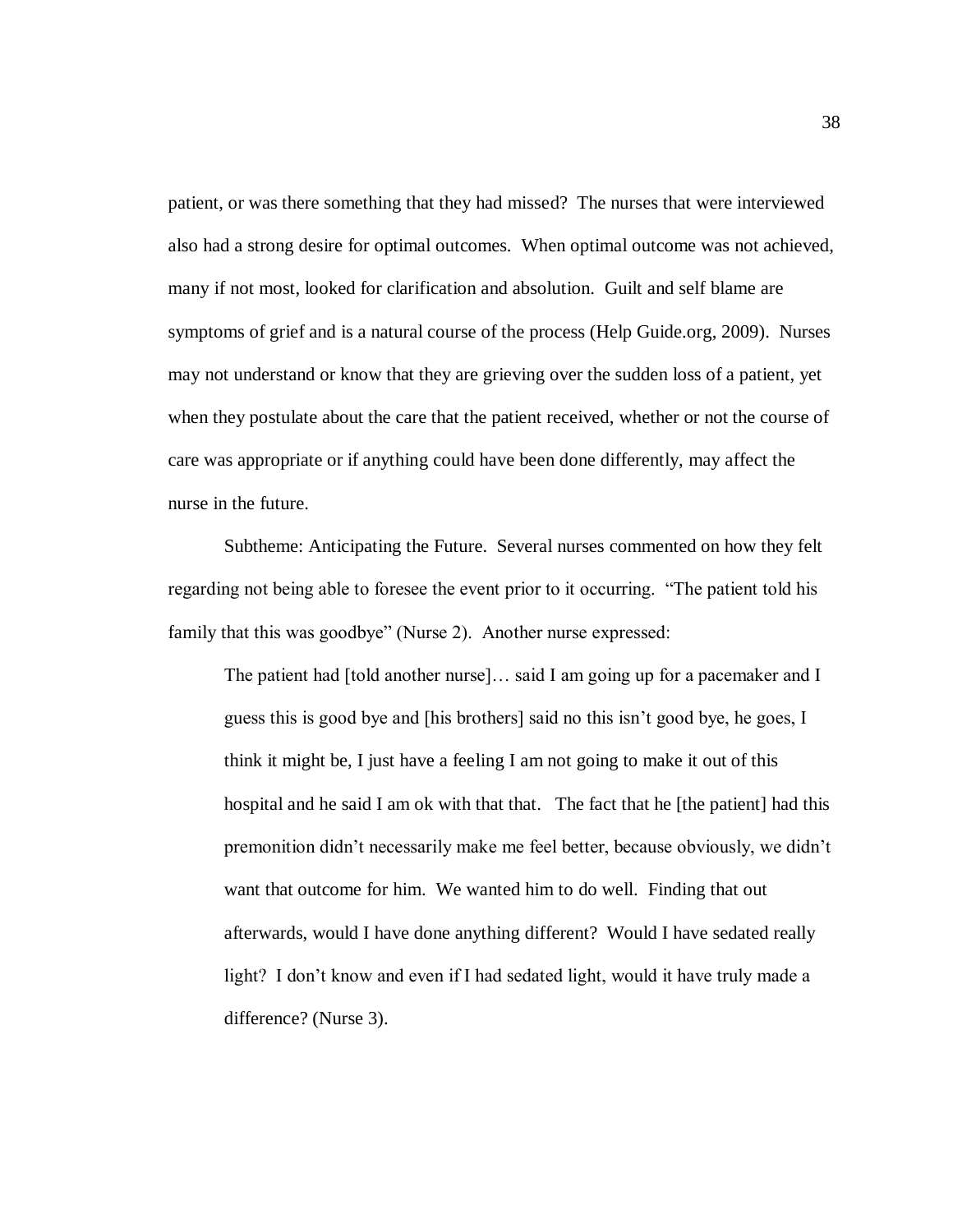patient, or was there something that they had missed? The nurses that were interviewed also had a strong desire for optimal outcomes. When optimal outcome was not achieved, many if not most, looked for clarification and absolution. Guilt and self blame are symptoms of grief and is a natural course of the process (Help Guide.org, 2009). Nurses may not understand or know that they are grieving over the sudden loss of a patient, yet when they postulate about the care that the patient received, whether or not the course of care was appropriate or if anything could have been done differently, may affect the nurse in the future.

Subtheme: Anticipating the Future. Several nurses commented on how they felt regarding not being able to foresee the event prior to it occurring. "The patient told his family that this was goodbye" (Nurse 2). Another nurse expressed:

> The patient had [told another nurse]… said I am going up for a pacemaker and I guess this is good bye and [his brothers] said no this isn't good bye, he goes, I think it might be, I just have a feeling I am not going to make it out of this hospital and he said I am ok with that that. The fact that he [the patient] had this premonition didn't necessarily make me feel better, because obviously, we didn't want that outcome for him. We wanted him to do well. Finding that out afterwards, would I have done anything different? Would I have sedated really light? I don't know and even if I had sedated light, would it have truly made a difference? (Nurse 3).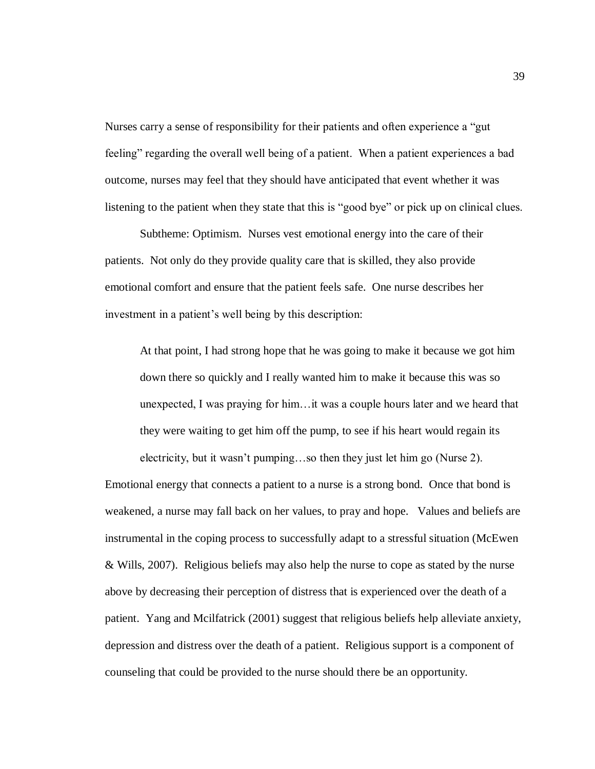Nurses carry a sense of responsibility for their patients and often experience a "gut feeling" regarding the overall well being of a patient. When a patient experiences a bad outcome, nurses may feel that they should have anticipated that event whether it was listening to the patient when they state that this is "good bye" or pick up on clinical clues.

Subtheme: Optimism. Nurses vest emotional energy into the care of their patients. Not only do they provide quality care that is skilled, they also provide emotional comfort and ensure that the patient feels safe. One nurse describes her investment in a patient's well being by this description:

> At that point, I had strong hope that he was going to make it because we got him down there so quickly and I really wanted him to make it because this was so unexpected, I was praying for him…it was a couple hours later and we heard that they were waiting to get him off the pump, to see if his heart would regain its electricity, but it wasn't pumping…so then they just let him go (Nurse 2).

Emotional energy that connects a patient to a nurse is a strong bond. Once that bond is weakened, a nurse may fall back on her values, to pray and hope. Values and beliefs are instrumental in the coping process to successfully adapt to a stressful situation (McEwen & Wills, 2007). Religious beliefs may also help the nurse to cope as stated by the nurse above by decreasing their perception of distress that is experienced over the death of a patient. Yang and Mcilfatrick (2001) suggest that religious beliefs help alleviate anxiety, depression and distress over the death of a patient. Religious support is a component of counseling that could be provided to the nurse should there be an opportunity.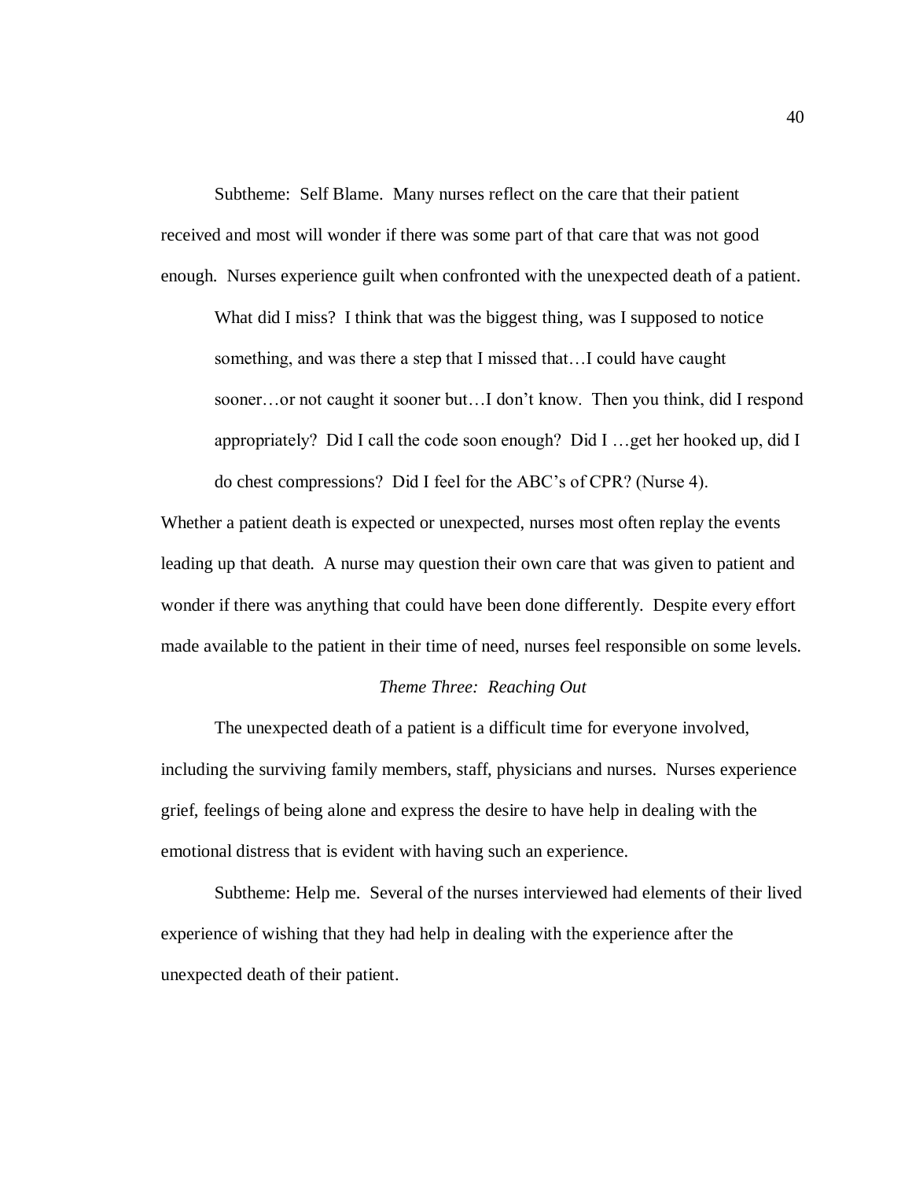Subtheme: Self Blame. Many nurses reflect on the care that their patient received and most will wonder if there was some part of that care that was not good enough. Nurses experience guilt when confronted with the unexpected death of a patient.

> What did I miss? I think that was the biggest thing, was I supposed to notice something, and was there a step that I missed that…I could have caught sooner…or not caught it sooner but…I don't know. Then you think, did I respond appropriately? Did I call the code soon enough? Did I …get her hooked up, did I do chest compressions? Did I feel for the ABC's of CPR? (Nurse 4).

Whether a patient death is expected or unexpected, nurses most often replay the events leading up that death. A nurse may question their own care that was given to patient and wonder if there was anything that could have been done differently. Despite every effort made available to the patient in their time of need, nurses feel responsible on some levels.

### *Theme Three: Reaching Out*

The unexpected death of a patient is a difficult time for everyone involved, including the surviving family members, staff, physicians and nurses. Nurses experience grief, feelings of being alone and express the desire to have help in dealing with the emotional distress that is evident with having such an experience.

Subtheme: Help me. Several of the nurses interviewed had elements of their lived experience of wishing that they had help in dealing with the experience after the unexpected death of their patient.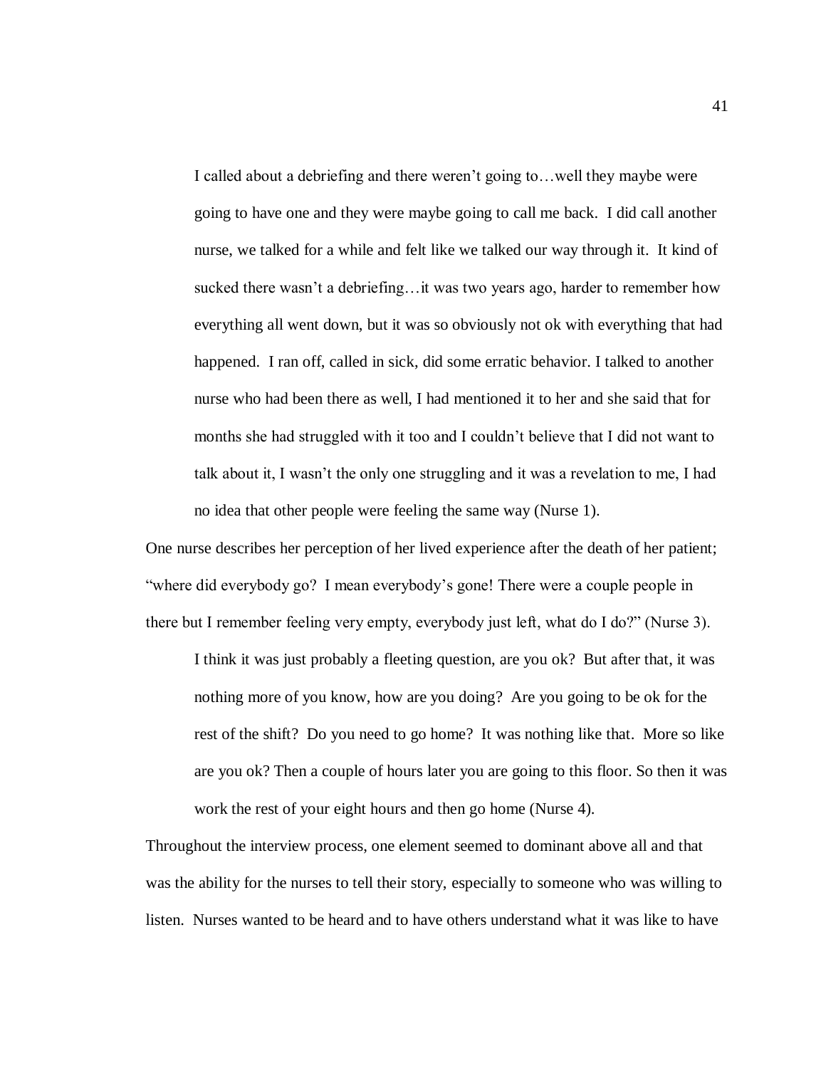> I called about a debriefing and there weren't going to…well they maybe were going to have one and they were maybe going to call me back. I did call another nurse, we talked for a while and felt like we talked our way through it. It kind of sucked there wasn't a debriefing…it was two years ago, harder to remember how everything all went down, but it was so obviously not ok with everything that had happened. I ran off, called in sick, did some erratic behavior. I talked to another nurse who had been there as well, I had mentioned it to her and she said that for months she had struggled with it too and I couldn't believe that I did not want to talk about it, I wasn't the only one struggling and it was a revelation to me, I had no idea that other people were feeling the same way (Nurse 1).

One nurse describes her perception of her lived experience after the death of her patient; "where did everybody go? I mean everybody's gone! There were a couple people in there but I remember feeling very empty, everybody just left, what do I do?" (Nurse 3).

> I think it was just probably a fleeting question, are you ok? But after that, it was nothing more of you know, how are you doing? Are you going to be ok for the rest of the shift? Do you need to go home? It was nothing like that. More so like are you ok? Then a couple of hours later you are going to this floor. So then it was work the rest of your eight hours and then go home (Nurse 4).

Throughout the interview process, one element seemed to dominant above all and that was the ability for the nurses to tell their story, especially to someone who was willing to listen. Nurses wanted to be heard and to have others understand what it was like to have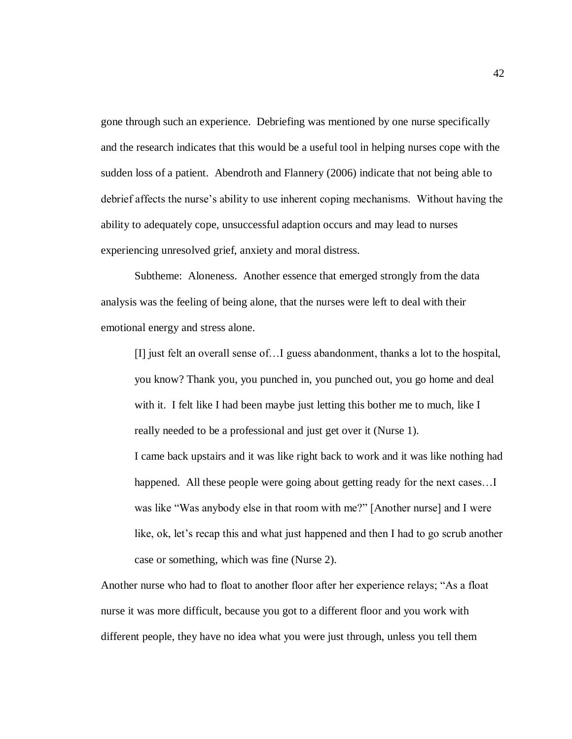gone through such an experience. Debriefing was mentioned by one nurse specifically and the research indicates that this would be a useful tool in helping nurses cope with the sudden loss of a patient. Abendroth and Flannery (2006) indicate that not being able to debrief affects the nurse's ability to use inherent coping mechanisms. Without having the ability to adequately cope, unsuccessful adaption occurs and may lead to nurses experiencing unresolved grief, anxiety and moral distress.

Subtheme: Aloneness. Another essence that emerged strongly from the data analysis was the feeling of being alone, that the nurses were left to deal with their emotional energy and stress alone.

> [I] just felt an overall sense of…I guess abandonment, thanks a lot to the hospital, you know? Thank you, you punched in, you punched out, you go home and deal with it. I felt like I had been maybe just letting this bother me to much, like I really needed to be a professional and just get over it (Nurse 1).
>
> I came back upstairs and it was like right back to work and it was like nothing had happened. All these people were going about getting ready for the next cases…I was like "Was anybody else in that room with me?" [Another nurse] and I were like, ok, let's recap this and what just happened and then I had to go scrub another case or something, which was fine (Nurse 2).

Another nurse who had to float to another floor after her experience relays; "As a float nurse it was more difficult, because you got to a different floor and you work with different people, they have no idea what you were just through, unless you tell them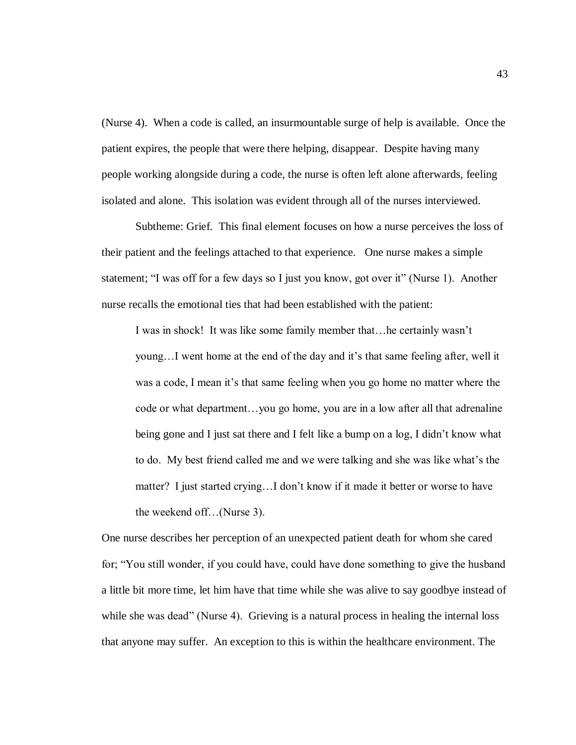(Nurse 4). When a code is called, an insurmountable surge of help is available. Once the patient expires, the people that were there helping, disappear. Despite having many people working alongside during a code, the nurse is often left alone afterwards, feeling isolated and alone. This isolation was evident through all of the nurses interviewed.

Subtheme: Grief. This final element focuses on how a nurse perceives the loss of their patient and the feelings attached to that experience. One nurse makes a simple statement; "I was off for a few days so I just you know, got over it" (Nurse 1). Another nurse recalls the emotional ties that had been established with the patient:

> I was in shock! It was like some family member that…he certainly wasn't young…I went home at the end of the day and it's that same feeling after, well it was a code, I mean it's that same feeling when you go home no matter where the code or what department…you go home, you are in a low after all that adrenaline being gone and I just sat there and I felt like a bump on a log, I didn't know what to do. My best friend called me and we were talking and she was like what's the matter? I just started crying…I don't know if it made it better or worse to have the weekend off…(Nurse 3).

One nurse describes her perception of an unexpected patient death for whom she cared for; "You still wonder, if you could have, could have done something to give the husband a little bit more time, let him have that time while she was alive to say goodbye instead of while she was dead" (Nurse 4). Grieving is a natural process in healing the internal loss that anyone may suffer. An exception to this is within the healthcare environment. The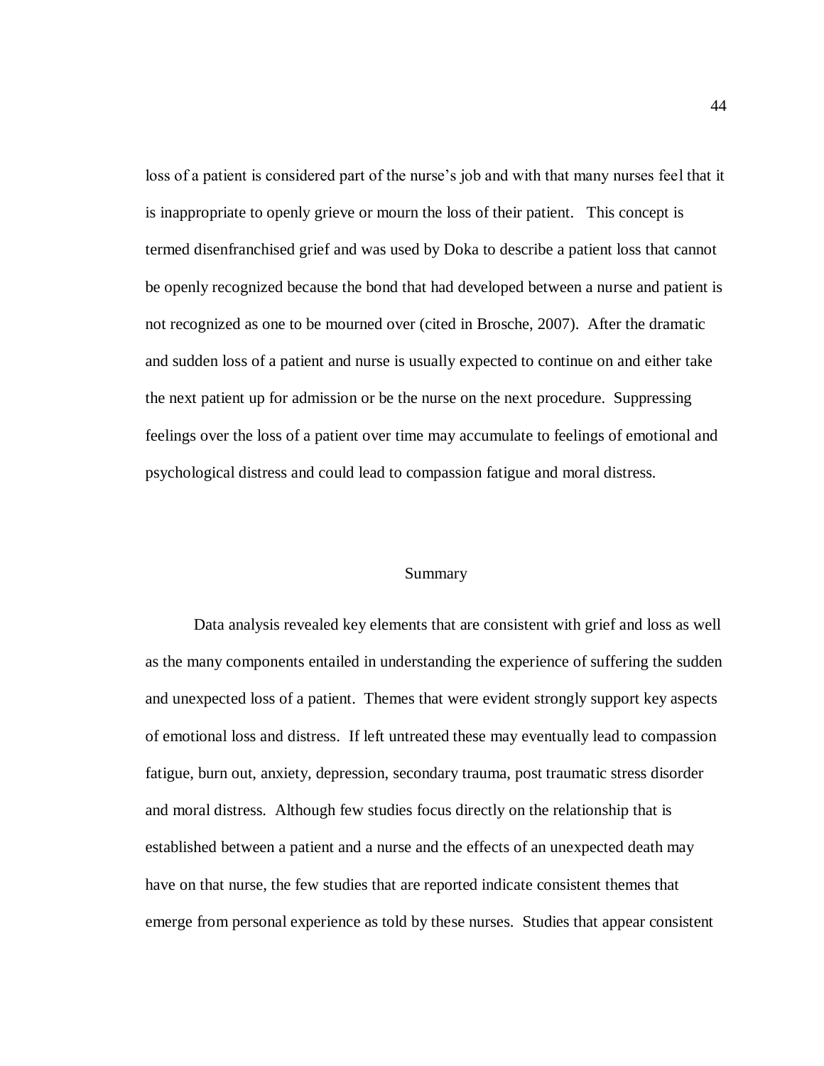loss of a patient is considered part of the nurse's job and with that many nurses feel that it is inappropriate to openly grieve or mourn the loss of their patient. This concept is termed disenfranchised grief and was used by Doka to describe a patient loss that cannot be openly recognized because the bond that had developed between a nurse and patient is not recognized as one to be mourned over (cited in Brosche, 2007). After the dramatic and sudden loss of a patient and nurse is usually expected to continue on and either take the next patient up for admission or be the nurse on the next procedure. Suppressing feelings over the loss of a patient over time may accumulate to feelings of emotional and psychological distress and could lead to compassion fatigue and moral distress.

## Summary

Data analysis revealed key elements that are consistent with grief and loss as well as the many components entailed in understanding the experience of suffering the sudden and unexpected loss of a patient. Themes that were evident strongly support key aspects of emotional loss and distress. If left untreated these may eventually lead to compassion fatigue, burn out, anxiety, depression, secondary trauma, post traumatic stress disorder and moral distress. Although few studies focus directly on the relationship that is established between a patient and a nurse and the effects of an unexpected death may have on that nurse, the few studies that are reported indicate consistent themes that emerge from personal experience as told by these nurses. Studies that appear consistent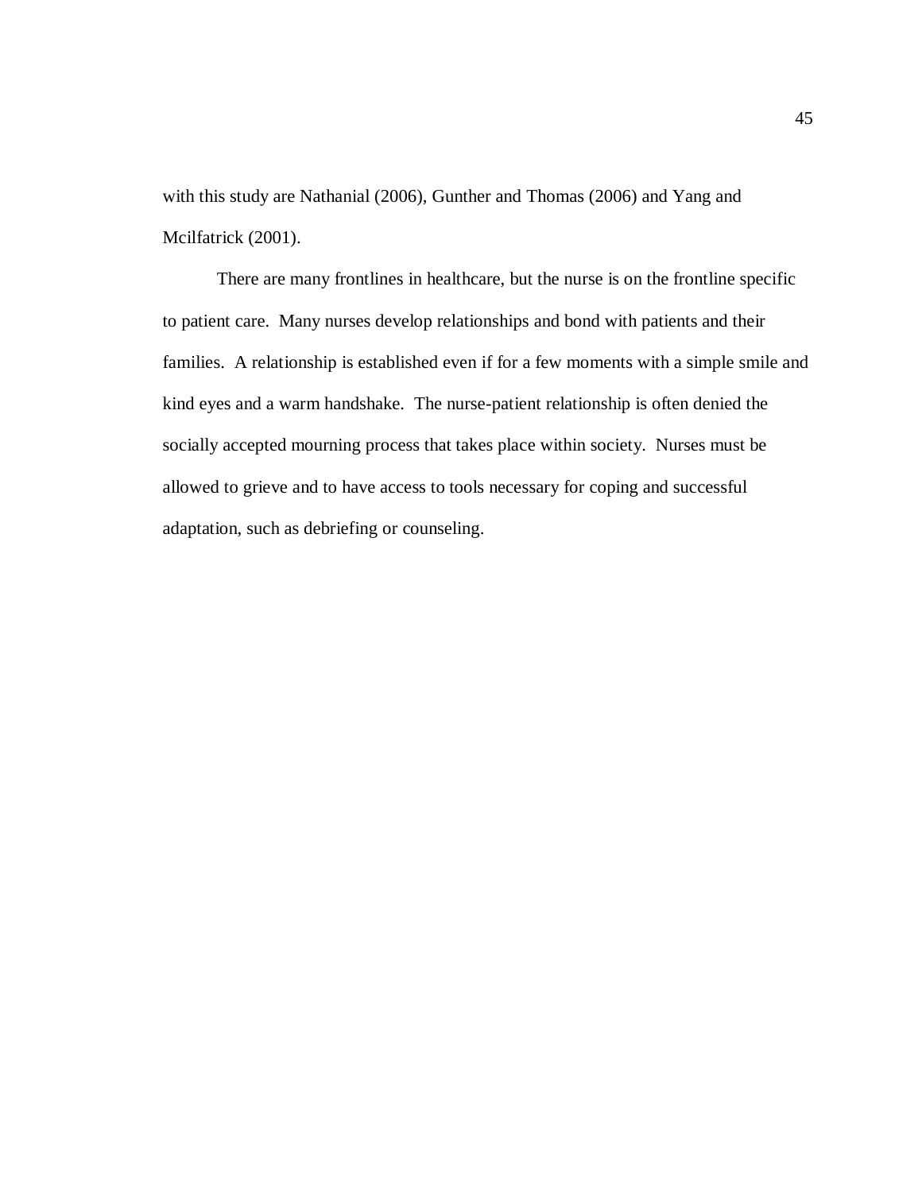with this study are Nathanial (2006), Gunther and Thomas (2006) and Yang and Mcilfatrick (2001).

There are many frontlines in healthcare, but the nurse is on the frontline specific to patient care. Many nurses develop relationships and bond with patients and their families. A relationship is established even if for a few moments with a simple smile and kind eyes and a warm handshake. The nurse-patient relationship is often denied the socially accepted mourning process that takes place within society. Nurses must be allowed to grieve and to have access to tools necessary for coping and successful adaptation, such as debriefing or counseling.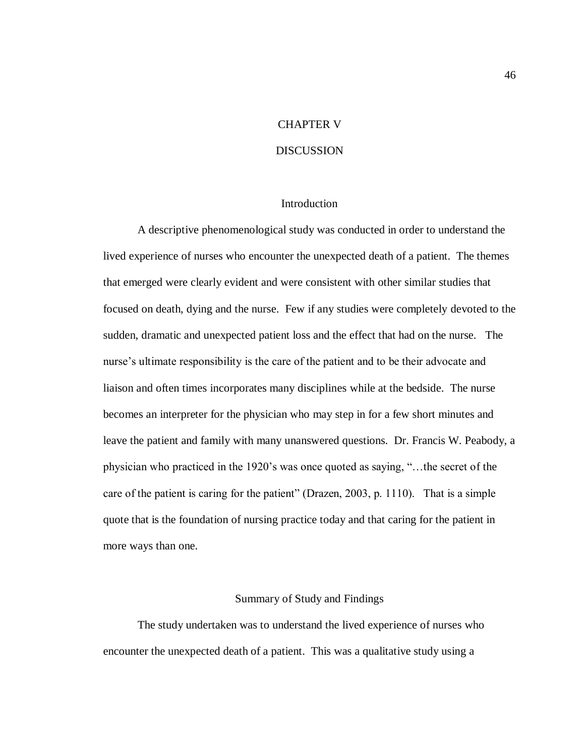# CHAPTER V

# DISCUSSION

## Introduction

A descriptive phenomenological study was conducted in order to understand the lived experience of nurses who encounter the unexpected death of a patient. The themes that emerged were clearly evident and were consistent with other similar studies that focused on death, dying and the nurse. Few if any studies were completely devoted to the sudden, dramatic and unexpected patient loss and the effect that had on the nurse. The nurse's ultimate responsibility is the care of the patient and to be their advocate and liaison and often times incorporates many disciplines while at the bedside. The nurse becomes an interpreter for the physician who may step in for a few short minutes and leave the patient and family with many unanswered questions. Dr. Francis W. Peabody, a physician who practiced in the 1920's was once quoted as saying, "…the secret of the care of the patient is caring for the patient" (Drazen, 2003, p. 1110). That is a simple quote that is the foundation of nursing practice today and that caring for the patient in more ways than one.

## Summary of Study and Findings

The study undertaken was to understand the lived experience of nurses who encounter the unexpected death of a patient. This was a qualitative study using a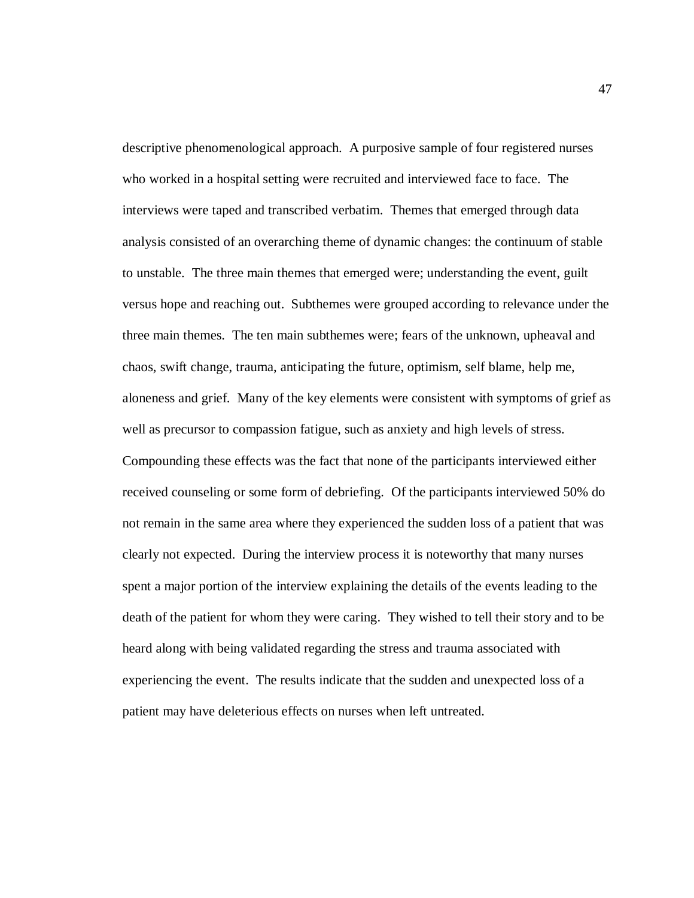descriptive phenomenological approach. A purposive sample of four registered nurses who worked in a hospital setting were recruited and interviewed face to face. The interviews were taped and transcribed verbatim. Themes that emerged through data analysis consisted of an overarching theme of dynamic changes: the continuum of stable to unstable. The three main themes that emerged were; understanding the event, guilt versus hope and reaching out. Subthemes were grouped according to relevance under the three main themes. The ten main subthemes were; fears of the unknown, upheaval and chaos, swift change, trauma, anticipating the future, optimism, self blame, help me, aloneness and grief. Many of the key elements were consistent with symptoms of grief as well as precursor to compassion fatigue, such as anxiety and high levels of stress. Compounding these effects was the fact that none of the participants interviewed either received counseling or some form of debriefing. Of the participants interviewed 50% do not remain in the same area where they experienced the sudden loss of a patient that was clearly not expected. During the interview process it is noteworthy that many nurses spent a major portion of the interview explaining the details of the events leading to the death of the patient for whom they were caring. They wished to tell their story and to be heard along with being validated regarding the stress and trauma associated with experiencing the event. The results indicate that the sudden and unexpected loss of a patient may have deleterious effects on nurses when left untreated.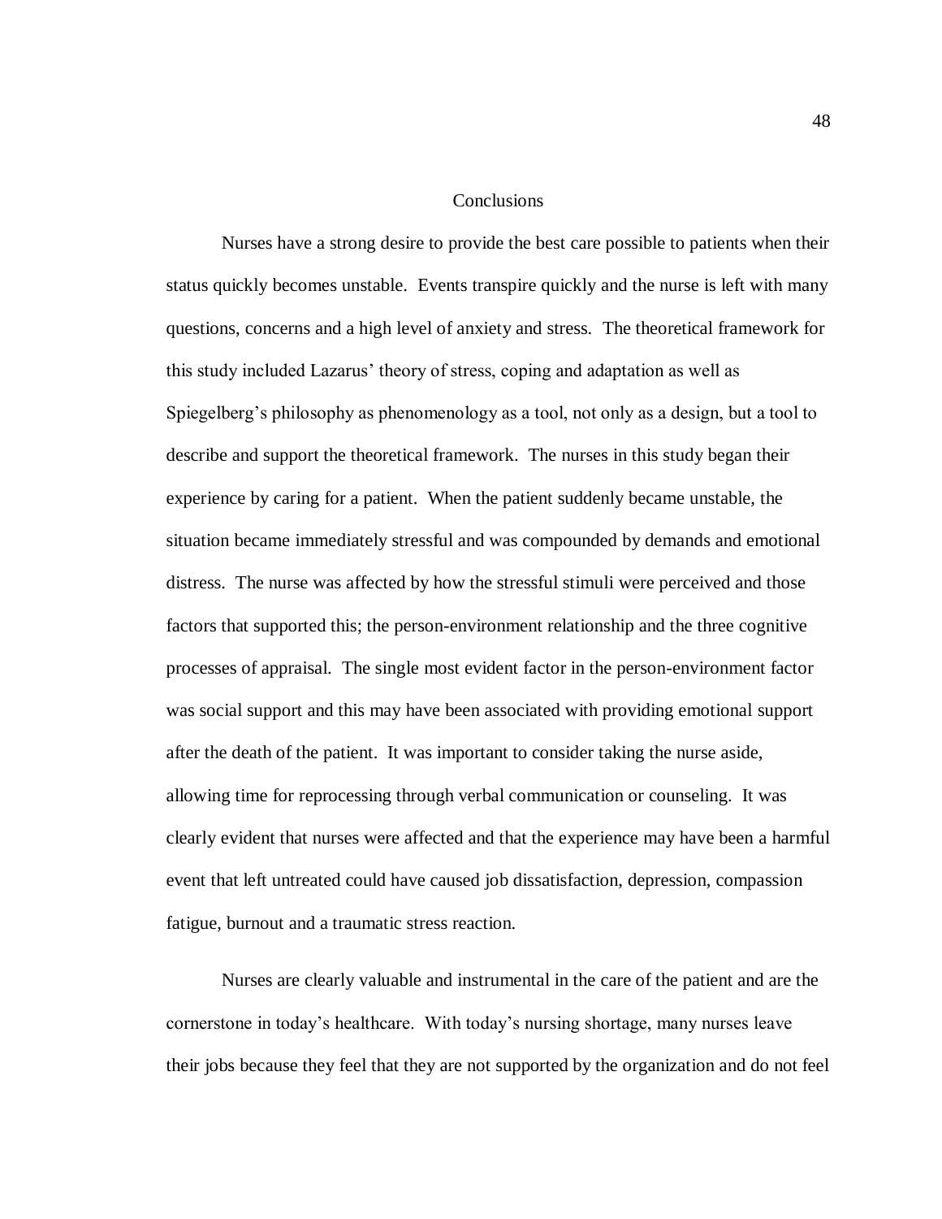## Conclusions

Nurses have a strong desire to provide the best care possible to patients when their status quickly becomes unstable. Events transpire quickly and the nurse is left with many questions, concerns and a high level of anxiety and stress. The theoretical framework for this study included Lazarus' theory of stress, coping and adaptation as well as Spiegelberg's philosophy as phenomenology as a tool, not only as a design, but a tool to describe and support the theoretical framework. The nurses in this study began their experience by caring for a patient. When the patient suddenly became unstable, the situation became immediately stressful and was compounded by demands and emotional distress. The nurse was affected by how the stressful stimuli were perceived and those factors that supported this; the person-environment relationship and the three cognitive processes of appraisal. The single most evident factor in the person-environment factor was social support and this may have been associated with providing emotional support after the death of the patient. It was important to consider taking the nurse aside, allowing time for reprocessing through verbal communication or counseling. It was clearly evident that nurses were affected and that the experience may have been a harmful event that left untreated could have caused job dissatisfaction, depression, compassion fatigue, burnout and a traumatic stress reaction.

Nurses are clearly valuable and instrumental in the care of the patient and are the cornerstone in today's healthcare. With today's nursing shortage, many nurses leave their jobs because they feel that they are not supported by the organization and do not feel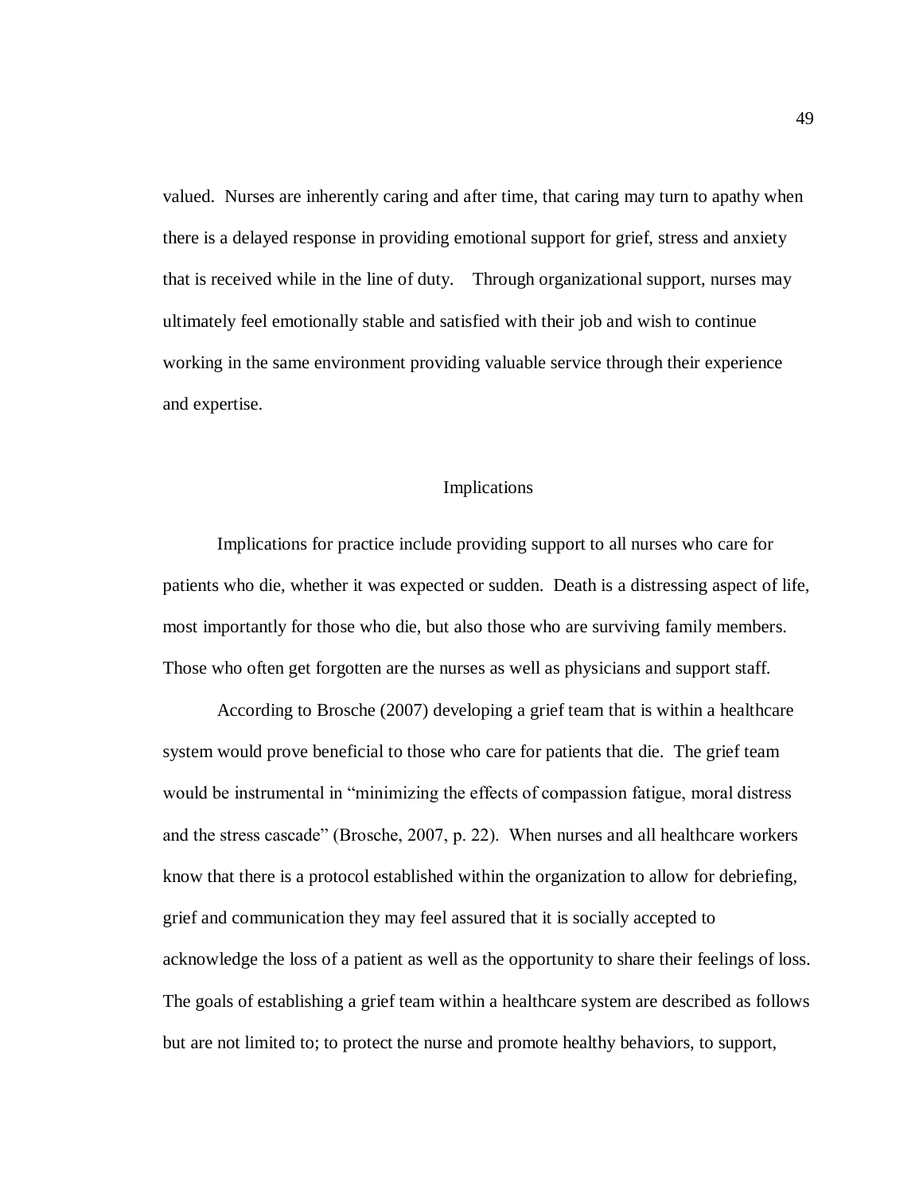valued. Nurses are inherently caring and after time, that caring may turn to apathy when there is a delayed response in providing emotional support for grief, stress and anxiety that is received while in the line of duty. Through organizational support, nurses may ultimately feel emotionally stable and satisfied with their job and wish to continue working in the same environment providing valuable service through their experience and expertise.

## Implications

Implications for practice include providing support to all nurses who care for patients who die, whether it was expected or sudden. Death is a distressing aspect of life, most importantly for those who die, but also those who are surviving family members. Those who often get forgotten are the nurses as well as physicians and support staff.

According to Brosche (2007) developing a grief team that is within a healthcare system would prove beneficial to those who care for patients that die. The grief team would be instrumental in "minimizing the effects of compassion fatigue, moral distress and the stress cascade" (Brosche, 2007, p. 22). When nurses and all healthcare workers know that there is a protocol established within the organization to allow for debriefing, grief and communication they may feel assured that it is socially accepted to acknowledge the loss of a patient as well as the opportunity to share their feelings of loss. The goals of establishing a grief team within a healthcare system are described as follows but are not limited to; to protect the nurse and promote healthy behaviors, to support,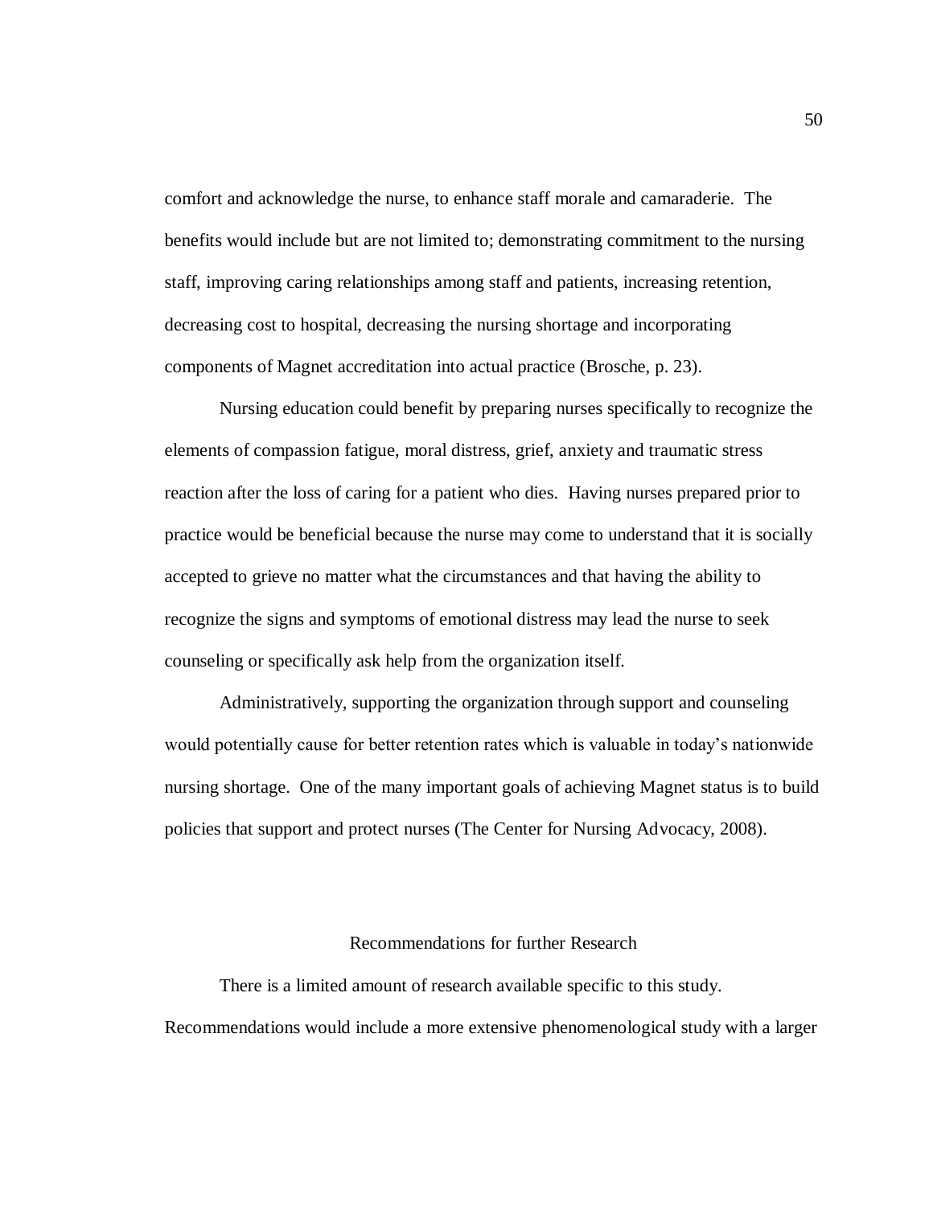comfort and acknowledge the nurse, to enhance staff morale and camaraderie. The benefits would include but are not limited to; demonstrating commitment to the nursing staff, improving caring relationships among staff and patients, increasing retention, decreasing cost to hospital, decreasing the nursing shortage and incorporating components of Magnet accreditation into actual practice (Brosche, p. 23).

Nursing education could benefit by preparing nurses specifically to recognize the elements of compassion fatigue, moral distress, grief, anxiety and traumatic stress reaction after the loss of caring for a patient who dies. Having nurses prepared prior to practice would be beneficial because the nurse may come to understand that it is socially accepted to grieve no matter what the circumstances and that having the ability to recognize the signs and symptoms of emotional distress may lead the nurse to seek counseling or specifically ask help from the organization itself.

Administratively, supporting the organization through support and counseling would potentially cause for better retention rates which is valuable in today's nationwide nursing shortage. One of the many important goals of achieving Magnet status is to build policies that support and protect nurses (The Center for Nursing Advocacy, 2008).

## Recommendations for further Research

There is a limited amount of research available specific to this study. Recommendations would include a more extensive phenomenological study with a larger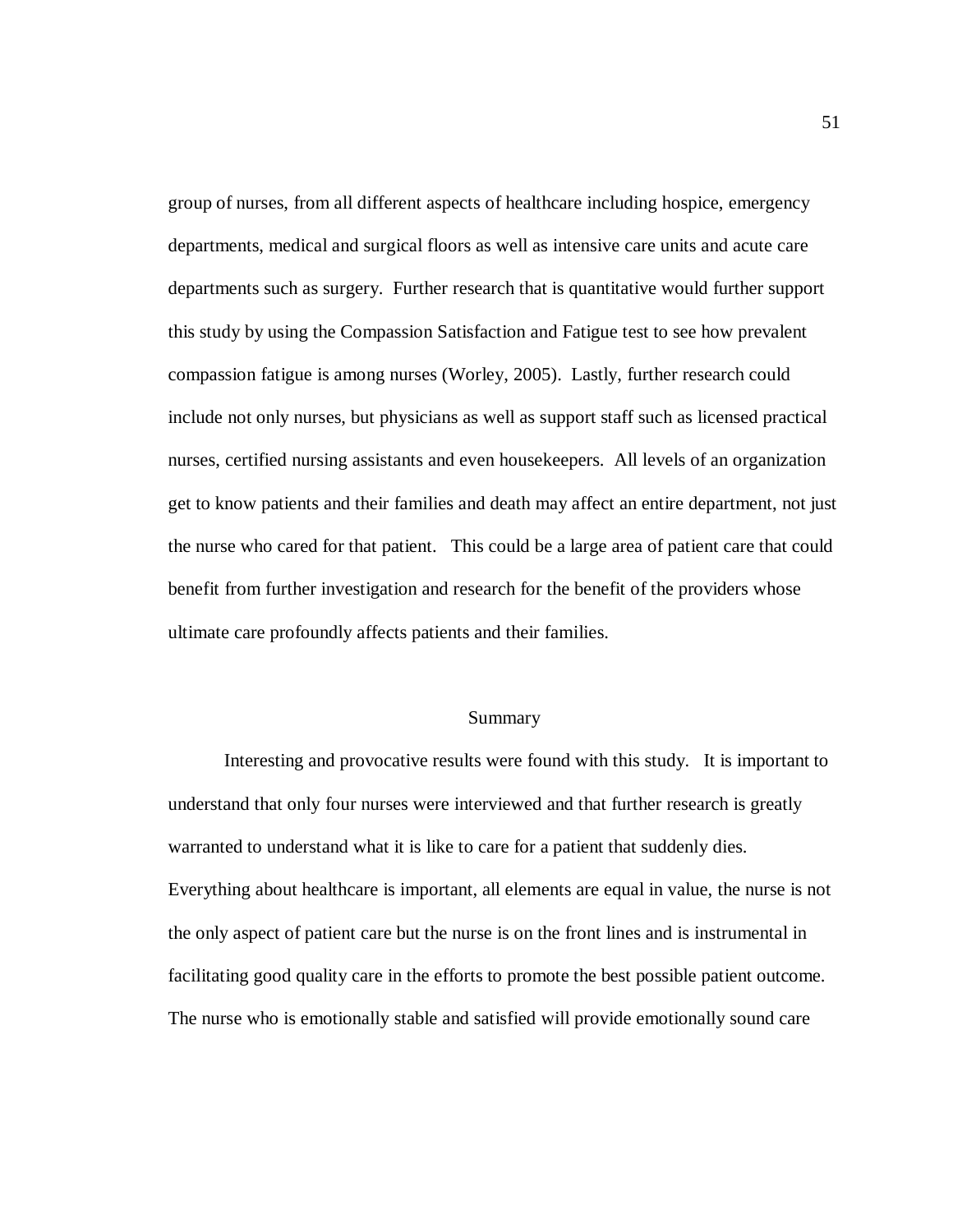group of nurses, from all different aspects of healthcare including hospice, emergency departments, medical and surgical floors as well as intensive care units and acute care departments such as surgery. Further research that is quantitative would further support this study by using the Compassion Satisfaction and Fatigue test to see how prevalent compassion fatigue is among nurses (Worley, 2005). Lastly, further research could include not only nurses, but physicians as well as support staff such as licensed practical nurses, certified nursing assistants and even housekeepers. All levels of an organization get to know patients and their families and death may affect an entire department, not just the nurse who cared for that patient. This could be a large area of patient care that could benefit from further investigation and research for the benefit of the providers whose ultimate care profoundly affects patients and their families.

## Summary

Interesting and provocative results were found with this study. It is important to understand that only four nurses were interviewed and that further research is greatly warranted to understand what it is like to care for a patient that suddenly dies. Everything about healthcare is important, all elements are equal in value, the nurse is not the only aspect of patient care but the nurse is on the front lines and is instrumental in facilitating good quality care in the efforts to promote the best possible patient outcome. The nurse who is emotionally stable and satisfied will provide emotionally sound care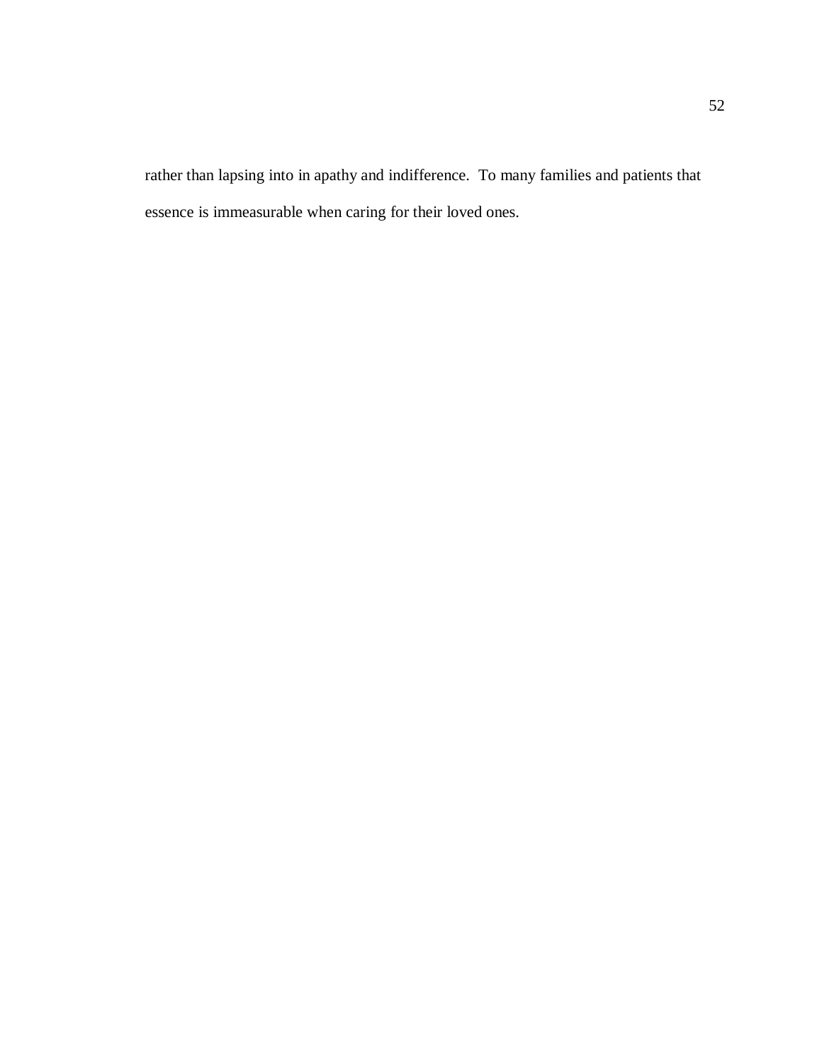rather than lapsing into in apathy and indifference. To many families and patients that essence is immeasurable when caring for their loved ones.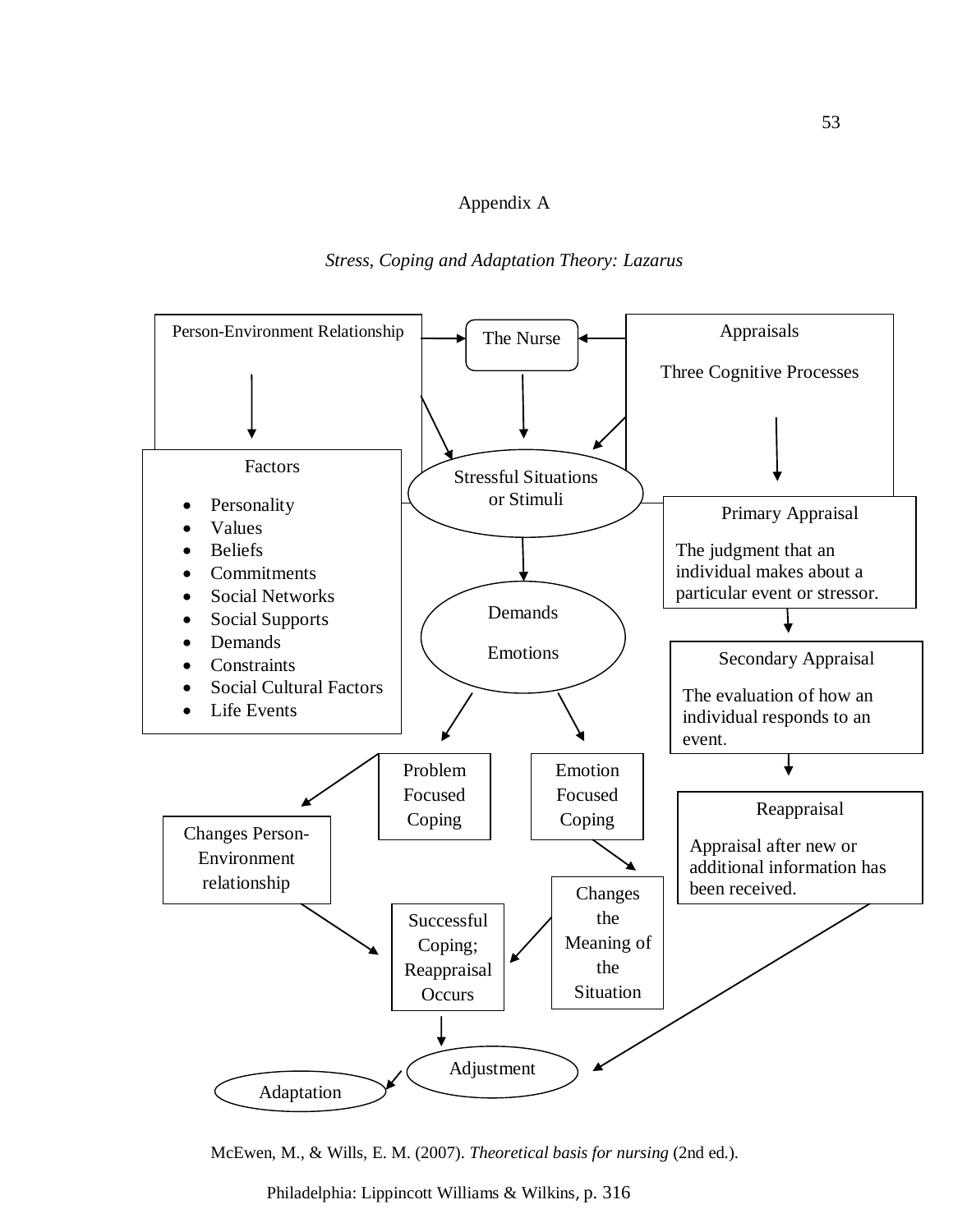# Appendix A

*Stress, Coping and Adaptation Theory: Lazarus*

Person-Environment Relationship

The Nurse

Appraisals

Three Cognitive Processes

Factors

- Personality
- Values
- Beliefs
- Commitments
- Social Networks
- Social Supports
- Demands
- Constraints
- Social Cultural Factors
- Life Events

Stressful Situations or Stimuli

Primary Appraisal

The judgment that an individual makes about a particular event or stressor.

Demands

Emotions

Secondary Appraisal

The evaluation of how an individual responds to an event.

Problem Focused Coping

Emotion Focused Coping

Reappraisal

Appraisal after new or additional information has been received.

Changes Person-Environment relationship

Changes the Meaning of the Situation

Successful Coping; Reappraisal Occurs

Adjustment

Adaptation

McEwen, M., & Wills, E. M. (2007). *Theoretical basis for nursing* (2nd ed.). Philadelphia: Lippincott Williams & Wilkins, p. 316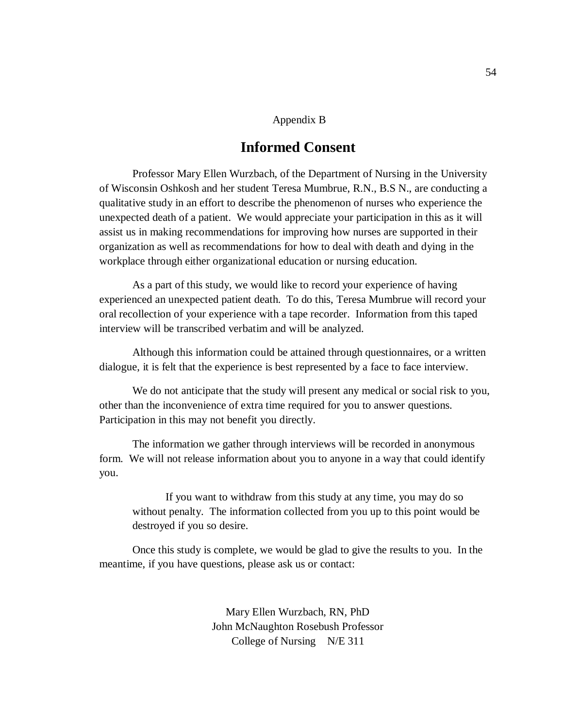Appendix B

# Informed Consent

Professor Mary Ellen Wurzbach, of the Department of Nursing in the University of Wisconsin Oshkosh and her student Teresa Mumbrue, R.N., B.S N., are conducting a qualitative study in an effort to describe the phenomenon of nurses who experience the unexpected death of a patient. We would appreciate your participation in this as it will assist us in making recommendations for improving how nurses are supported in their organization as well as recommendations for how to deal with death and dying in the workplace through either organizational education or nursing education.

As a part of this study, we would like to record your experience of having experienced an unexpected patient death. To do this, Teresa Mumbrue will record your oral recollection of your experience with a tape recorder. Information from this taped interview will be transcribed verbatim and will be analyzed.

Although this information could be attained through questionnaires, or a written dialogue, it is felt that the experience is best represented by a face to face interview.

We do not anticipate that the study will present any medical or social risk to you, other than the inconvenience of extra time required for you to answer questions. Participation in this may not benefit you directly.

The information we gather through interviews will be recorded in anonymous form. We will not release information about you to anyone in a way that could identify you.

> If you want to withdraw from this study at any time, you may do so without penalty. The information collected from you up to this point would be destroyed if you so desire.

Once this study is complete, we would be glad to give the results to you. In the meantime, if you have questions, please ask us or contact:

Mary Ellen Wurzbach, RN, PhD
John McNaughton Rosebush Professor
College of Nursing N/E 311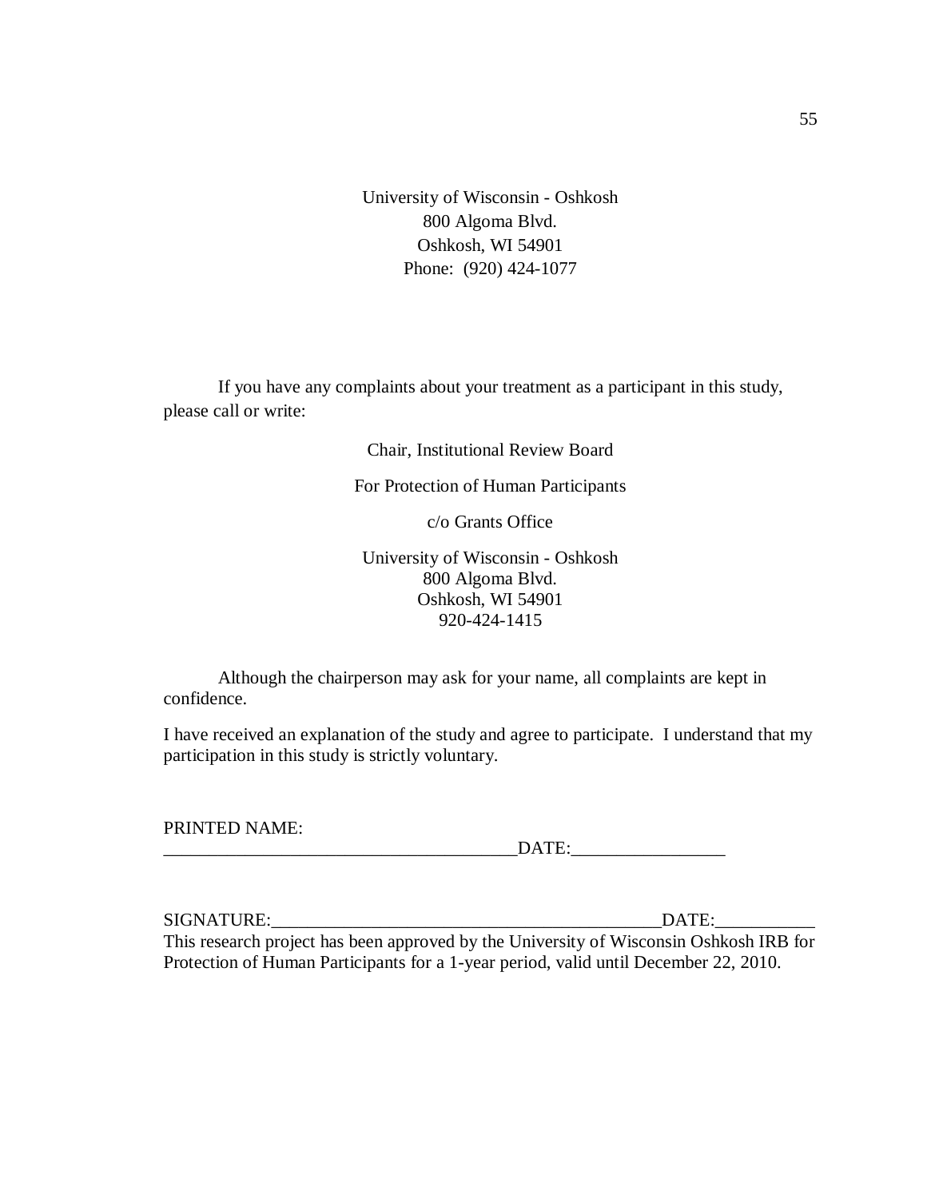University of Wisconsin - Oshkosh
800 Algoma Blvd.
Oshkosh, WI 54901
Phone: (920) 424-1077

If you have any complaints about your treatment as a participant in this study, please call or write:

Chair, Institutional Review Board

For Protection of Human Participants

c/o Grants Office

University of Wisconsin - Oshkosh
800 Algoma Blvd.
Oshkosh, WI 54901
920-424-1415

Although the chairperson may ask for your name, all complaints are kept in confidence.

I have received an explanation of the study and agree to participate. I understand that my participation in this study is strictly voluntary.

PRINTED NAME: ________________________________________DATE:_________________

SIGNATURE:____________________________________________DATE:___________

This research project has been approved by the University of Wisconsin Oshkosh IRB for Protection of Human Participants for a 1-year period, valid until December 22, 2010.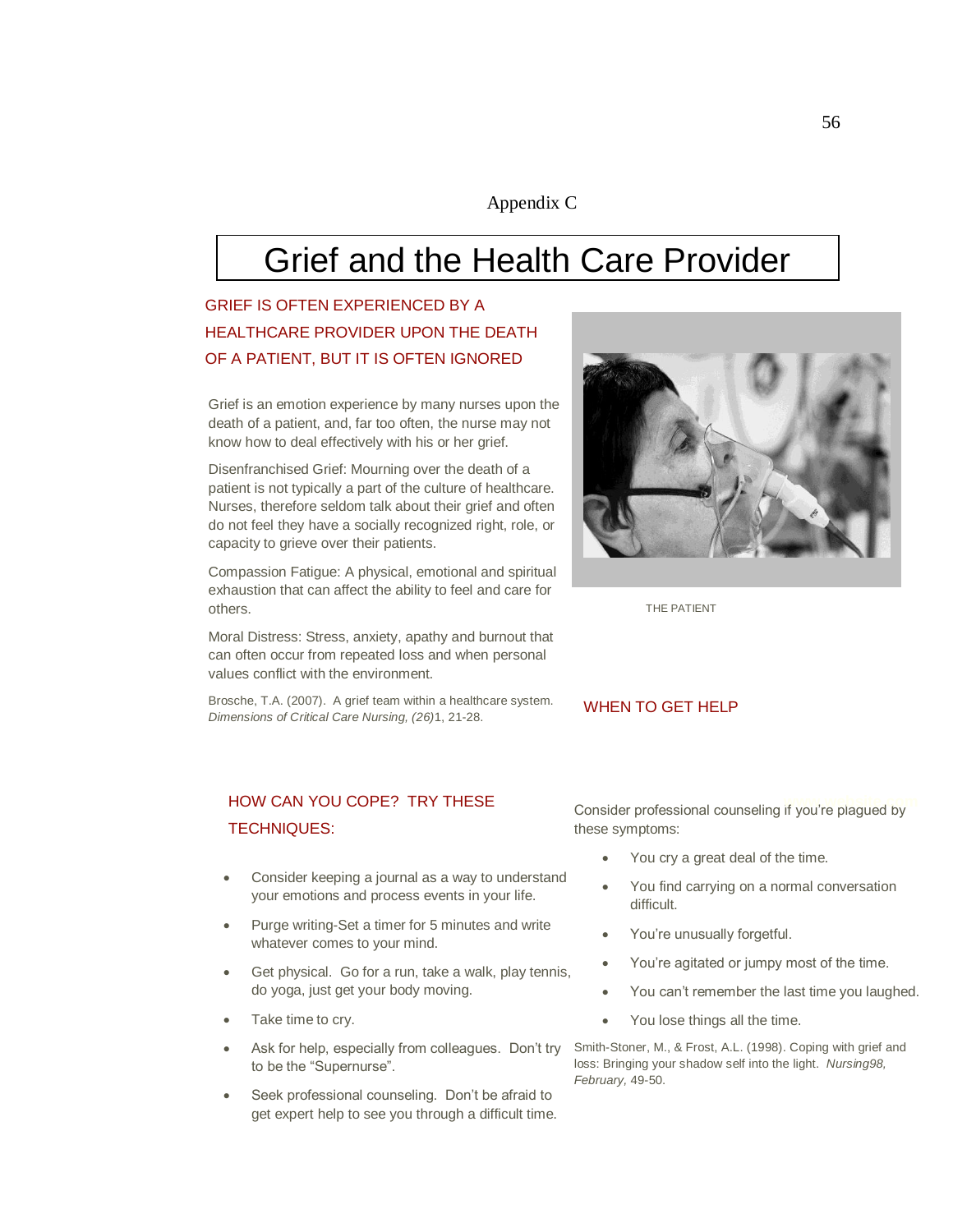Appendix C

# Grief and the Health Care Provider

## GRIEF IS OFTEN EXPERIENCED BY A HEALTHCARE PROVIDER UPON THE DEATH OF A PATIENT, BUT IT IS OFTEN IGNORED

Grief is an emotion experience by many nurses upon the death of a patient, and, far too often, the nurse may not know how to deal effectively with his or her grief.

Disenfranchised Grief: Mourning over the death of a patient is not typically a part of the culture of healthcare. Nurses, therefore seldom talk about their grief and often do not feel they have a socially recognized right, role, or capacity to grieve over their patients.

Compassion Fatigue: A physical, emotional and spiritual exhaustion that can affect the ability to feel and care for others.

Moral Distress: Stress, anxiety, apathy and burnout that can often occur from repeated loss and when personal values conflict with the environment.

Brosche, T.A. (2007). A grief team within a healthcare system. *Dimensions of Critical Care Nursing, (26)*1, 21-28.

THE PATIENT

## HOW CAN YOU COPE? TRY THESE TECHNIQUES:

- Consider keeping a journal as a way to understand your emotions and process events in your life.
- Purge writing-Set a timer for 5 minutes and write whatever comes to your mind.
- Get physical. Go for a run, take a walk, play tennis, do yoga, just get your body moving.
- Take time to cry.
- Ask for help, especially from colleagues. Don't try to be the "Supernurse".
- Seek professional counseling. Don't be afraid to get expert help to see you through a difficult time.

## WHEN TO GET HELP

Consider professional counseling if you're plagued by these symptoms:

- You cry a great deal of the time.
- You find carrying on a normal conversation difficult.
- You're unusually forgetful.
- You're agitated or jumpy most of the time.
- You can't remember the last time you laughed.
- You lose things all the time.

Smith-Stoner, M., & Frost, A.L. (1998). Coping with grief and loss: Bringing your shadow self into the light. *Nursing98, February,* 49-50.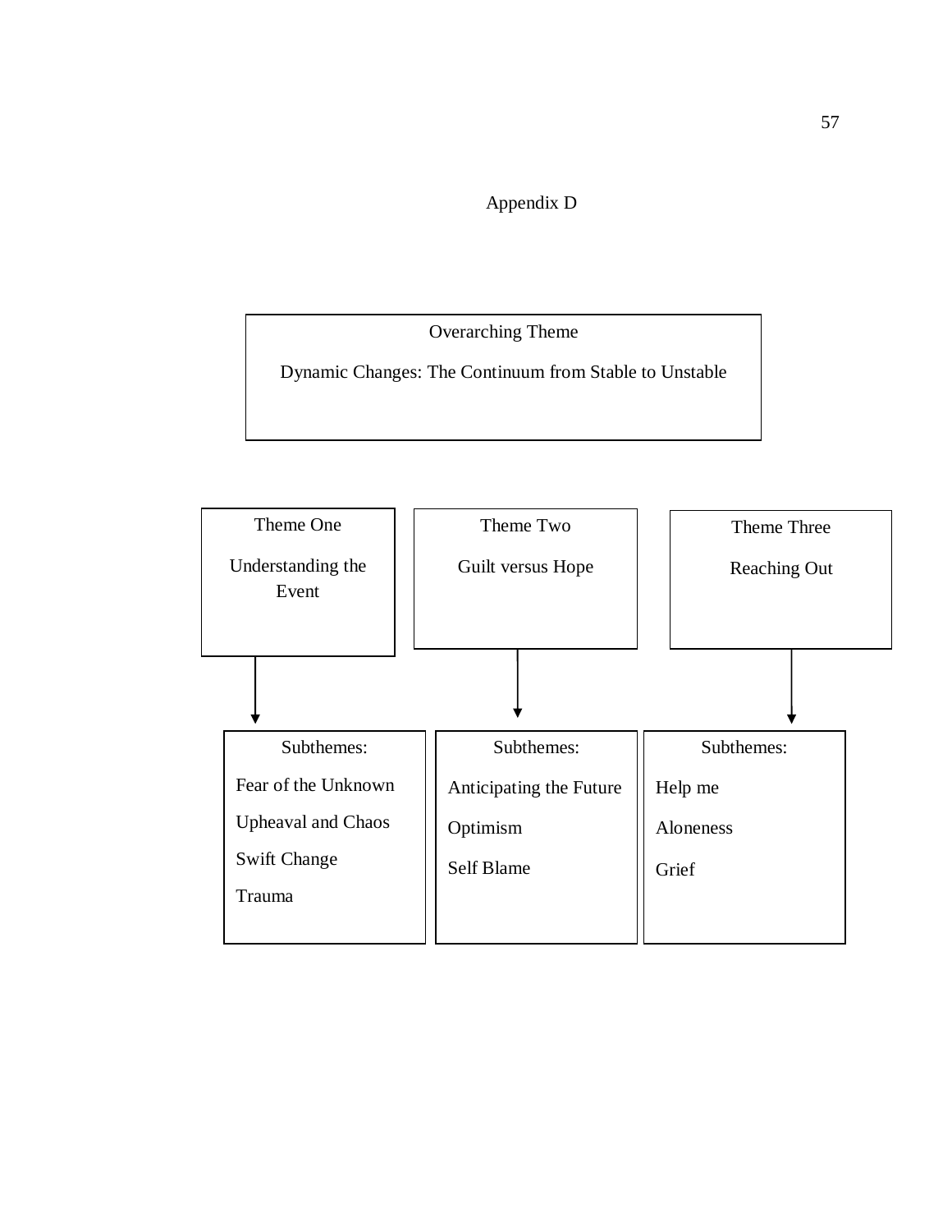## Appendix D

**Overarching Theme**

Dynamic Changes: The Continuum from Stable to Unstable

**Theme One**

Understanding the Event

Subthemes:

- Fear of the Unknown
- Upheaval and Chaos
- Swift Change
- Trauma

**Theme Two**

Guilt versus Hope

Subthemes:

- Anticipating the Future
- Optimism
- Self Blame

**Theme Three**

Reaching Out

Subthemes:

- Help me
- Aloneness
- Grief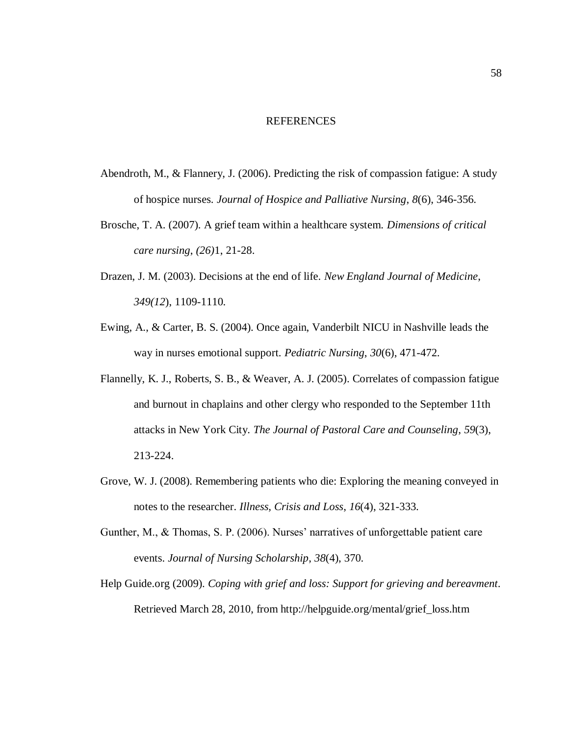# REFERENCES

Abendroth, M., & Flannery, J. (2006). Predicting the risk of compassion fatigue: A study of hospice nurses. *Journal of Hospice and Palliative Nursing*, *8*(6), 346-356.

Brosche, T. A. (2007). A grief team within a healthcare system. *Dimensions of critical care nursing*, *(26)*1, 21-28.

Drazen, J. M. (2003). Decisions at the end of life. *New England Journal of Medicine, 349(12*), 1109-1110.

Ewing, A., & Carter, B. S. (2004). Once again, Vanderbilt NICU in Nashville leads the way in nurses emotional support. *Pediatric Nursing*, *30*(6), 471-472.

Flannelly, K. J., Roberts, S. B., & Weaver, A. J. (2005). Correlates of compassion fatigue and burnout in chaplains and other clergy who responded to the September 11th attacks in New York City. *The Journal of Pastoral Care and Counseling*, *59*(3), 213-224.

Grove, W. J. (2008). Remembering patients who die: Exploring the meaning conveyed in notes to the researcher. *Illness, Crisis and Loss*, *16*(4), 321-333.

Gunther, M., & Thomas, S. P. (2006). Nurses' narratives of unforgettable patient care events. *Journal of Nursing Scholarship*, *38*(4), 370.

Help Guide.org (2009). *Coping with grief and loss: Support for grieving and bereavment*. Retrieved March 28, 2010, from http://helpguide.org/mental/grief_loss.htm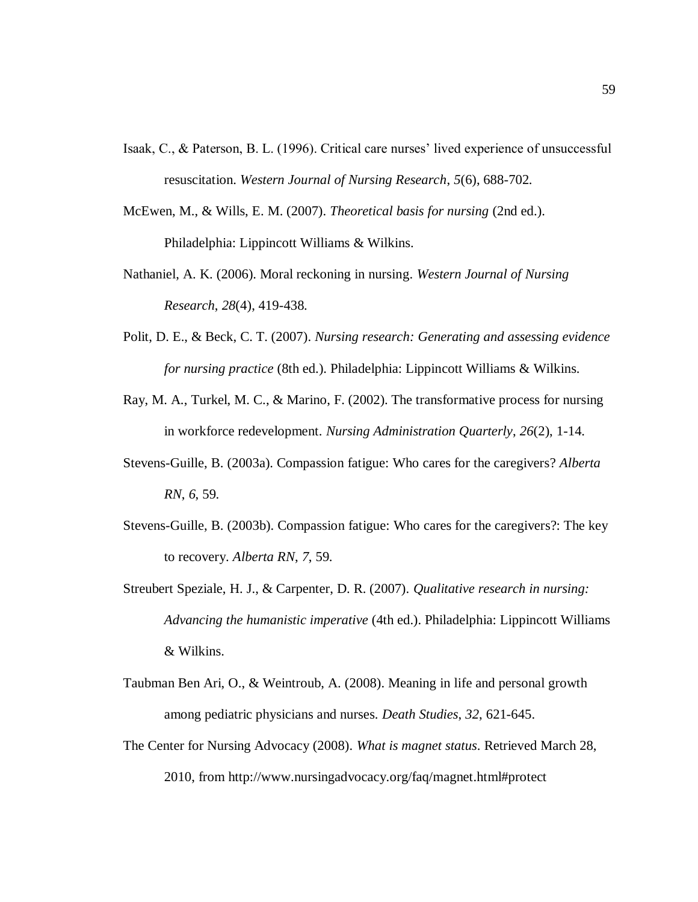Isaak, C., & Paterson, B. L. (1996). Critical care nurses' lived experience of unsuccessful resuscitation. *Western Journal of Nursing Research*, *5*(6), 688-702.

McEwen, M., & Wills, E. M. (2007). *Theoretical basis for nursing* (2nd ed.). Philadelphia: Lippincott Williams & Wilkins.

Nathaniel, A. K. (2006). Moral reckoning in nursing. *Western Journal of Nursing Research*, *28*(4), 419-438.

Polit, D. E., & Beck, C. T. (2007). *Nursing research: Generating and assessing evidence for nursing practice* (8th ed.). Philadelphia: Lippincott Williams & Wilkins.

Ray, M. A., Turkel, M. C., & Marino, F. (2002). The transformative process for nursing in workforce redevelopment. *Nursing Administration Quarterly*, *26*(2), 1-14.

Stevens-Guille, B. (2003a). Compassion fatigue: Who cares for the caregivers? *Alberta RN*, *6*, 59.

Stevens-Guille, B. (2003b). Compassion fatigue: Who cares for the caregivers?: The key to recovery. *Alberta RN*, *7*, 59.

Streubert Speziale, H. J., & Carpenter, D. R. (2007). *Qualitative research in nursing: Advancing the humanistic imperative* (4th ed.). Philadelphia: Lippincott Williams & Wilkins.

Taubman Ben Ari, O., & Weintroub, A. (2008). Meaning in life and personal growth among pediatric physicians and nurses. *Death Studies*, *32*, 621-645.

The Center for Nursing Advocacy (2008). *What is magnet status*. Retrieved March 28, 2010, from http://www.nursingadvocacy.org/faq/magnet.html#protect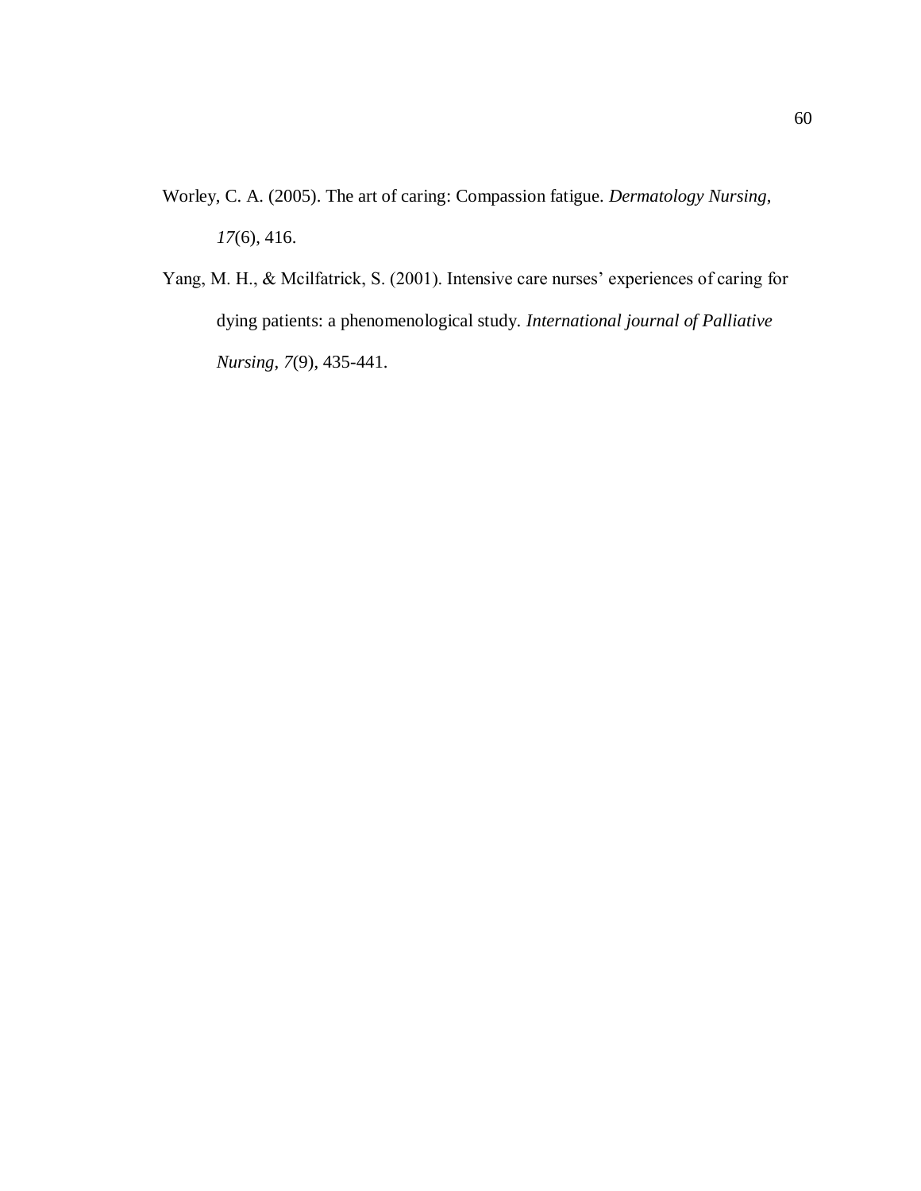Worley, C. A. (2005). The art of caring: Compassion fatigue. *Dermatology Nursing*, *17*(6), 416.

Yang, M. H., & Mcilfatrick, S. (2001). Intensive care nurses' experiences of caring for dying patients: a phenomenological study. *International journal of Palliative Nursing*, *7*(9), 435-441.